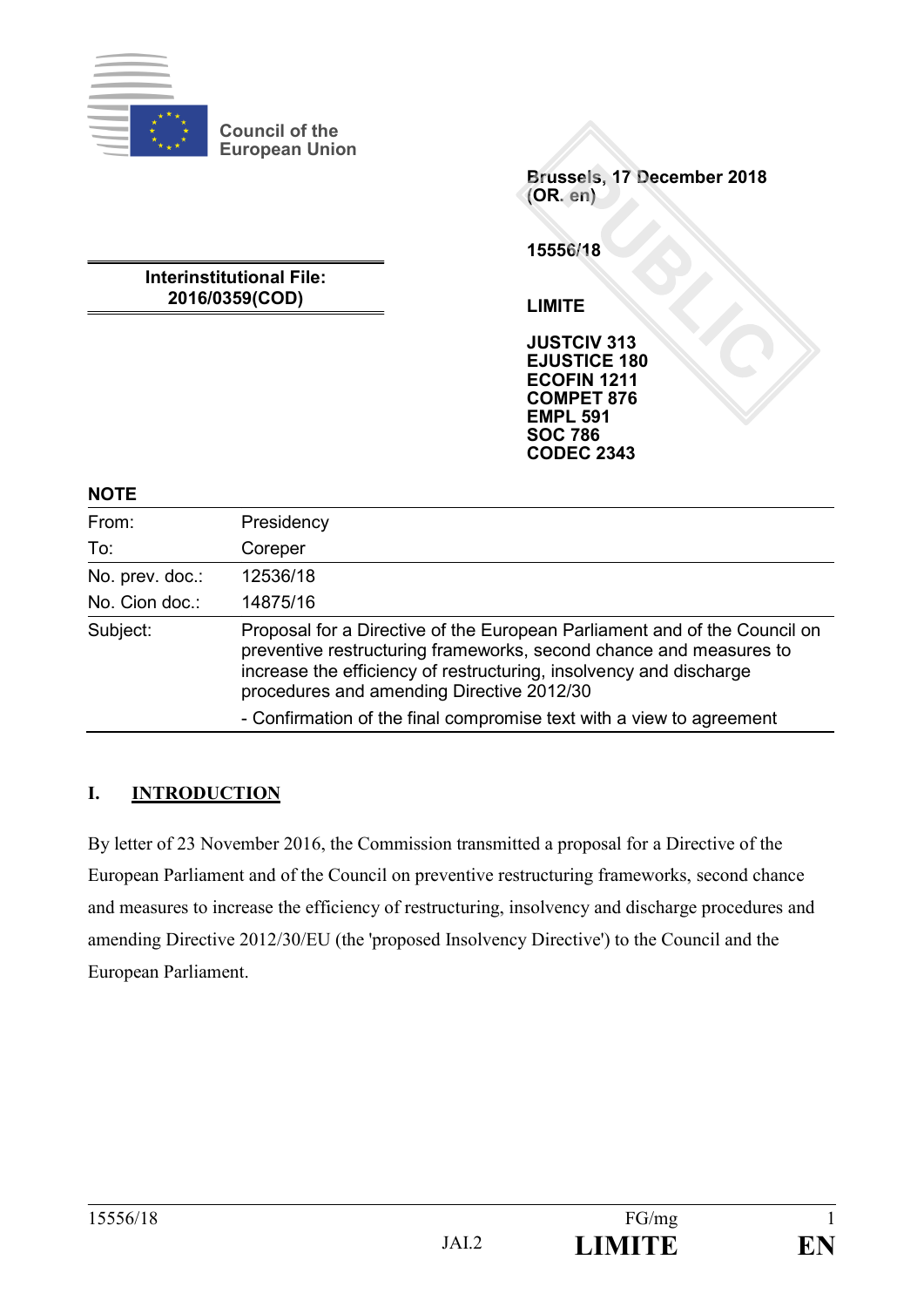Council of the European Union

Brussels, 17 December 2018
(OR. en)

15556/18

**Interinstitutional File:**
**2016/0359(COD)**

**LIMITE**

**JUSTCIV 313**
**EJUSTICE 180**
**ECOFIN 1211**
**COMPET 876**
**EMPL 591**
**SOC 786**
**CODEC 2343**

**NOTE**

| | |
|---|---|
| From: | Presidency |
| To: | Coreper |
| No. prev. doc.: | 12536/18 |
| No. Cion doc.: | 14875/16 |
| Subject: | Proposal for a Directive of the European Parliament and of the Council on preventive restructuring frameworks, second chance and measures to increase the efficiency of restructuring, insolvency and discharge procedures and amending Directive 2012/30<br>- Confirmation of the final compromise text with a view to agreement |

## I. INTRODUCTION

By letter of 23 November 2016, the Commission transmitted a proposal for a Directive of the European Parliament and of the Council on preventive restructuring frameworks, second chance and measures to increase the efficiency of restructuring, insolvency and discharge procedures and amending Directive 2012/30/EU (the 'proposed Insolvency Directive') to the Council and the European Parliament.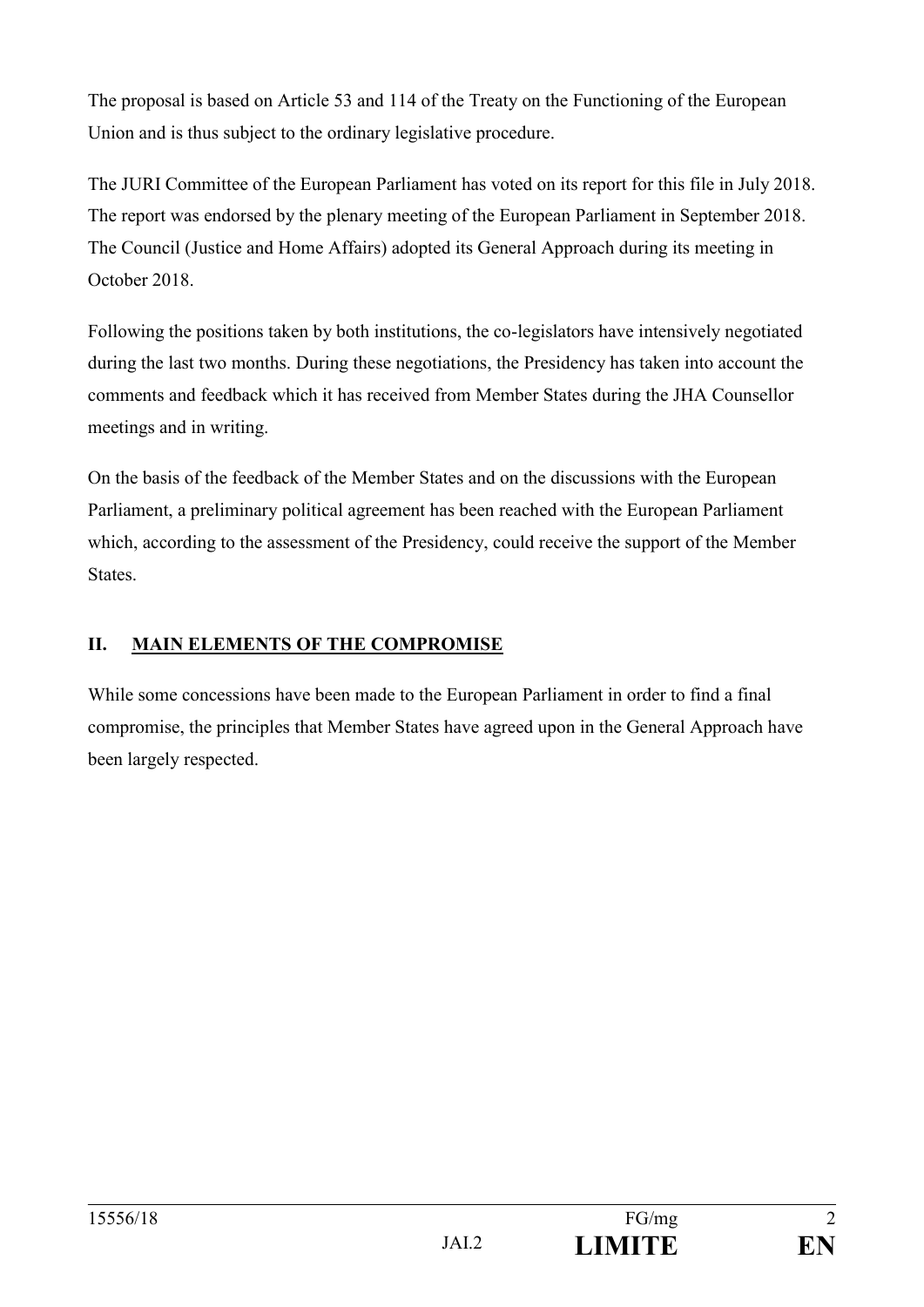The proposal is based on Article 53 and 114 of the Treaty on the Functioning of the European Union and is thus subject to the ordinary legislative procedure.

The JURI Committee of the European Parliament has voted on its report for this file in July 2018. The report was endorsed by the plenary meeting of the European Parliament in September 2018. The Council (Justice and Home Affairs) adopted its General Approach during its meeting in October 2018.

Following the positions taken by both institutions, the co-legislators have intensively negotiated during the last two months. During these negotiations, the Presidency has taken into account the comments and feedback which it has received from Member States during the JHA Counsellor meetings and in writing.

On the basis of the feedback of the Member States and on the discussions with the European Parliament, a preliminary political agreement has been reached with the European Parliament which, according to the assessment of the Presidency, could receive the support of the Member States.

## II. MAIN ELEMENTS OF THE COMPROMISE

While some concessions have been made to the European Parliament in order to find a final compromise, the principles that Member States have agreed upon in the General Approach have been largely respected.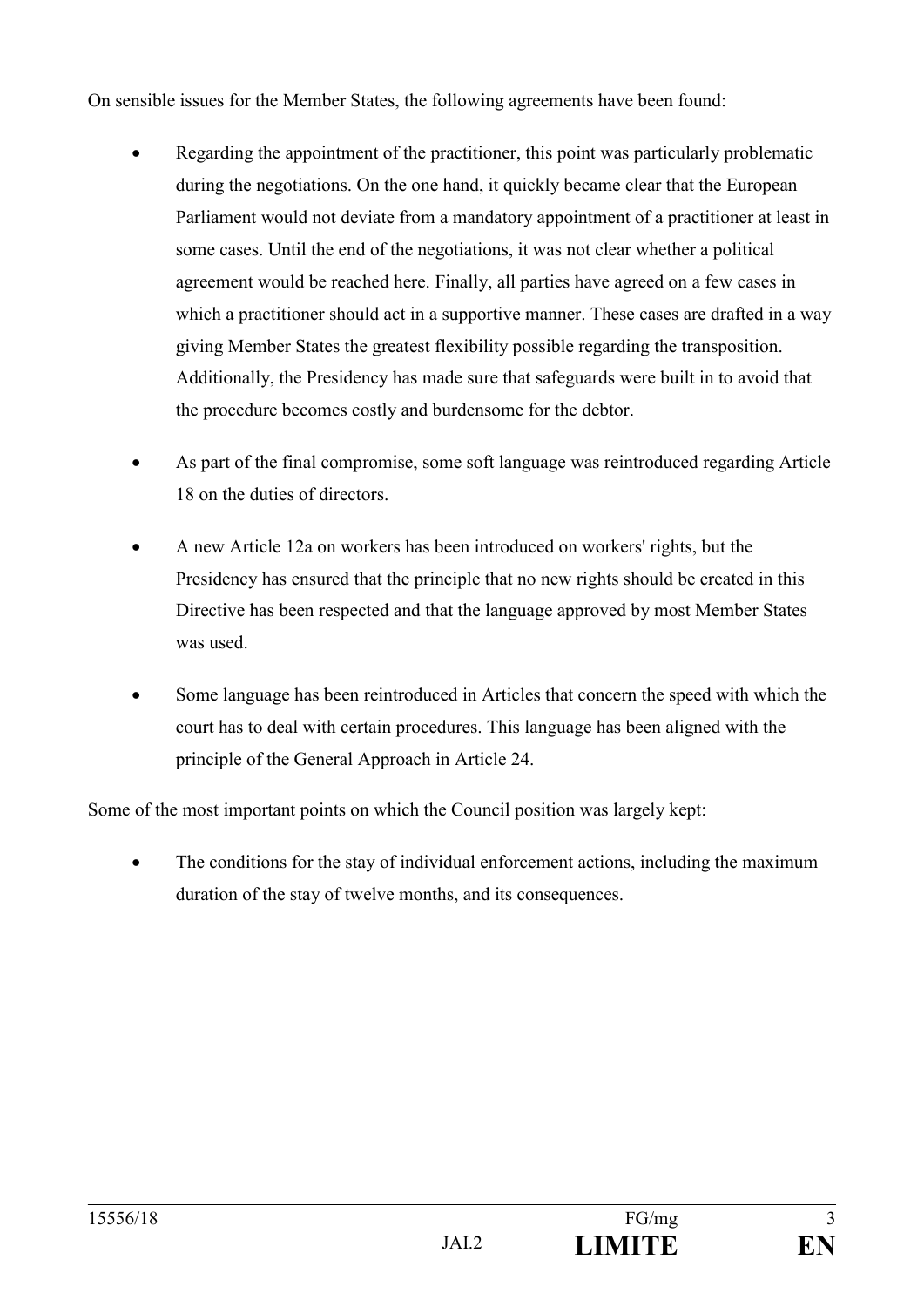On sensible issues for the Member States, the following agreements have been found:

- Regarding the appointment of the practitioner, this point was particularly problematic during the negotiations. On the one hand, it quickly became clear that the European Parliament would not deviate from a mandatory appointment of a practitioner at least in some cases. Until the end of the negotiations, it was not clear whether a political agreement would be reached here. Finally, all parties have agreed on a few cases in which a practitioner should act in a supportive manner. These cases are drafted in a way giving Member States the greatest flexibility possible regarding the transposition. Additionally, the Presidency has made sure that safeguards were built in to avoid that the procedure becomes costly and burdensome for the debtor.

- As part of the final compromise, some soft language was reintroduced regarding Article 18 on the duties of directors.

- A new Article 12a on workers has been introduced on workers' rights, but the Presidency has ensured that the principle that no new rights should be created in this Directive has been respected and that the language approved by most Member States was used.

- Some language has been reintroduced in Articles that concern the speed with which the court has to deal with certain procedures. This language has been aligned with the principle of the General Approach in Article 24.

Some of the most important points on which the Council position was largely kept:

- The conditions for the stay of individual enforcement actions, including the maximum duration of the stay of twelve months, and its consequences.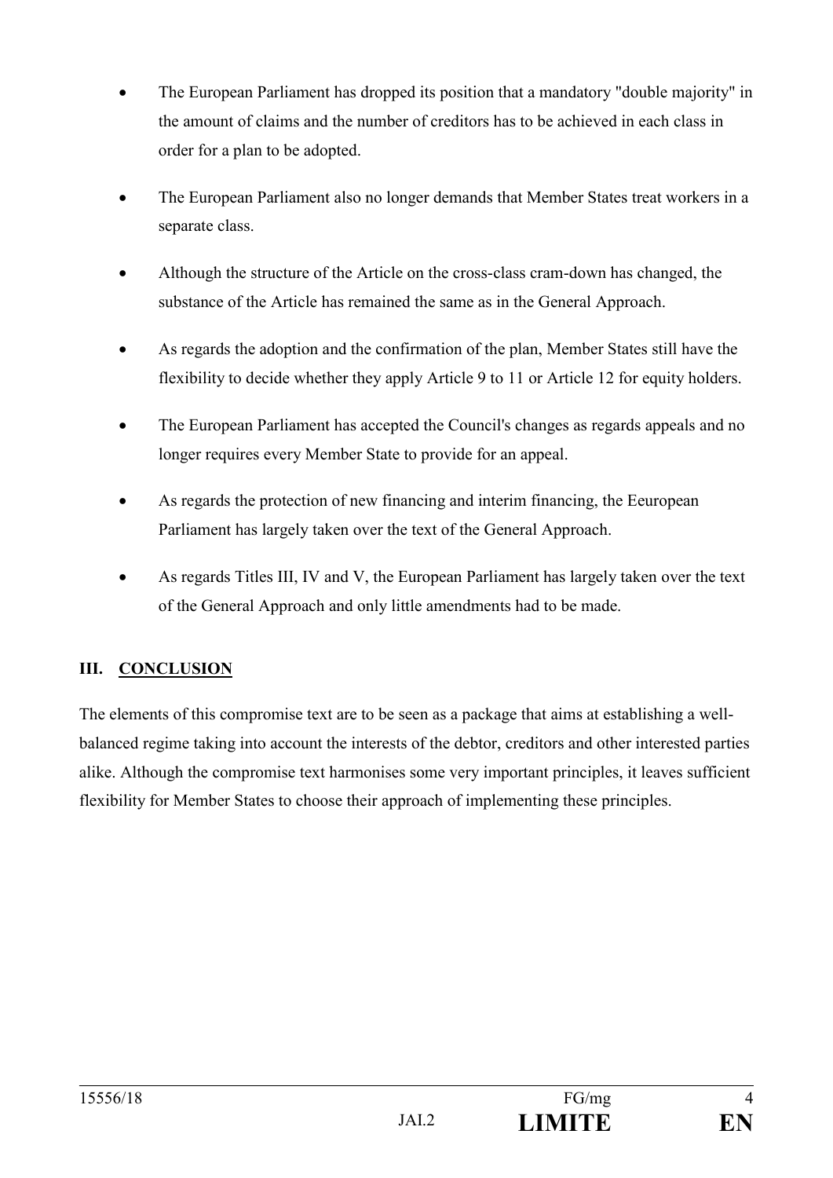- The European Parliament has dropped its position that a mandatory "double majority" in the amount of claims and the number of creditors has to be achieved in each class in order for a plan to be adopted.
- The European Parliament also no longer demands that Member States treat workers in a separate class.
- Although the structure of the Article on the cross-class cram-down has changed, the substance of the Article has remained the same as in the General Approach.
- As regards the adoption and the confirmation of the plan, Member States still have the flexibility to decide whether they apply Article 9 to 11 or Article 12 for equity holders.
- The European Parliament has accepted the Council's changes as regards appeals and no longer requires every Member State to provide for an appeal.
- As regards the protection of new financing and interim financing, the Eeuropean Parliament has largely taken over the text of the General Approach.
- As regards Titles III, IV and V, the European Parliament has largely taken over the text of the General Approach and only little amendments had to be made.

## III. CONCLUSION

The elements of this compromise text are to be seen as a package that aims at establishing a well-balanced regime taking into account the interests of the debtor, creditors and other interested parties alike. Although the compromise text harmonises some very important principles, it leaves sufficient flexibility for Member States to choose their approach of implementing these principles.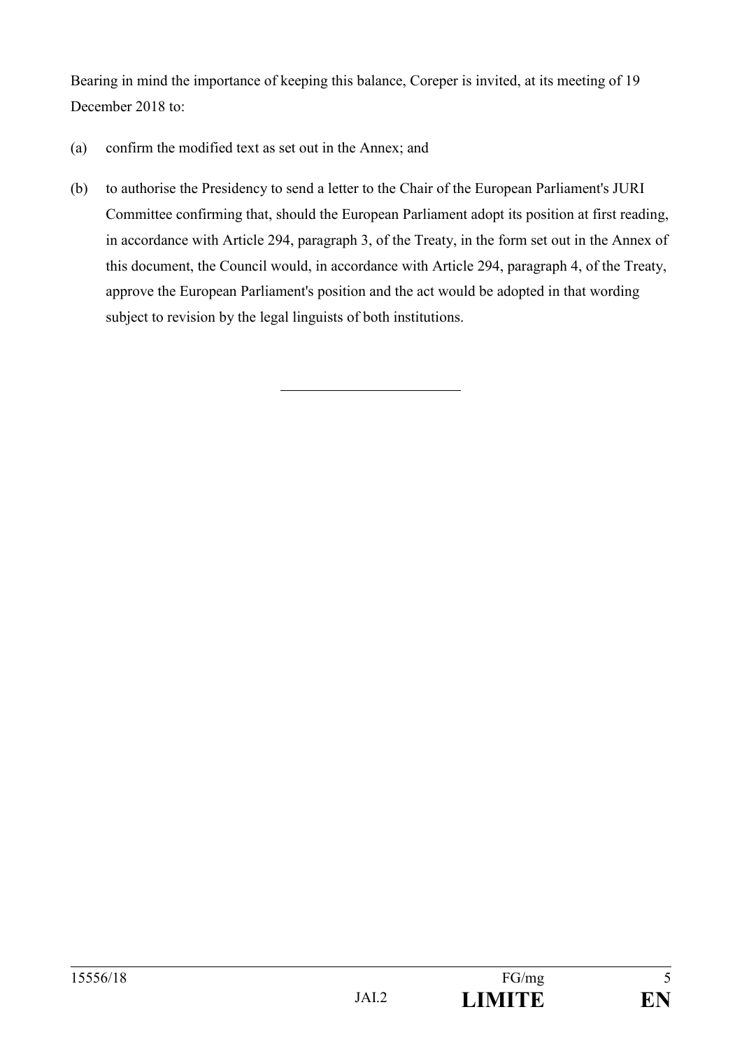Bearing in mind the importance of keeping this balance, Coreper is invited, at its meeting of 19 December 2018 to:

(a) confirm the modified text as set out in the Annex; and

(b) to authorise the Presidency to send a letter to the Chair of the European Parliament's JURI Committee confirming that, should the European Parliament adopt its position at first reading, in accordance with Article 294, paragraph 3, of the Treaty, in the form set out in the Annex of this document, the Council would, in accordance with Article 294, paragraph 4, of the Treaty, approve the European Parliament's position and the act would be adopted in that wording subject to revision by the legal linguists of both institutions.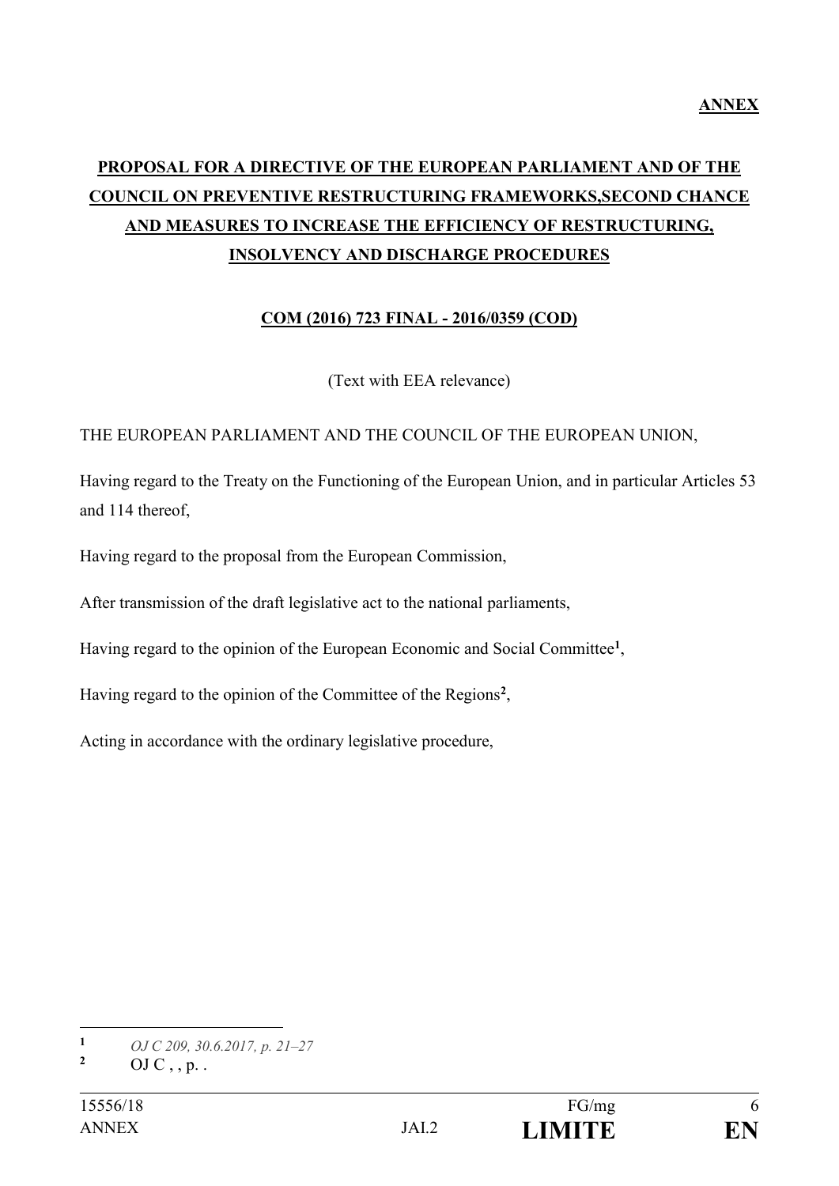**ANNEX**

# PROPOSAL FOR A DIRECTIVE OF THE EUROPEAN PARLIAMENT AND OF THE COUNCIL ON PREVENTIVE RESTRUCTURING FRAMEWORKS,SECOND CHANCE AND MEASURES TO INCREASE THE EFFICIENCY OF RESTRUCTURING, INSOLVENCY AND DISCHARGE PROCEDURES

**COM (2016) 723 FINAL - 2016/0359 (COD)**

(Text with EEA relevance)

THE EUROPEAN PARLIAMENT AND THE COUNCIL OF THE EUROPEAN UNION,

Having regard to the Treaty on the Functioning of the European Union, and in particular Articles 53 and 114 thereof,

Having regard to the proposal from the European Commission,

After transmission of the draft legislative act to the national parliaments,

Having regard to the opinion of the European Economic and Social Committee[1],

Having regard to the opinion of the Committee of the Regions[2],

Acting in accordance with the ordinary legislative procedure,

---

[1] *OJ C 209, 30.6.2017, p. 21–27*

[2] OJ C , , p. .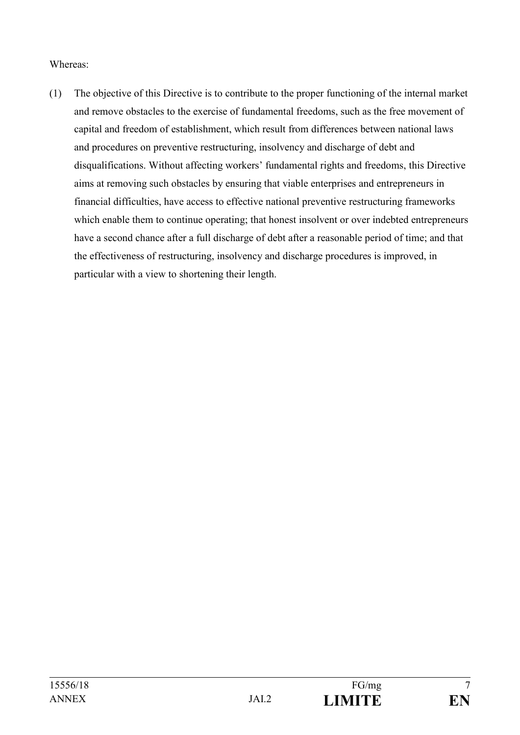Whereas:

(1) The objective of this Directive is to contribute to the proper functioning of the internal market and remove obstacles to the exercise of fundamental freedoms, such as the free movement of capital and freedom of establishment, which result from differences between national laws and procedures on preventive restructuring, insolvency and discharge of debt and disqualifications. Without affecting workers' fundamental rights and freedoms, this Directive aims at removing such obstacles by ensuring that viable enterprises and entrepreneurs in financial difficulties, have access to effective national preventive restructuring frameworks which enable them to continue operating; that honest insolvent or over indebted entrepreneurs have a second chance after a full discharge of debt after a reasonable period of time; and that the effectiveness of restructuring, insolvency and discharge procedures is improved, in particular with a view to shortening their length.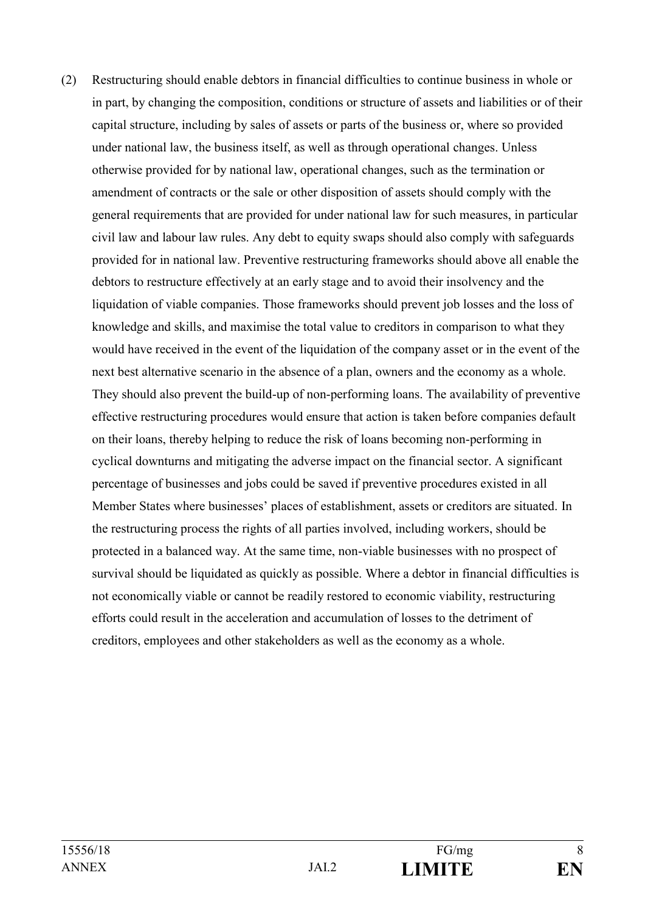(2) Restructuring should enable debtors in financial difficulties to continue business in whole or in part, by changing the composition, conditions or structure of assets and liabilities or of their capital structure, including by sales of assets or parts of the business or, where so provided under national law, the business itself, as well as through operational changes. Unless otherwise provided for by national law, operational changes, such as the termination or amendment of contracts or the sale or other disposition of assets should comply with the general requirements that are provided for under national law for such measures, in particular civil law and labour law rules. Any debt to equity swaps should also comply with safeguards provided for in national law. Preventive restructuring frameworks should above all enable the debtors to restructure effectively at an early stage and to avoid their insolvency and the liquidation of viable companies. Those frameworks should prevent job losses and the loss of knowledge and skills, and maximise the total value to creditors in comparison to what they would have received in the event of the liquidation of the company asset or in the event of the next best alternative scenario in the absence of a plan, owners and the economy as a whole. They should also prevent the build-up of non-performing loans. The availability of preventive effective restructuring procedures would ensure that action is taken before companies default on their loans, thereby helping to reduce the risk of loans becoming non-performing in cyclical downturns and mitigating the adverse impact on the financial sector. A significant percentage of businesses and jobs could be saved if preventive procedures existed in all Member States where businesses' places of establishment, assets or creditors are situated. In the restructuring process the rights of all parties involved, including workers, should be protected in a balanced way. At the same time, non-viable businesses with no prospect of survival should be liquidated as quickly as possible. Where a debtor in financial difficulties is not economically viable or cannot be readily restored to economic viability, restructuring efforts could result in the acceleration and accumulation of losses to the detriment of creditors, employees and other stakeholders as well as the economy as a whole.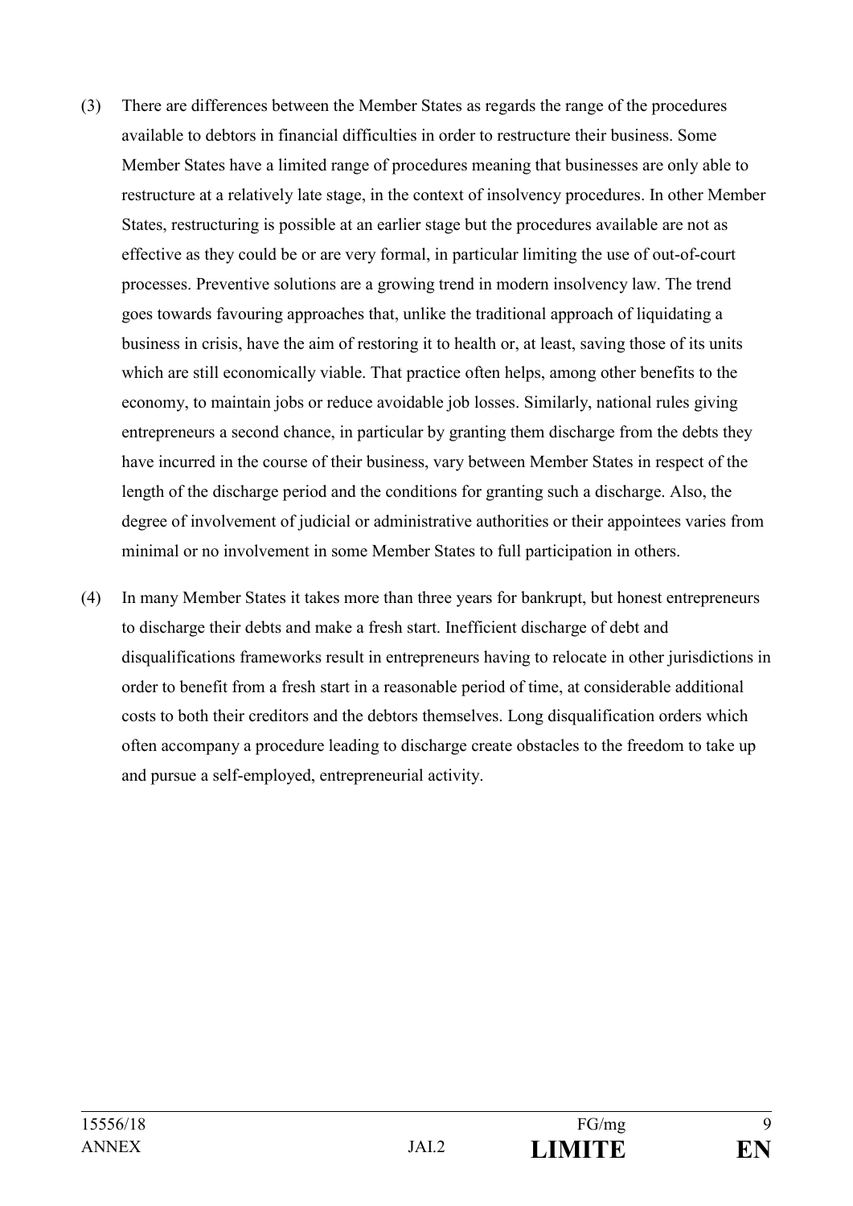(3) There are differences between the Member States as regards the range of the procedures available to debtors in financial difficulties in order to restructure their business. Some Member States have a limited range of procedures meaning that businesses are only able to restructure at a relatively late stage, in the context of insolvency procedures. In other Member States, restructuring is possible at an earlier stage but the procedures available are not as effective as they could be or are very formal, in particular limiting the use of out-of-court processes. Preventive solutions are a growing trend in modern insolvency law. The trend goes towards favouring approaches that, unlike the traditional approach of liquidating a business in crisis, have the aim of restoring it to health or, at least, saving those of its units which are still economically viable. That practice often helps, among other benefits to the economy, to maintain jobs or reduce avoidable job losses. Similarly, national rules giving entrepreneurs a second chance, in particular by granting them discharge from the debts they have incurred in the course of their business, vary between Member States in respect of the length of the discharge period and the conditions for granting such a discharge. Also, the degree of involvement of judicial or administrative authorities or their appointees varies from minimal or no involvement in some Member States to full participation in others.

(4) In many Member States it takes more than three years for bankrupt, but honest entrepreneurs to discharge their debts and make a fresh start. Inefficient discharge of debt and disqualifications frameworks result in entrepreneurs having to relocate in other jurisdictions in order to benefit from a fresh start in a reasonable period of time, at considerable additional costs to both their creditors and the debtors themselves. Long disqualification orders which often accompany a procedure leading to discharge create obstacles to the freedom to take up and pursue a self-employed, entrepreneurial activity.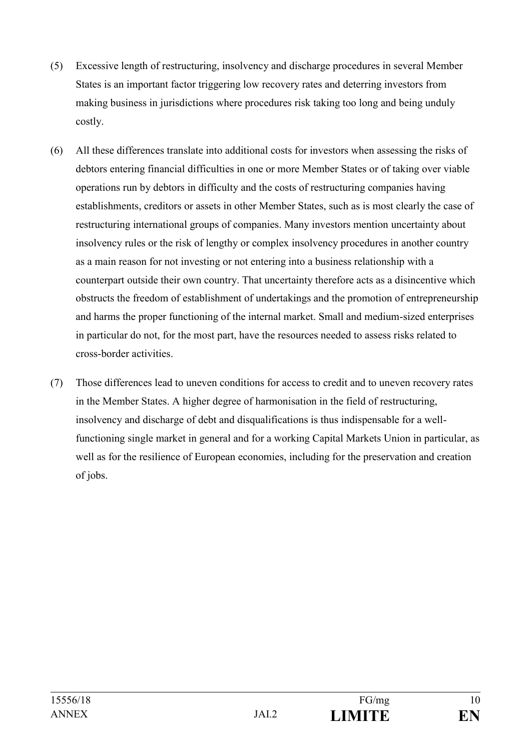(5) Excessive length of restructuring, insolvency and discharge procedures in several Member States is an important factor triggering low recovery rates and deterring investors from making business in jurisdictions where procedures risk taking too long and being unduly costly.

(6) All these differences translate into additional costs for investors when assessing the risks of debtors entering financial difficulties in one or more Member States or of taking over viable operations run by debtors in difficulty and the costs of restructuring companies having establishments, creditors or assets in other Member States, such as is most clearly the case of restructuring international groups of companies. Many investors mention uncertainty about insolvency rules or the risk of lengthy or complex insolvency procedures in another country as a main reason for not investing or not entering into a business relationship with a counterpart outside their own country. That uncertainty therefore acts as a disincentive which obstructs the freedom of establishment of undertakings and the promotion of entrepreneurship and harms the proper functioning of the internal market. Small and medium-sized enterprises in particular do not, for the most part, have the resources needed to assess risks related to cross-border activities.

(7) Those differences lead to uneven conditions for access to credit and to uneven recovery rates in the Member States. A higher degree of harmonisation in the field of restructuring, insolvency and discharge of debt and disqualifications is thus indispensable for a well-functioning single market in general and for a working Capital Markets Union in particular, as well as for the resilience of European economies, including for the preservation and creation of jobs.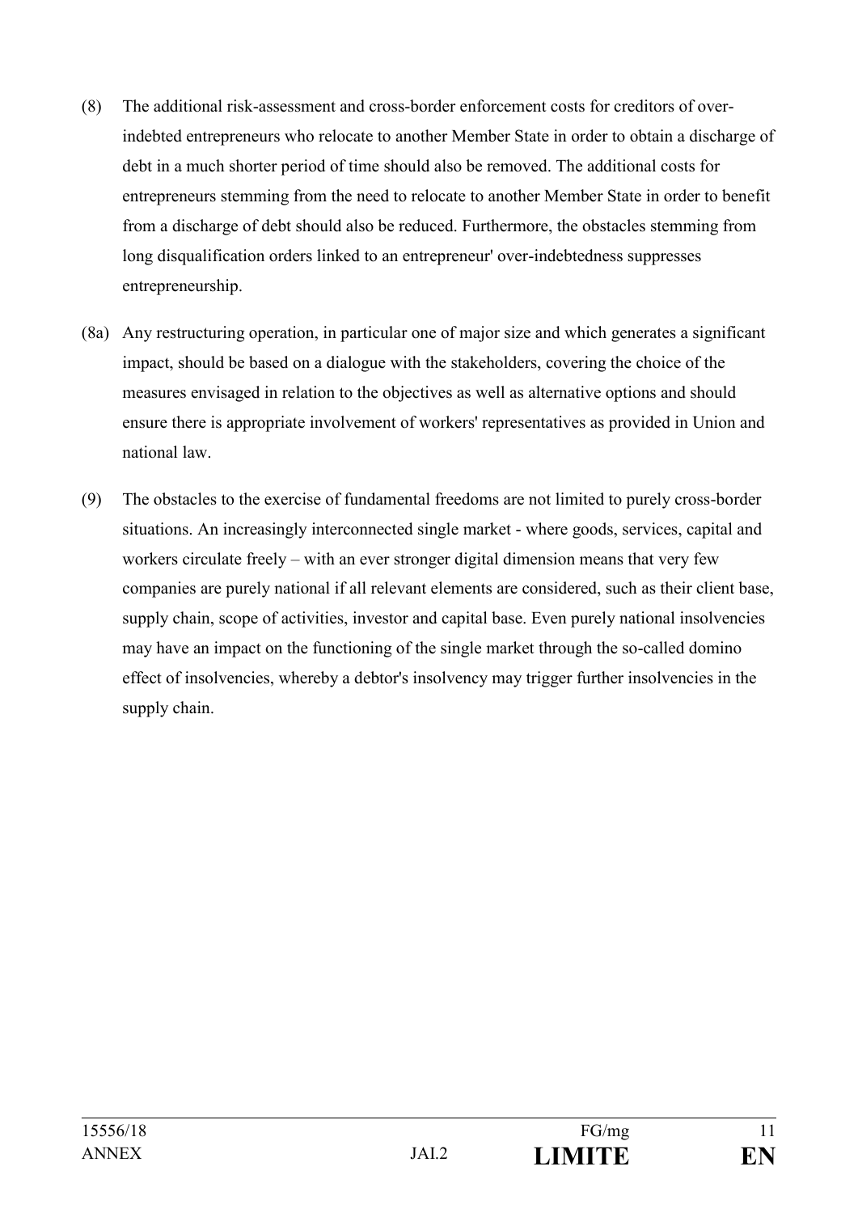(8) The additional risk-assessment and cross-border enforcement costs for creditors of over-indebted entrepreneurs who relocate to another Member State in order to obtain a discharge of debt in a much shorter period of time should also be removed. The additional costs for entrepreneurs stemming from the need to relocate to another Member State in order to benefit from a discharge of debt should also be reduced. Furthermore, the obstacles stemming from long disqualification orders linked to an entrepreneur' over-indebtedness suppresses entrepreneurship.

(8a) Any restructuring operation, in particular one of major size and which generates a significant impact, should be based on a dialogue with the stakeholders, covering the choice of the measures envisaged in relation to the objectives as well as alternative options and should ensure there is appropriate involvement of workers' representatives as provided in Union and national law.

(9) The obstacles to the exercise of fundamental freedoms are not limited to purely cross-border situations. An increasingly interconnected single market - where goods, services, capital and workers circulate freely – with an ever stronger digital dimension means that very few companies are purely national if all relevant elements are considered, such as their client base, supply chain, scope of activities, investor and capital base. Even purely national insolvencies may have an impact on the functioning of the single market through the so-called domino effect of insolvencies, whereby a debtor's insolvency may trigger further insolvencies in the supply chain.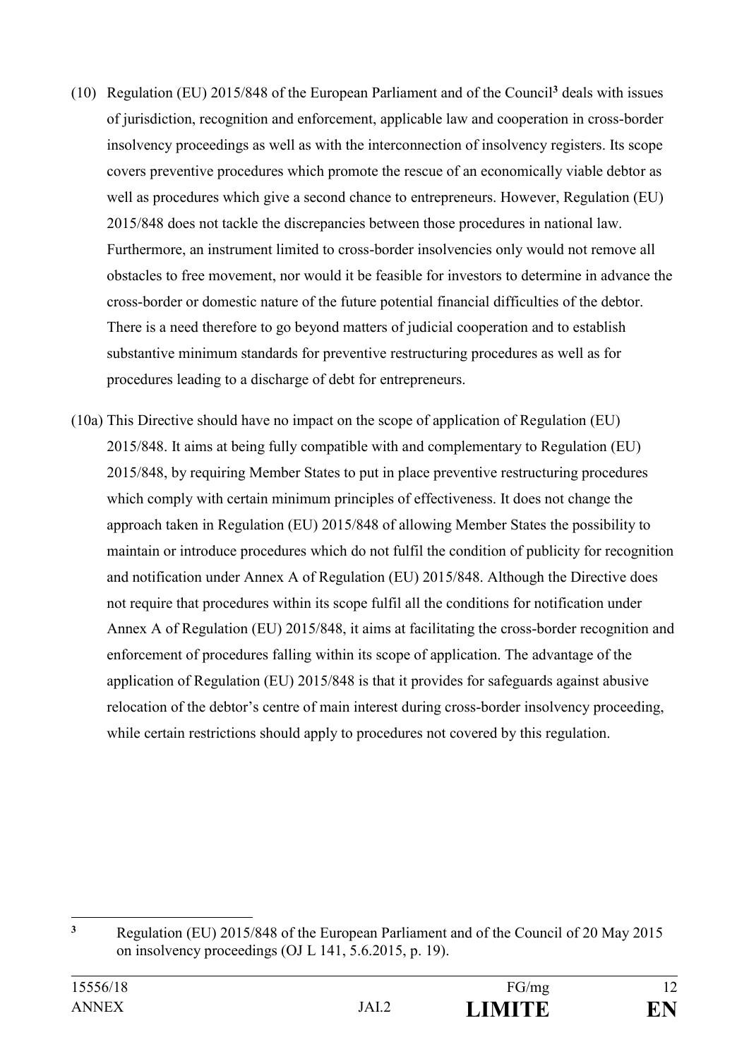(10) Regulation (EU) 2015/848 of the European Parliament and of the Council[3] deals with issues of jurisdiction, recognition and enforcement, applicable law and cooperation in cross-border insolvency proceedings as well as with the interconnection of insolvency registers. Its scope covers preventive procedures which promote the rescue of an economically viable debtor as well as procedures which give a second chance to entrepreneurs. However, Regulation (EU) 2015/848 does not tackle the discrepancies between those procedures in national law. Furthermore, an instrument limited to cross-border insolvencies only would not remove all obstacles to free movement, nor would it be feasible for investors to determine in advance the cross-border or domestic nature of the future potential financial difficulties of the debtor. There is a need therefore to go beyond matters of judicial cooperation and to establish substantive minimum standards for preventive restructuring procedures as well as for procedures leading to a discharge of debt for entrepreneurs.

(10a) This Directive should have no impact on the scope of application of Regulation (EU) 2015/848. It aims at being fully compatible with and complementary to Regulation (EU) 2015/848, by requiring Member States to put in place preventive restructuring procedures which comply with certain minimum principles of effectiveness. It does not change the approach taken in Regulation (EU) 2015/848 of allowing Member States the possibility to maintain or introduce procedures which do not fulfil the condition of publicity for recognition and notification under Annex A of Regulation (EU) 2015/848. Although the Directive does not require that procedures within its scope fulfil all the conditions for notification under Annex A of Regulation (EU) 2015/848, it aims at facilitating the cross-border recognition and enforcement of procedures falling within its scope of application. The advantage of the application of Regulation (EU) 2015/848 is that it provides for safeguards against abusive relocation of the debtor's centre of main interest during cross-border insolvency proceeding, while certain restrictions should apply to procedures not covered by this regulation.

[3] Regulation (EU) 2015/848 of the European Parliament and of the Council of 20 May 2015 on insolvency proceedings (OJ L 141, 5.6.2015, p. 19).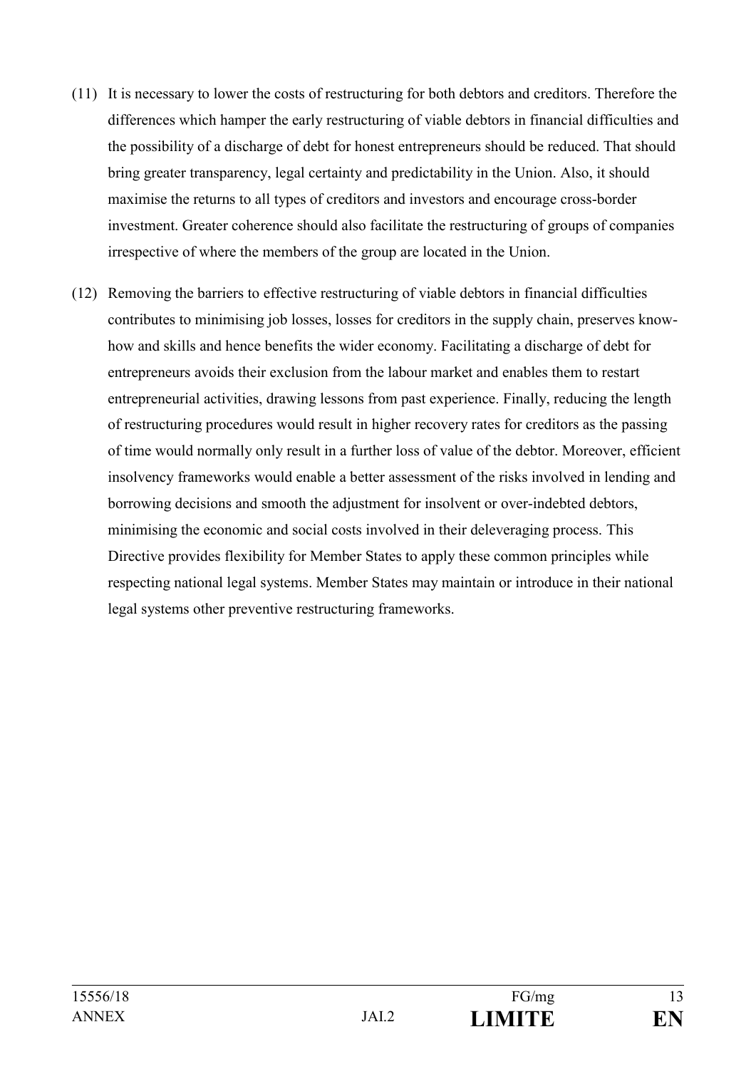(11) It is necessary to lower the costs of restructuring for both debtors and creditors. Therefore the differences which hamper the early restructuring of viable debtors in financial difficulties and the possibility of a discharge of debt for honest entrepreneurs should be reduced. That should bring greater transparency, legal certainty and predictability in the Union. Also, it should maximise the returns to all types of creditors and investors and encourage cross-border investment. Greater coherence should also facilitate the restructuring of groups of companies irrespective of where the members of the group are located in the Union.

(12) Removing the barriers to effective restructuring of viable debtors in financial difficulties contributes to minimising job losses, losses for creditors in the supply chain, preserves know-how and skills and hence benefits the wider economy. Facilitating a discharge of debt for entrepreneurs avoids their exclusion from the labour market and enables them to restart entrepreneurial activities, drawing lessons from past experience. Finally, reducing the length of restructuring procedures would result in higher recovery rates for creditors as the passing of time would normally only result in a further loss of value of the debtor. Moreover, efficient insolvency frameworks would enable a better assessment of the risks involved in lending and borrowing decisions and smooth the adjustment for insolvent or over-indebted debtors, minimising the economic and social costs involved in their deleveraging process. This Directive provides flexibility for Member States to apply these common principles while respecting national legal systems. Member States may maintain or introduce in their national legal systems other preventive restructuring frameworks.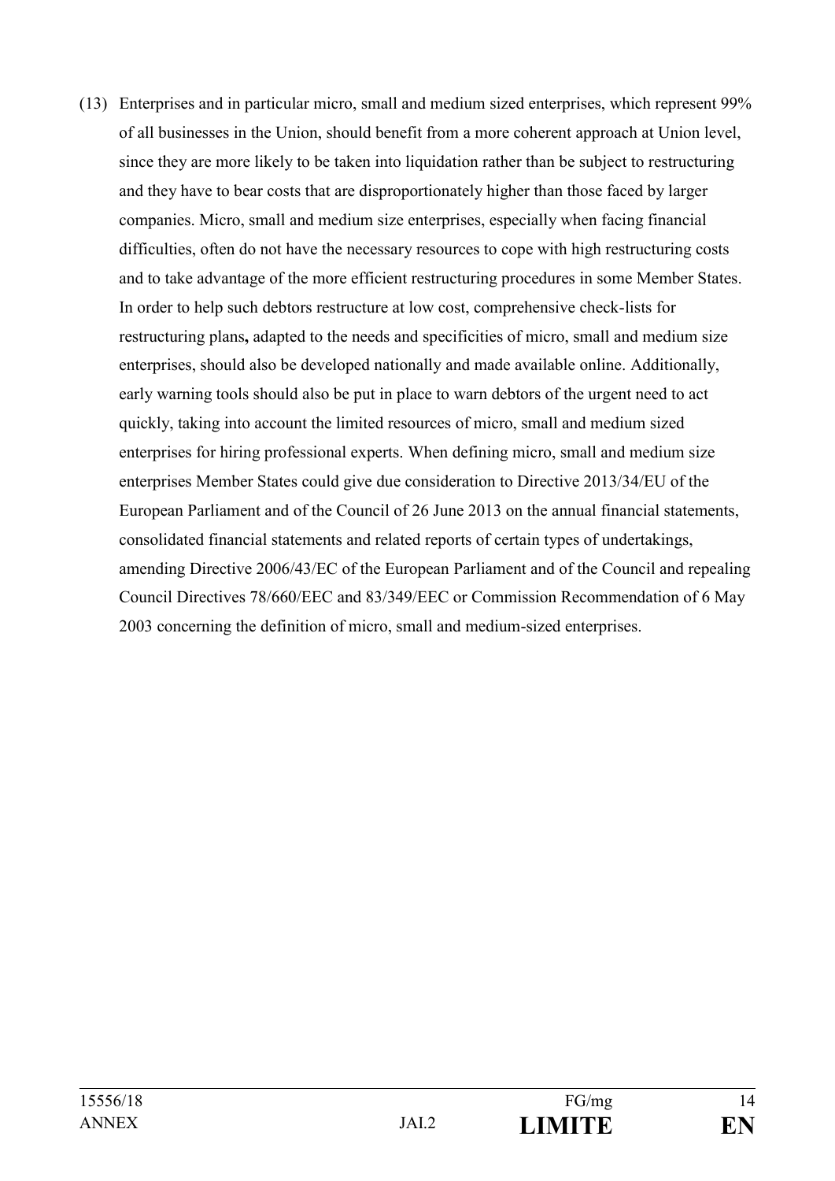(13) Enterprises and in particular micro, small and medium sized enterprises, which represent 99% of all businesses in the Union, should benefit from a more coherent approach at Union level, since they are more likely to be taken into liquidation rather than be subject to restructuring and they have to bear costs that are disproportionately higher than those faced by larger companies. Micro, small and medium size enterprises, especially when facing financial difficulties, often do not have the necessary resources to cope with high restructuring costs and to take advantage of the more efficient restructuring procedures in some Member States. In order to help such debtors restructure at low cost, comprehensive check-lists for restructuring plans**,** adapted to the needs and specificities of micro, small and medium size enterprises, should also be developed nationally and made available online. Additionally, early warning tools should also be put in place to warn debtors of the urgent need to act quickly, taking into account the limited resources of micro, small and medium sized enterprises for hiring professional experts. When defining micro, small and medium size enterprises Member States could give due consideration to Directive 2013/34/EU of the European Parliament and of the Council of 26 June 2013 on the annual financial statements, consolidated financial statements and related reports of certain types of undertakings, amending Directive 2006/43/EC of the European Parliament and of the Council and repealing Council Directives 78/660/EEC and 83/349/EEC or Commission Recommendation of 6 May 2003 concerning the definition of micro, small and medium-sized enterprises.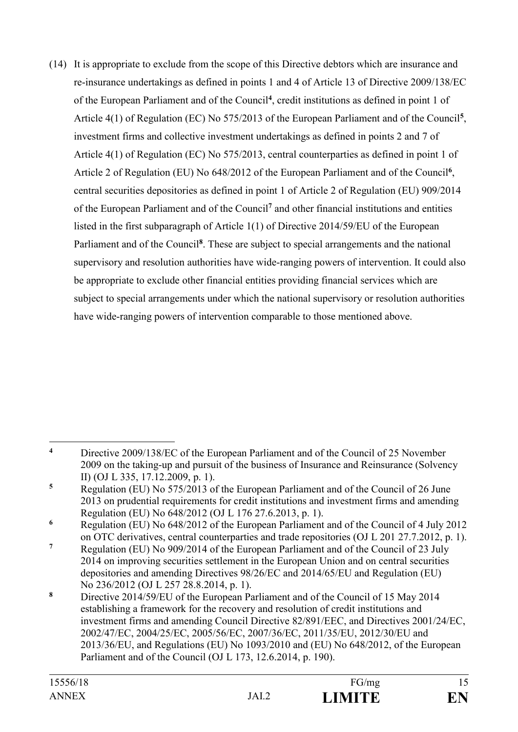(14) It is appropriate to exclude from the scope of this Directive debtors which are insurance and re-insurance undertakings as defined in points 1 and 4 of Article 13 of Directive 2009/138/EC of the European Parliament and of the Council[4], credit institutions as defined in point 1 of Article 4(1) of Regulation (EC) No 575/2013 of the European Parliament and of the Council[5], investment firms and collective investment undertakings as defined in points 2 and 7 of Article 4(1) of Regulation (EC) No 575/2013, central counterparties as defined in point 1 of Article 2 of Regulation (EU) No 648/2012 of the European Parliament and of the Council[6], central securities depositories as defined in point 1 of Article 2 of Regulation (EU) 909/2014 of the European Parliament and of the Council[7] and other financial institutions and entities listed in the first subparagraph of Article 1(1) of Directive 2014/59/EU of the European Parliament and of the Council[8]. These are subject to special arrangements and the national supervisory and resolution authorities have wide-ranging powers of intervention. It could also be appropriate to exclude other financial entities providing financial services which are subject to special arrangements under which the national supervisory or resolution authorities have wide-ranging powers of intervention comparable to those mentioned above.

---

[4] Directive 2009/138/EC of the European Parliament and of the Council of 25 November 2009 on the taking-up and pursuit of the business of Insurance and Reinsurance (Solvency II) (OJ L 335, 17.12.2009, p. 1).

[5] Regulation (EU) No 575/2013 of the European Parliament and of the Council of 26 June 2013 on prudential requirements for credit institutions and investment firms and amending Regulation (EU) No 648/2012 (OJ L 176 27.6.2013, p. 1).

[6] Regulation (EU) No 648/2012 of the European Parliament and of the Council of 4 July 2012 on OTC derivatives, central counterparties and trade repositories (OJ L 201 27.7.2012, p. 1).

[7] Regulation (EU) No 909/2014 of the European Parliament and of the Council of 23 July 2014 on improving securities settlement in the European Union and on central securities depositories and amending Directives 98/26/EC and 2014/65/EU and Regulation (EU) No 236/2012 (OJ L 257 28.8.2014, p. 1).

[8] Directive 2014/59/EU of the European Parliament and of the Council of 15 May 2014 establishing a framework for the recovery and resolution of credit institutions and investment firms and amending Council Directive 82/891/EEC, and Directives 2001/24/EC, 2002/47/EC, 2004/25/EC, 2005/56/EC, 2007/36/EC, 2011/35/EU, 2012/30/EU and 2013/36/EU, and Regulations (EU) No 1093/2010 and (EU) No 648/2012, of the European Parliament and of the Council (OJ L 173, 12.6.2014, p. 190).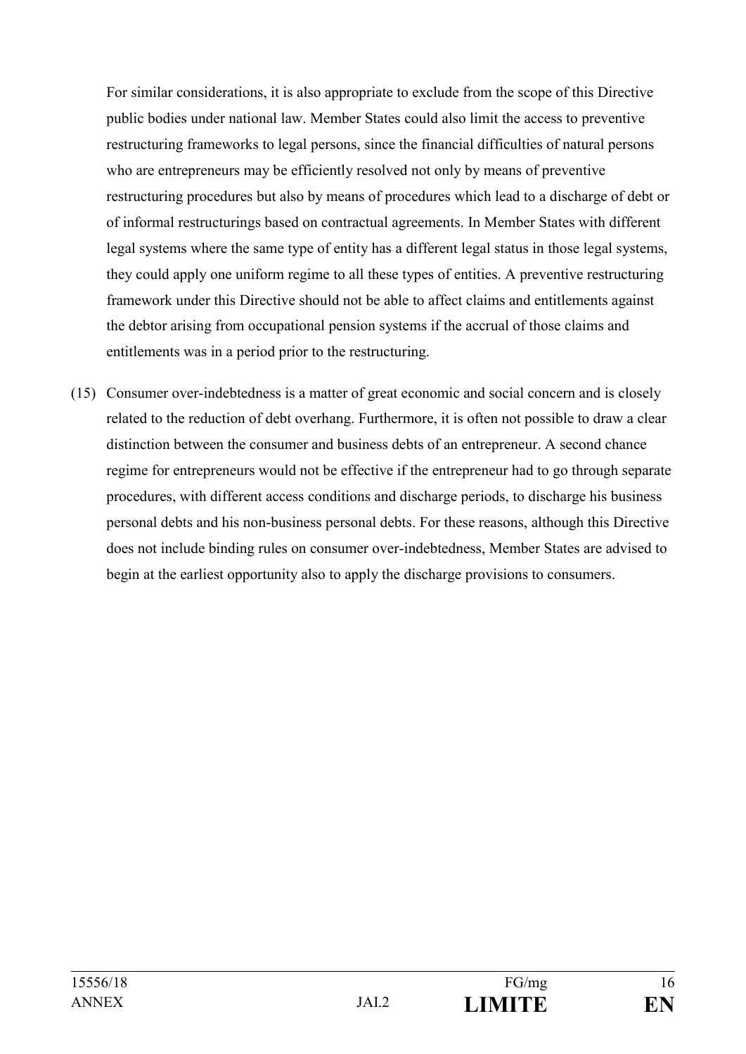For similar considerations, it is also appropriate to exclude from the scope of this Directive public bodies under national law. Member States could also limit the access to preventive restructuring frameworks to legal persons, since the financial difficulties of natural persons who are entrepreneurs may be efficiently resolved not only by means of preventive restructuring procedures but also by means of procedures which lead to a discharge of debt or of informal restructurings based on contractual agreements. In Member States with different legal systems where the same type of entity has a different legal status in those legal systems, they could apply one uniform regime to all these types of entities. A preventive restructuring framework under this Directive should not be able to affect claims and entitlements against the debtor arising from occupational pension systems if the accrual of those claims and entitlements was in a period prior to the restructuring.

(15) Consumer over-indebtedness is a matter of great economic and social concern and is closely related to the reduction of debt overhang. Furthermore, it is often not possible to draw a clear distinction between the consumer and business debts of an entrepreneur. A second chance regime for entrepreneurs would not be effective if the entrepreneur had to go through separate procedures, with different access conditions and discharge periods, to discharge his business personal debts and his non-business personal debts. For these reasons, although this Directive does not include binding rules on consumer over-indebtedness, Member States are advised to begin at the earliest opportunity also to apply the discharge provisions to consumers.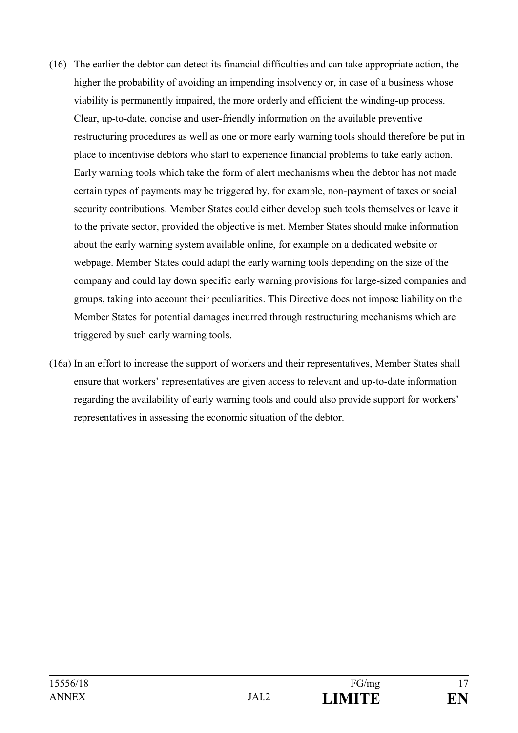(16) The earlier the debtor can detect its financial difficulties and can take appropriate action, the higher the probability of avoiding an impending insolvency or, in case of a business whose viability is permanently impaired, the more orderly and efficient the winding-up process. Clear, up-to-date, concise and user-friendly information on the available preventive restructuring procedures as well as one or more early warning tools should therefore be put in place to incentivise debtors who start to experience financial problems to take early action. Early warning tools which take the form of alert mechanisms when the debtor has not made certain types of payments may be triggered by, for example, non-payment of taxes or social security contributions. Member States could either develop such tools themselves or leave it to the private sector, provided the objective is met. Member States should make information about the early warning system available online, for example on a dedicated website or webpage. Member States could adapt the early warning tools depending on the size of the company and could lay down specific early warning provisions for large-sized companies and groups, taking into account their peculiarities. This Directive does not impose liability on the Member States for potential damages incurred through restructuring mechanisms which are triggered by such early warning tools.

(16a) In an effort to increase the support of workers and their representatives, Member States shall ensure that workers' representatives are given access to relevant and up-to-date information regarding the availability of early warning tools and could also provide support for workers' representatives in assessing the economic situation of the debtor.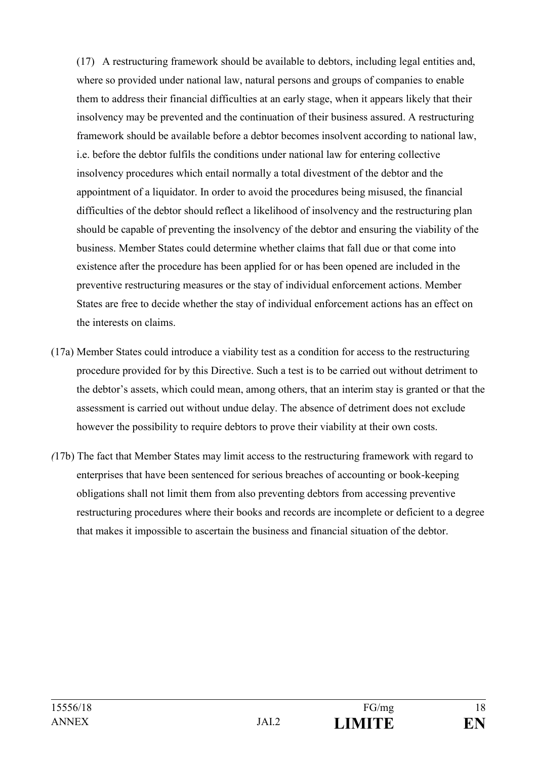(17) A restructuring framework should be available to debtors, including legal entities and, where so provided under national law, natural persons and groups of companies to enable them to address their financial difficulties at an early stage, when it appears likely that their insolvency may be prevented and the continuation of their business assured. A restructuring framework should be available before a debtor becomes insolvent according to national law, i.e. before the debtor fulfils the conditions under national law for entering collective insolvency procedures which entail normally a total divestment of the debtor and the appointment of a liquidator. In order to avoid the procedures being misused, the financial difficulties of the debtor should reflect a likelihood of insolvency and the restructuring plan should be capable of preventing the insolvency of the debtor and ensuring the viability of the business. Member States could determine whether claims that fall due or that come into existence after the procedure has been applied for or has been opened are included in the preventive restructuring measures or the stay of individual enforcement actions. Member States are free to decide whether the stay of individual enforcement actions has an effect on the interests on claims.

(17a) Member States could introduce a viability test as a condition for access to the restructuring procedure provided for by this Directive. Such a test is to be carried out without detriment to the debtor's assets, which could mean, among others, that an interim stay is granted or that the assessment is carried out without undue delay. The absence of detriment does not exclude however the possibility to require debtors to prove their viability at their own costs.

(17b) The fact that Member States may limit access to the restructuring framework with regard to enterprises that have been sentenced for serious breaches of accounting or book-keeping obligations shall not limit them from also preventing debtors from accessing preventive restructuring procedures where their books and records are incomplete or deficient to a degree that makes it impossible to ascertain the business and financial situation of the debtor.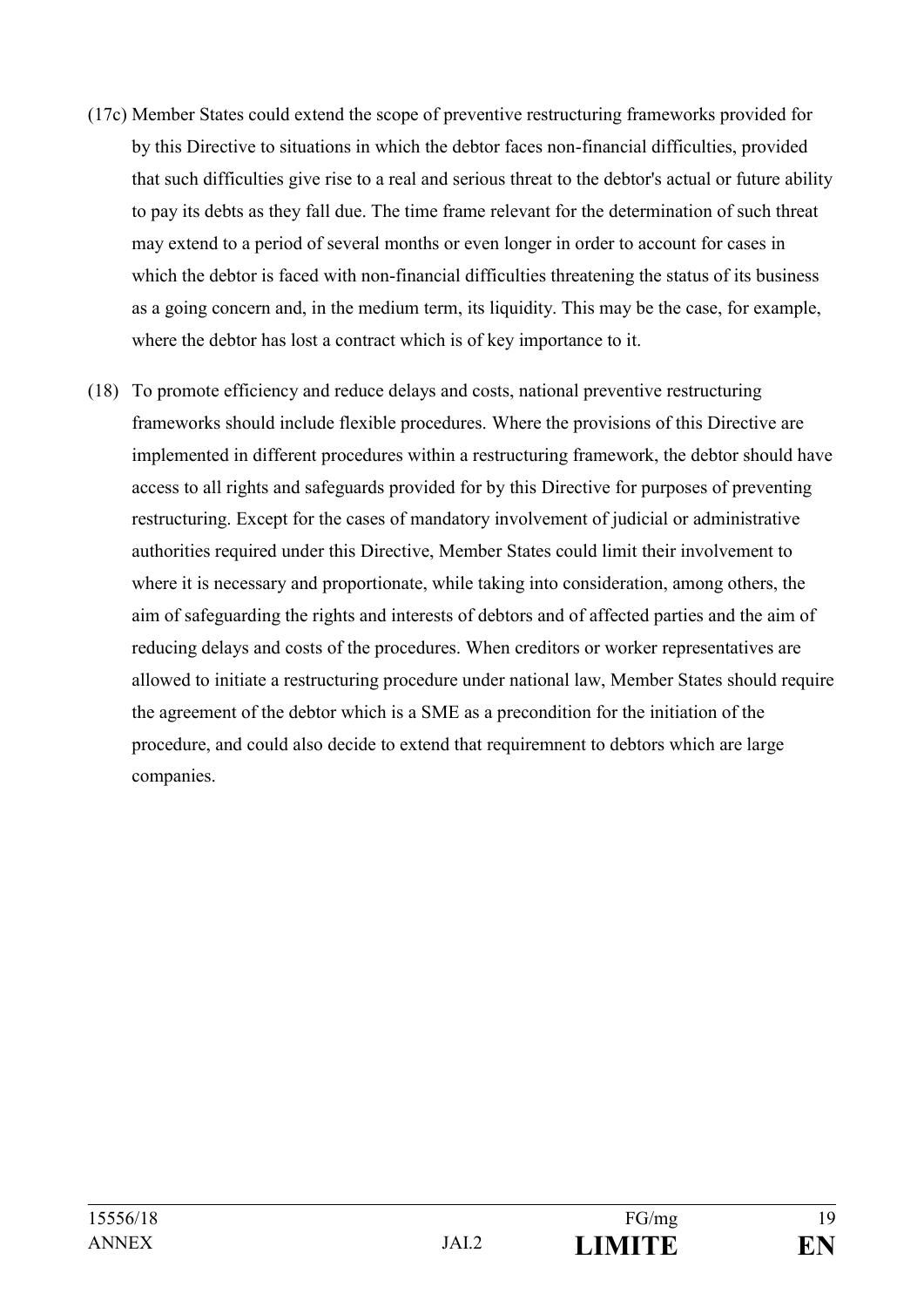(17c) Member States could extend the scope of preventive restructuring frameworks provided for by this Directive to situations in which the debtor faces non-financial difficulties, provided that such difficulties give rise to a real and serious threat to the debtor's actual or future ability to pay its debts as they fall due. The time frame relevant for the determination of such threat may extend to a period of several months or even longer in order to account for cases in which the debtor is faced with non-financial difficulties threatening the status of its business as a going concern and, in the medium term, its liquidity. This may be the case, for example, where the debtor has lost a contract which is of key importance to it.

(18) To promote efficiency and reduce delays and costs, national preventive restructuring frameworks should include flexible procedures. Where the provisions of this Directive are implemented in different procedures within a restructuring framework, the debtor should have access to all rights and safeguards provided for by this Directive for purposes of preventing restructuring. Except for the cases of mandatory involvement of judicial or administrative authorities required under this Directive, Member States could limit their involvement to where it is necessary and proportionate, while taking into consideration, among others, the aim of safeguarding the rights and interests of debtors and of affected parties and the aim of reducing delays and costs of the procedures. When creditors or worker representatives are allowed to initiate a restructuring procedure under national law, Member States should require the agreement of the debtor which is a SME as a precondition for the initiation of the procedure, and could also decide to extend that requiremnent to debtors which are large companies.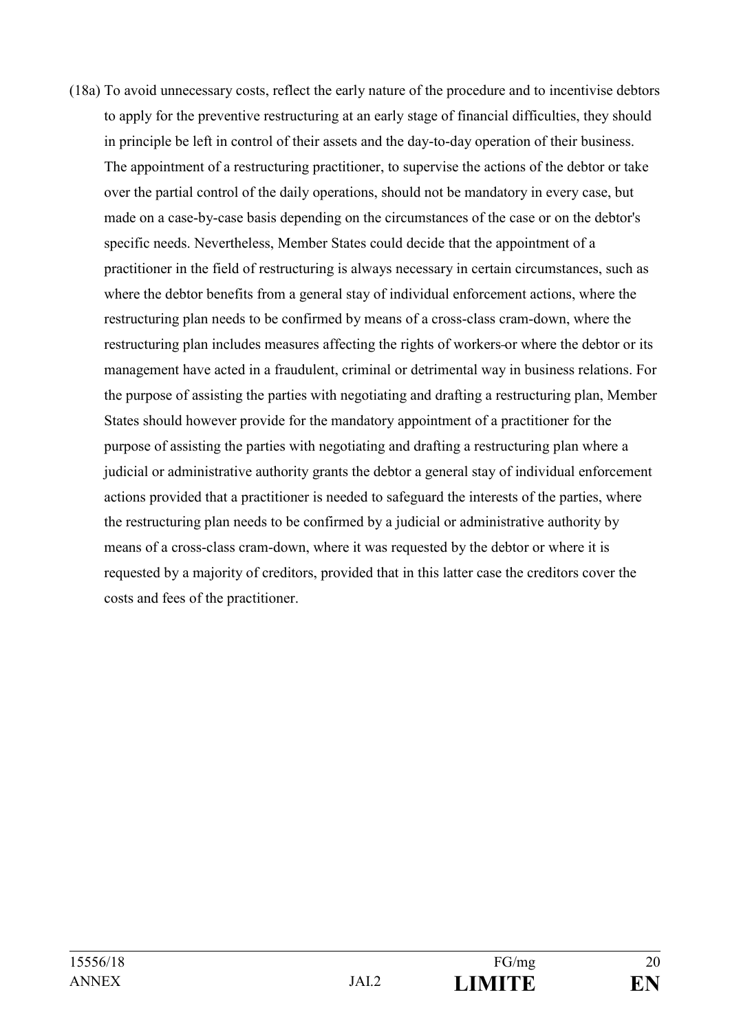(18a) To avoid unnecessary costs, reflect the early nature of the procedure and to incentivise debtors to apply for the preventive restructuring at an early stage of financial difficulties, they should in principle be left in control of their assets and the day-to-day operation of their business. The appointment of a restructuring practitioner, to supervise the actions of the debtor or take over the partial control of the daily operations, should not be mandatory in every case, but made on a case-by-case basis depending on the circumstances of the case or on the debtor's specific needs. Nevertheless, Member States could decide that the appointment of a practitioner in the field of restructuring is always necessary in certain circumstances, such as where the debtor benefits from a general stay of individual enforcement actions, where the restructuring plan needs to be confirmed by means of a cross-class cram-down, where the restructuring plan includes measures affecting the rights of workers or where the debtor or its management have acted in a fraudulent, criminal or detrimental way in business relations. For the purpose of assisting the parties with negotiating and drafting a restructuring plan, Member States should however provide for the mandatory appointment of a practitioner for the purpose of assisting the parties with negotiating and drafting a restructuring plan where a judicial or administrative authority grants the debtor a general stay of individual enforcement actions provided that a practitioner is needed to safeguard the interests of the parties, where the restructuring plan needs to be confirmed by a judicial or administrative authority by means of a cross-class cram-down, where it was requested by the debtor or where it is requested by a majority of creditors, provided that in this latter case the creditors cover the costs and fees of the practitioner.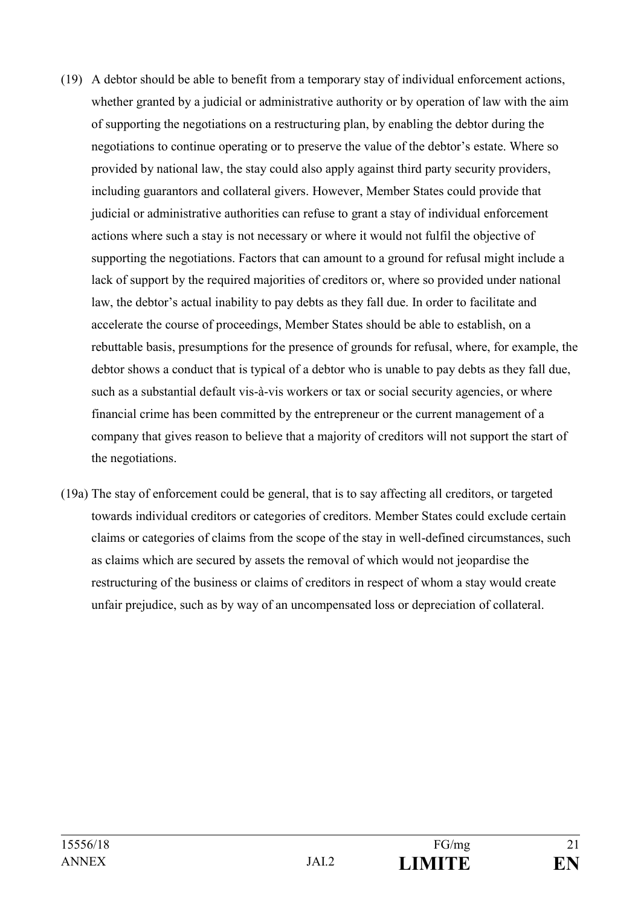(19) A debtor should be able to benefit from a temporary stay of individual enforcement actions, whether granted by a judicial or administrative authority or by operation of law with the aim of supporting the negotiations on a restructuring plan, by enabling the debtor during the negotiations to continue operating or to preserve the value of the debtor's estate. Where so provided by national law, the stay could also apply against third party security providers, including guarantors and collateral givers. However, Member States could provide that judicial or administrative authorities can refuse to grant a stay of individual enforcement actions where such a stay is not necessary or where it would not fulfil the objective of supporting the negotiations. Factors that can amount to a ground for refusal might include a lack of support by the required majorities of creditors or, where so provided under national law, the debtor's actual inability to pay debts as they fall due. In order to facilitate and accelerate the course of proceedings, Member States should be able to establish, on a rebuttable basis, presumptions for the presence of grounds for refusal, where, for example, the debtor shows a conduct that is typical of a debtor who is unable to pay debts as they fall due, such as a substantial default vis-à-vis workers or tax or social security agencies, or where financial crime has been committed by the entrepreneur or the current management of a company that gives reason to believe that a majority of creditors will not support the start of the negotiations.

(19a) The stay of enforcement could be general, that is to say affecting all creditors, or targeted towards individual creditors or categories of creditors. Member States could exclude certain claims or categories of claims from the scope of the stay in well-defined circumstances, such as claims which are secured by assets the removal of which would not jeopardise the restructuring of the business or claims of creditors in respect of whom a stay would create unfair prejudice, such as by way of an uncompensated loss or depreciation of collateral.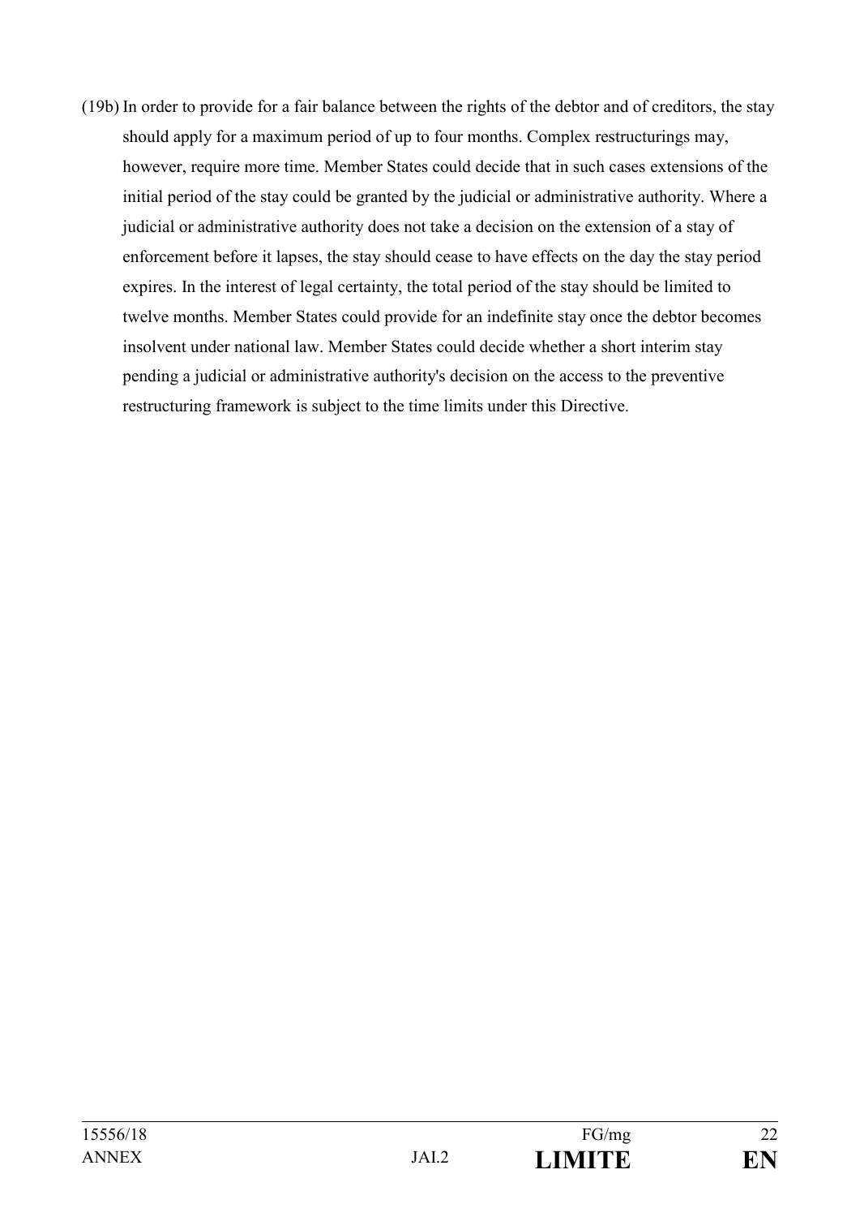(19b) In order to provide for a fair balance between the rights of the debtor and of creditors, the stay should apply for a maximum period of up to four months. Complex restructurings may, however, require more time. Member States could decide that in such cases extensions of the initial period of the stay could be granted by the judicial or administrative authority. Where a judicial or administrative authority does not take a decision on the extension of a stay of enforcement before it lapses, the stay should cease to have effects on the day the stay period expires. In the interest of legal certainty, the total period of the stay should be limited to twelve months. Member States could provide for an indefinite stay once the debtor becomes insolvent under national law. Member States could decide whether a short interim stay pending a judicial or administrative authority's decision on the access to the preventive restructuring framework is subject to the time limits under this Directive.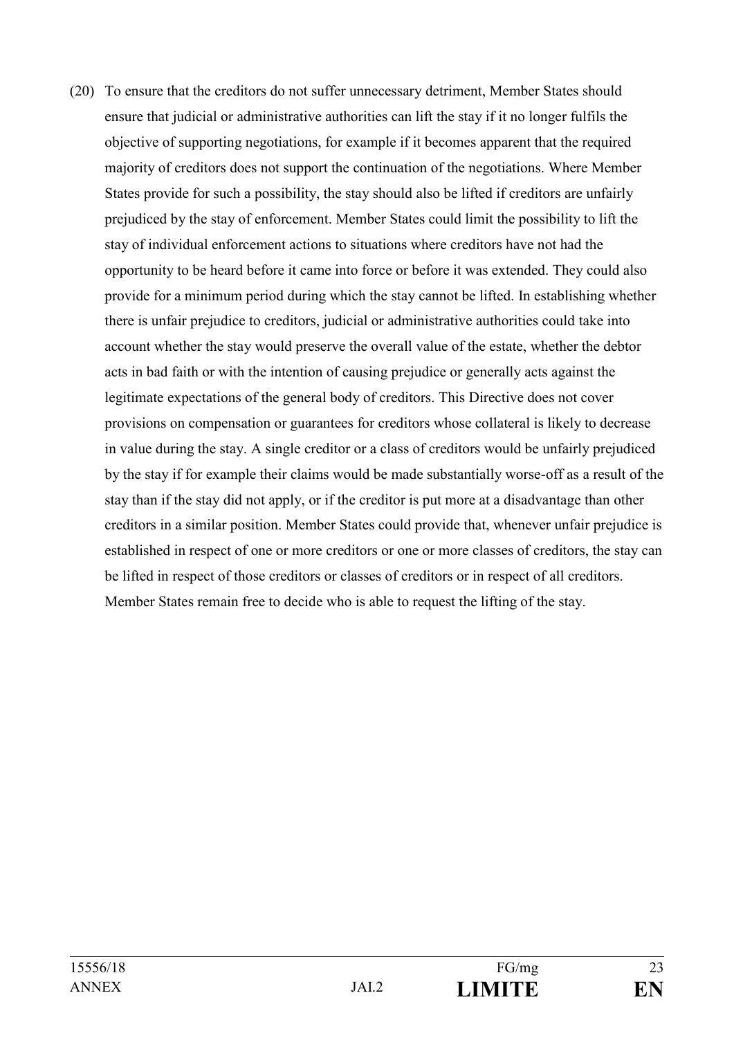(20) To ensure that the creditors do not suffer unnecessary detriment, Member States should ensure that judicial or administrative authorities can lift the stay if it no longer fulfils the objective of supporting negotiations, for example if it becomes apparent that the required majority of creditors does not support the continuation of the negotiations. Where Member States provide for such a possibility, the stay should also be lifted if creditors are unfairly prejudiced by the stay of enforcement. Member States could limit the possibility to lift the stay of individual enforcement actions to situations where creditors have not had the opportunity to be heard before it came into force or before it was extended. They could also provide for a minimum period during which the stay cannot be lifted. In establishing whether there is unfair prejudice to creditors, judicial or administrative authorities could take into account whether the stay would preserve the overall value of the estate, whether the debtor acts in bad faith or with the intention of causing prejudice or generally acts against the legitimate expectations of the general body of creditors. This Directive does not cover provisions on compensation or guarantees for creditors whose collateral is likely to decrease in value during the stay. A single creditor or a class of creditors would be unfairly prejudiced by the stay if for example their claims would be made substantially worse-off as a result of the stay than if the stay did not apply, or if the creditor is put more at a disadvantage than other creditors in a similar position. Member States could provide that, whenever unfair prejudice is established in respect of one or more creditors or one or more classes of creditors, the stay can be lifted in respect of those creditors or classes of creditors or in respect of all creditors. Member States remain free to decide who is able to request the lifting of the stay.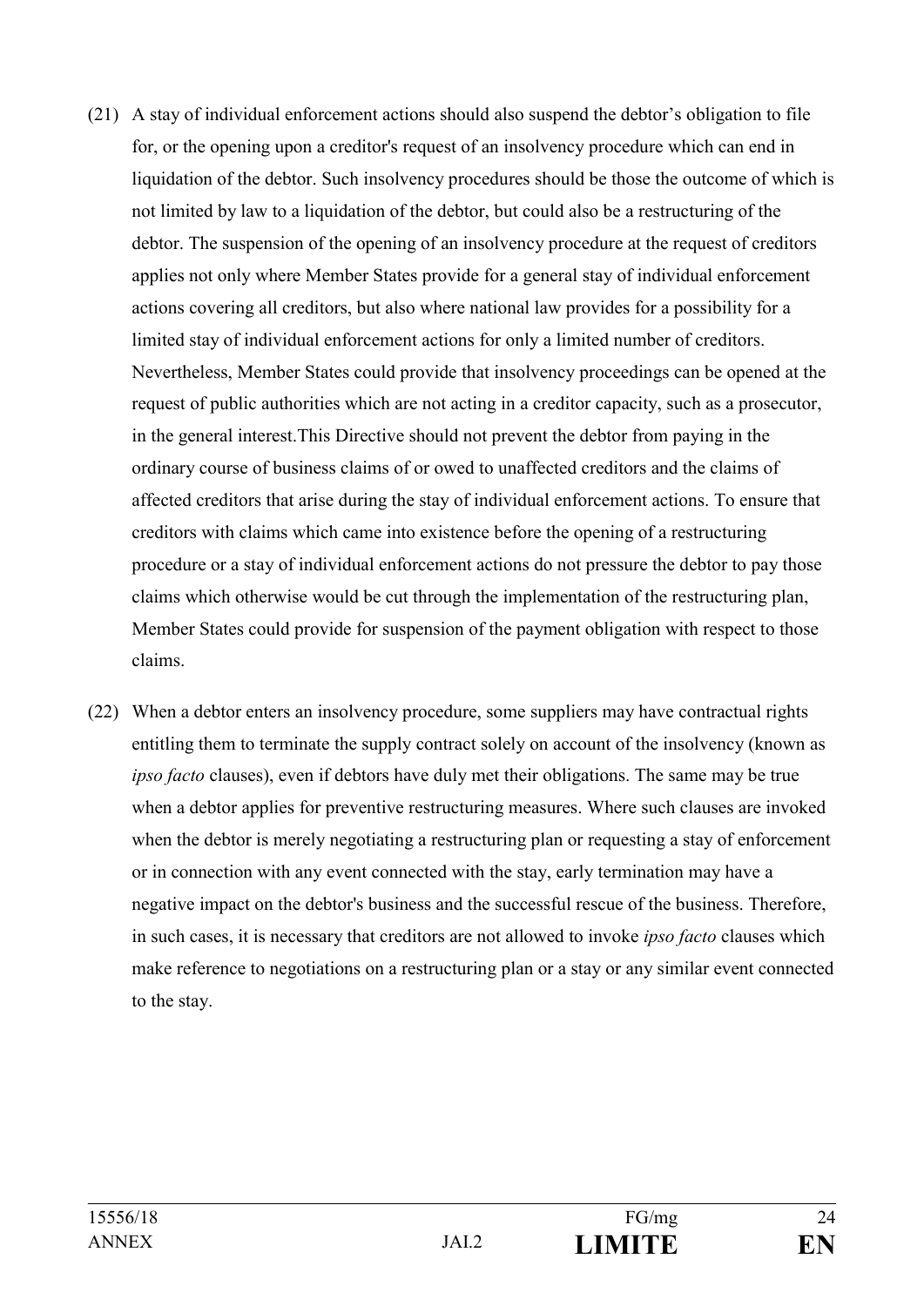(21) A stay of individual enforcement actions should also suspend the debtor's obligation to file for, or the opening upon a creditor's request of an insolvency procedure which can end in liquidation of the debtor. Such insolvency procedures should be those the outcome of which is not limited by law to a liquidation of the debtor, but could also be a restructuring of the debtor. The suspension of the opening of an insolvency procedure at the request of creditors applies not only where Member States provide for a general stay of individual enforcement actions covering all creditors, but also where national law provides for a possibility for a limited stay of individual enforcement actions for only a limited number of creditors. Nevertheless, Member States could provide that insolvency proceedings can be opened at the request of public authorities which are not acting in a creditor capacity, such as a prosecutor, in the general interest.This Directive should not prevent the debtor from paying in the ordinary course of business claims of or owed to unaffected creditors and the claims of affected creditors that arise during the stay of individual enforcement actions. To ensure that creditors with claims which came into existence before the opening of a restructuring procedure or a stay of individual enforcement actions do not pressure the debtor to pay those claims which otherwise would be cut through the implementation of the restructuring plan, Member States could provide for suspension of the payment obligation with respect to those claims.

(22) When a debtor enters an insolvency procedure, some suppliers may have contractual rights entitling them to terminate the supply contract solely on account of the insolvency (known as *ipso facto* clauses), even if debtors have duly met their obligations. The same may be true when a debtor applies for preventive restructuring measures. Where such clauses are invoked when the debtor is merely negotiating a restructuring plan or requesting a stay of enforcement or in connection with any event connected with the stay, early termination may have a negative impact on the debtor's business and the successful rescue of the business. Therefore, in such cases, it is necessary that creditors are not allowed to invoke *ipso facto* clauses which make reference to negotiations on a restructuring plan or a stay or any similar event connected to the stay.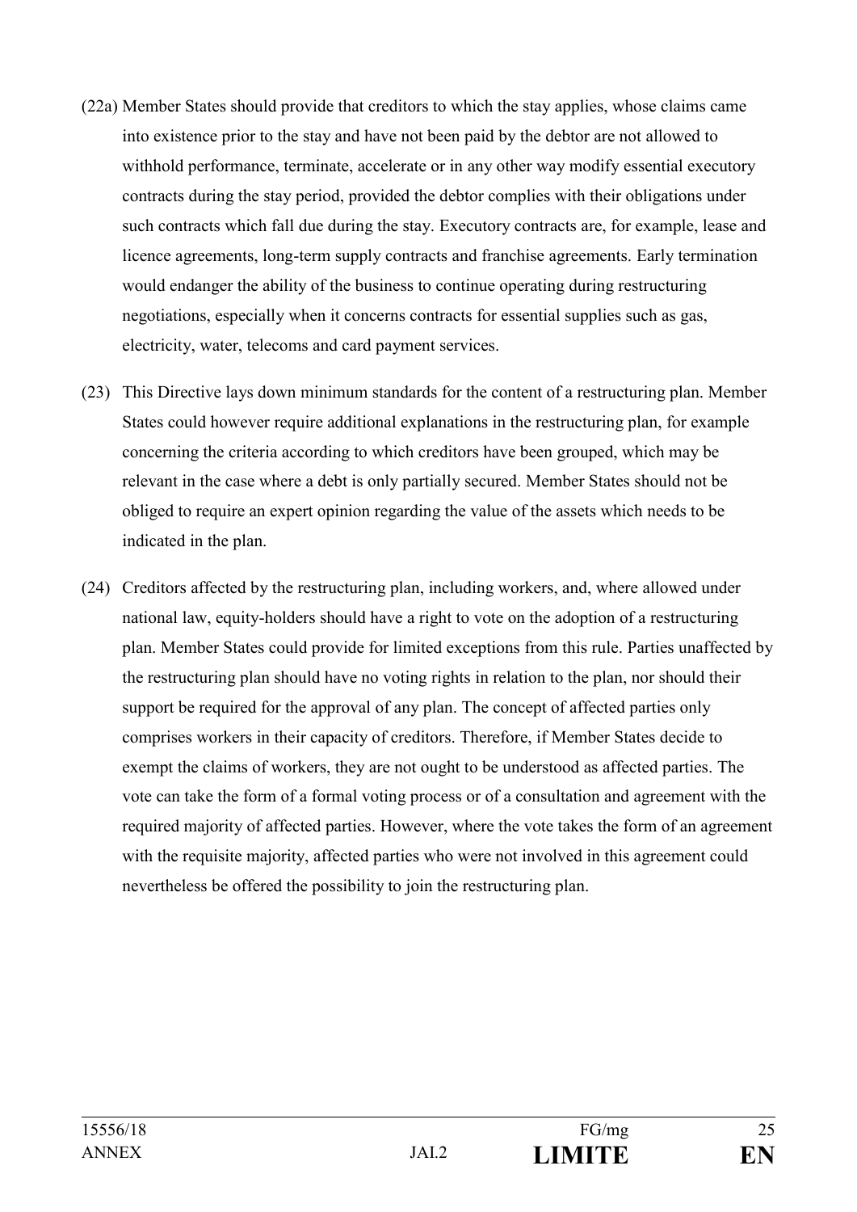(22a) Member States should provide that creditors to which the stay applies, whose claims came into existence prior to the stay and have not been paid by the debtor are not allowed to withhold performance, terminate, accelerate or in any other way modify essential executory contracts during the stay period, provided the debtor complies with their obligations under such contracts which fall due during the stay. Executory contracts are, for example, lease and licence agreements, long-term supply contracts and franchise agreements. Early termination would endanger the ability of the business to continue operating during restructuring negotiations, especially when it concerns contracts for essential supplies such as gas, electricity, water, telecoms and card payment services.

(23) This Directive lays down minimum standards for the content of a restructuring plan. Member States could however require additional explanations in the restructuring plan, for example concerning the criteria according to which creditors have been grouped, which may be relevant in the case where a debt is only partially secured. Member States should not be obliged to require an expert opinion regarding the value of the assets which needs to be indicated in the plan.

(24) Creditors affected by the restructuring plan, including workers, and, where allowed under national law, equity-holders should have a right to vote on the adoption of a restructuring plan. Member States could provide for limited exceptions from this rule. Parties unaffected by the restructuring plan should have no voting rights in relation to the plan, nor should their support be required for the approval of any plan. The concept of affected parties only comprises workers in their capacity of creditors. Therefore, if Member States decide to exempt the claims of workers, they are not ought to be understood as affected parties. The vote can take the form of a formal voting process or of a consultation and agreement with the required majority of affected parties. However, where the vote takes the form of an agreement with the requisite majority, affected parties who were not involved in this agreement could nevertheless be offered the possibility to join the restructuring plan.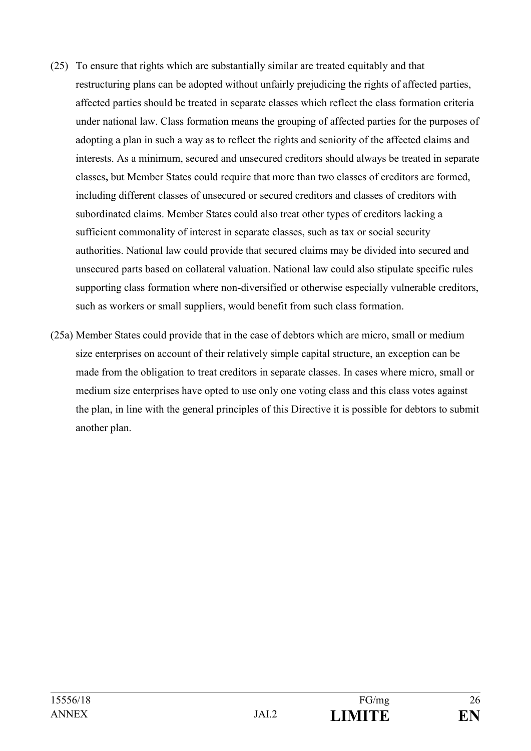(25) To ensure that rights which are substantially similar are treated equitably and that restructuring plans can be adopted without unfairly prejudicing the rights of affected parties, affected parties should be treated in separate classes which reflect the class formation criteria under national law. Class formation means the grouping of affected parties for the purposes of adopting a plan in such a way as to reflect the rights and seniority of the affected claims and interests. As a minimum, secured and unsecured creditors should always be treated in separate classes**,** but Member States could require that more than two classes of creditors are formed, including different classes of unsecured or secured creditors and classes of creditors with subordinated claims. Member States could also treat other types of creditors lacking a sufficient commonality of interest in separate classes, such as tax or social security authorities. National law could provide that secured claims may be divided into secured and unsecured parts based on collateral valuation. National law could also stipulate specific rules supporting class formation where non-diversified or otherwise especially vulnerable creditors, such as workers or small suppliers, would benefit from such class formation.

(25a) Member States could provide that in the case of debtors which are micro, small or medium size enterprises on account of their relatively simple capital structure, an exception can be made from the obligation to treat creditors in separate classes. In cases where micro, small or medium size enterprises have opted to use only one voting class and this class votes against the plan, in line with the general principles of this Directive it is possible for debtors to submit another plan.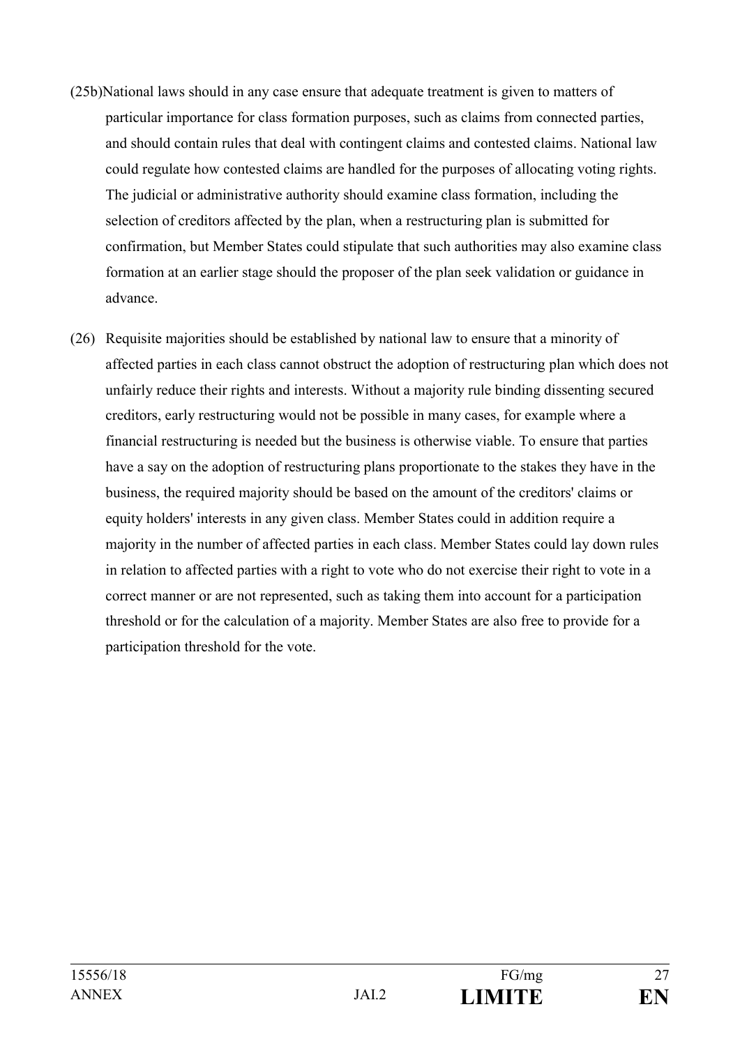(25b) National laws should in any case ensure that adequate treatment is given to matters of particular importance for class formation purposes, such as claims from connected parties, and should contain rules that deal with contingent claims and contested claims. National law could regulate how contested claims are handled for the purposes of allocating voting rights. The judicial or administrative authority should examine class formation, including the selection of creditors affected by the plan, when a restructuring plan is submitted for confirmation, but Member States could stipulate that such authorities may also examine class formation at an earlier stage should the proposer of the plan seek validation or guidance in advance.

(26) Requisite majorities should be established by national law to ensure that a minority of affected parties in each class cannot obstruct the adoption of restructuring plan which does not unfairly reduce their rights and interests. Without a majority rule binding dissenting secured creditors, early restructuring would not be possible in many cases, for example where a financial restructuring is needed but the business is otherwise viable. To ensure that parties have a say on the adoption of restructuring plans proportionate to the stakes they have in the business, the required majority should be based on the amount of the creditors' claims or equity holders' interests in any given class. Member States could in addition require a majority in the number of affected parties in each class. Member States could lay down rules in relation to affected parties with a right to vote who do not exercise their right to vote in a correct manner or are not represented, such as taking them into account for a participation threshold or for the calculation of a majority. Member States are also free to provide for a participation threshold for the vote.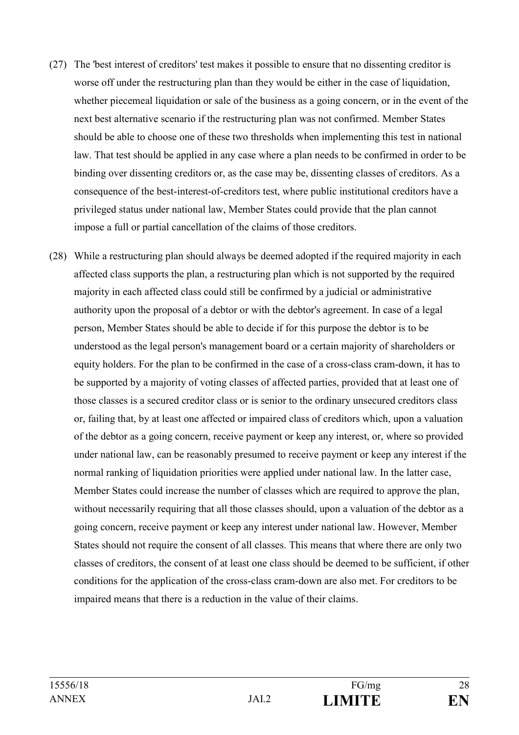(27) The 'best interest of creditors' test makes it possible to ensure that no dissenting creditor is worse off under the restructuring plan than they would be either in the case of liquidation, whether piecemeal liquidation or sale of the business as a going concern, or in the event of the next best alternative scenario if the restructuring plan was not confirmed. Member States should be able to choose one of these two thresholds when implementing this test in national law. That test should be applied in any case where a plan needs to be confirmed in order to be binding over dissenting creditors or, as the case may be, dissenting classes of creditors. As a consequence of the best-interest-of-creditors test, where public institutional creditors have a privileged status under national law, Member States could provide that the plan cannot impose a full or partial cancellation of the claims of those creditors.

(28) While a restructuring plan should always be deemed adopted if the required majority in each affected class supports the plan, a restructuring plan which is not supported by the required majority in each affected class could still be confirmed by a judicial or administrative authority upon the proposal of a debtor or with the debtor's agreement. In case of a legal person, Member States should be able to decide if for this purpose the debtor is to be understood as the legal person's management board or a certain majority of shareholders or equity holders. For the plan to be confirmed in the case of a cross-class cram-down, it has to be supported by a majority of voting classes of affected parties, provided that at least one of those classes is a secured creditor class or is senior to the ordinary unsecured creditors class or, failing that, by at least one affected or impaired class of creditors which, upon a valuation of the debtor as a going concern, receive payment or keep any interest, or, where so provided under national law, can be reasonably presumed to receive payment or keep any interest if the normal ranking of liquidation priorities were applied under national law. In the latter case, Member States could increase the number of classes which are required to approve the plan, without necessarily requiring that all those classes should, upon a valuation of the debtor as a going concern, receive payment or keep any interest under national law. However, Member States should not require the consent of all classes. This means that where there are only two classes of creditors, the consent of at least one class should be deemed to be sufficient, if other conditions for the application of the cross-class cram-down are also met. For creditors to be impaired means that there is a reduction in the value of their claims.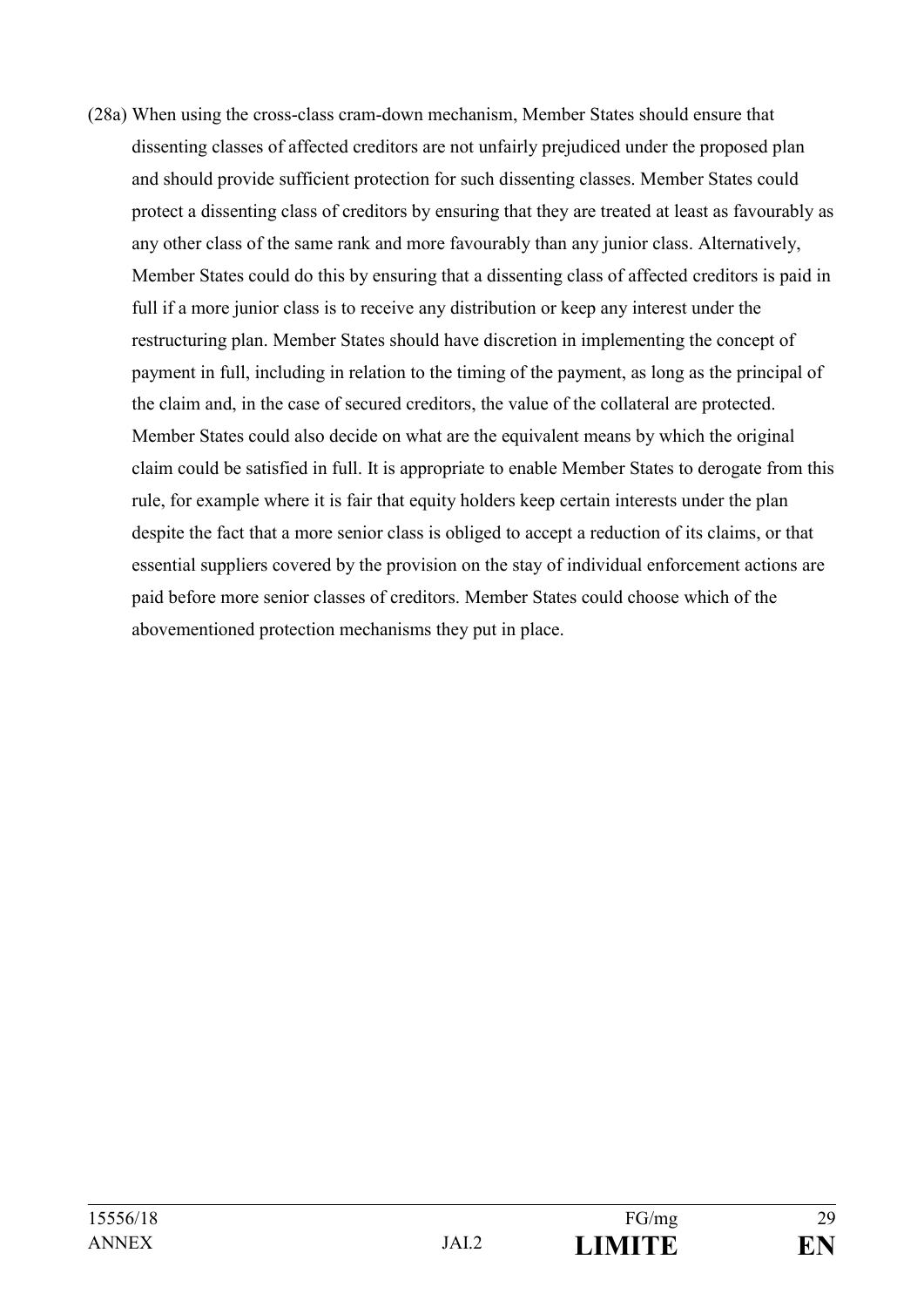(28a) When using the cross-class cram-down mechanism, Member States should ensure that dissenting classes of affected creditors are not unfairly prejudiced under the proposed plan and should provide sufficient protection for such dissenting classes. Member States could protect a dissenting class of creditors by ensuring that they are treated at least as favourably as any other class of the same rank and more favourably than any junior class. Alternatively, Member States could do this by ensuring that a dissenting class of affected creditors is paid in full if a more junior class is to receive any distribution or keep any interest under the restructuring plan. Member States should have discretion in implementing the concept of payment in full, including in relation to the timing of the payment, as long as the principal of the claim and, in the case of secured creditors, the value of the collateral are protected. Member States could also decide on what are the equivalent means by which the original claim could be satisfied in full. It is appropriate to enable Member States to derogate from this rule, for example where it is fair that equity holders keep certain interests under the plan despite the fact that a more senior class is obliged to accept a reduction of its claims, or that essential suppliers covered by the provision on the stay of individual enforcement actions are paid before more senior classes of creditors. Member States could choose which of the abovementioned protection mechanisms they put in place.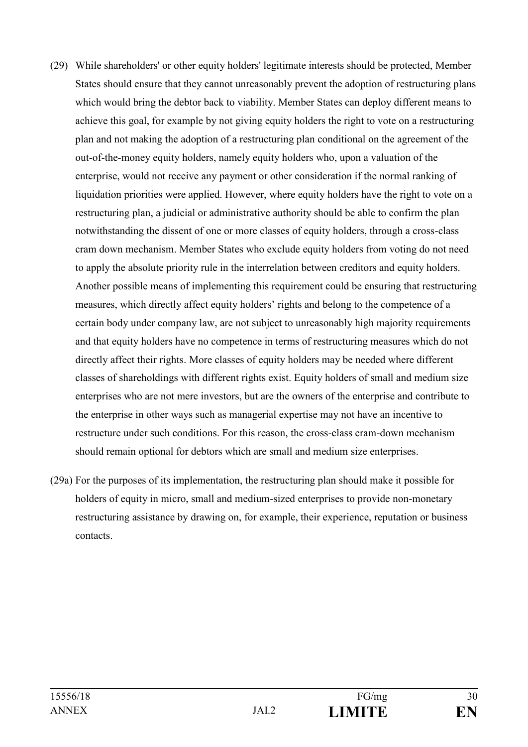(29) While shareholders' or other equity holders' legitimate interests should be protected, Member States should ensure that they cannot unreasonably prevent the adoption of restructuring plans which would bring the debtor back to viability. Member States can deploy different means to achieve this goal, for example by not giving equity holders the right to vote on a restructuring plan and not making the adoption of a restructuring plan conditional on the agreement of the out-of-the-money equity holders, namely equity holders who, upon a valuation of the enterprise, would not receive any payment or other consideration if the normal ranking of liquidation priorities were applied. However, where equity holders have the right to vote on a restructuring plan, a judicial or administrative authority should be able to confirm the plan notwithstanding the dissent of one or more classes of equity holders, through a cross-class cram down mechanism. Member States who exclude equity holders from voting do not need to apply the absolute priority rule in the interrelation between creditors and equity holders. Another possible means of implementing this requirement could be ensuring that restructuring measures, which directly affect equity holders' rights and belong to the competence of a certain body under company law, are not subject to unreasonably high majority requirements and that equity holders have no competence in terms of restructuring measures which do not directly affect their rights. More classes of equity holders may be needed where different classes of shareholdings with different rights exist. Equity holders of small and medium size enterprises who are not mere investors, but are the owners of the enterprise and contribute to the enterprise in other ways such as managerial expertise may not have an incentive to restructure under such conditions. For this reason, the cross-class cram-down mechanism should remain optional for debtors which are small and medium size enterprises.

(29a) For the purposes of its implementation, the restructuring plan should make it possible for holders of equity in micro, small and medium-sized enterprises to provide non-monetary restructuring assistance by drawing on, for example, their experience, reputation or business contacts.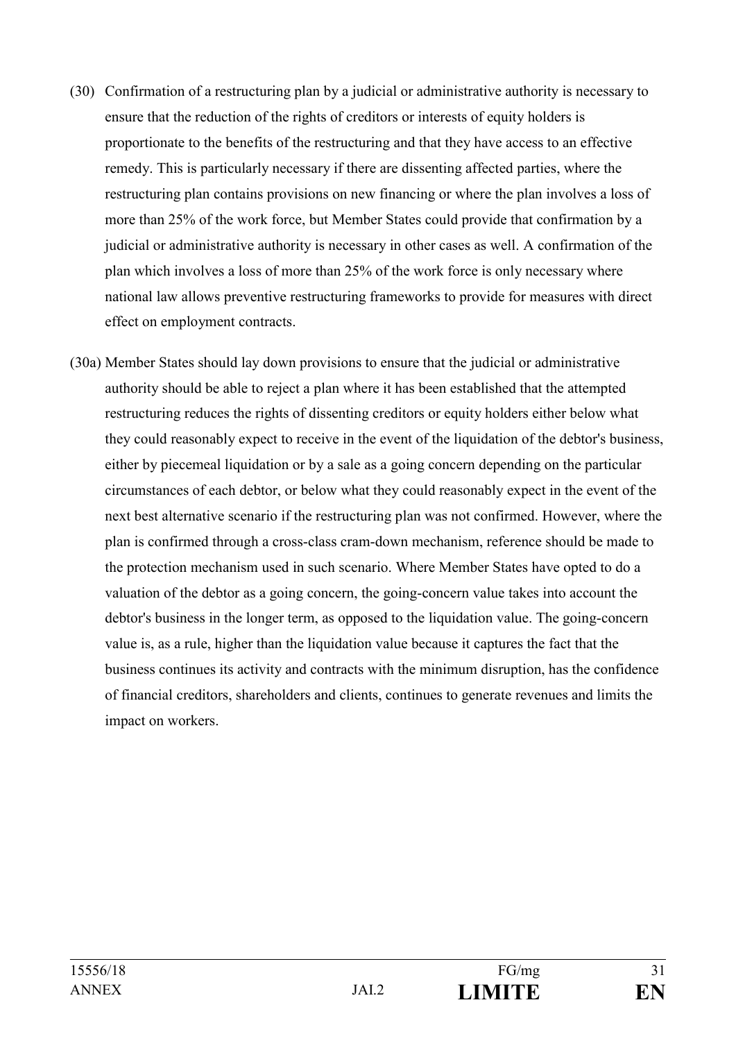(30) Confirmation of a restructuring plan by a judicial or administrative authority is necessary to ensure that the reduction of the rights of creditors or interests of equity holders is proportionate to the benefits of the restructuring and that they have access to an effective remedy. This is particularly necessary if there are dissenting affected parties, where the restructuring plan contains provisions on new financing or where the plan involves a loss of more than 25% of the work force, but Member States could provide that confirmation by a judicial or administrative authority is necessary in other cases as well. A confirmation of the plan which involves a loss of more than 25% of the work force is only necessary where national law allows preventive restructuring frameworks to provide for measures with direct effect on employment contracts.

(30a) Member States should lay down provisions to ensure that the judicial or administrative authority should be able to reject a plan where it has been established that the attempted restructuring reduces the rights of dissenting creditors or equity holders either below what they could reasonably expect to receive in the event of the liquidation of the debtor's business, either by piecemeal liquidation or by a sale as a going concern depending on the particular circumstances of each debtor, or below what they could reasonably expect in the event of the next best alternative scenario if the restructuring plan was not confirmed. However, where the plan is confirmed through a cross-class cram-down mechanism, reference should be made to the protection mechanism used in such scenario. Where Member States have opted to do a valuation of the debtor as a going concern, the going-concern value takes into account the debtor's business in the longer term, as opposed to the liquidation value. The going-concern value is, as a rule, higher than the liquidation value because it captures the fact that the business continues its activity and contracts with the minimum disruption, has the confidence of financial creditors, shareholders and clients, continues to generate revenues and limits the impact on workers.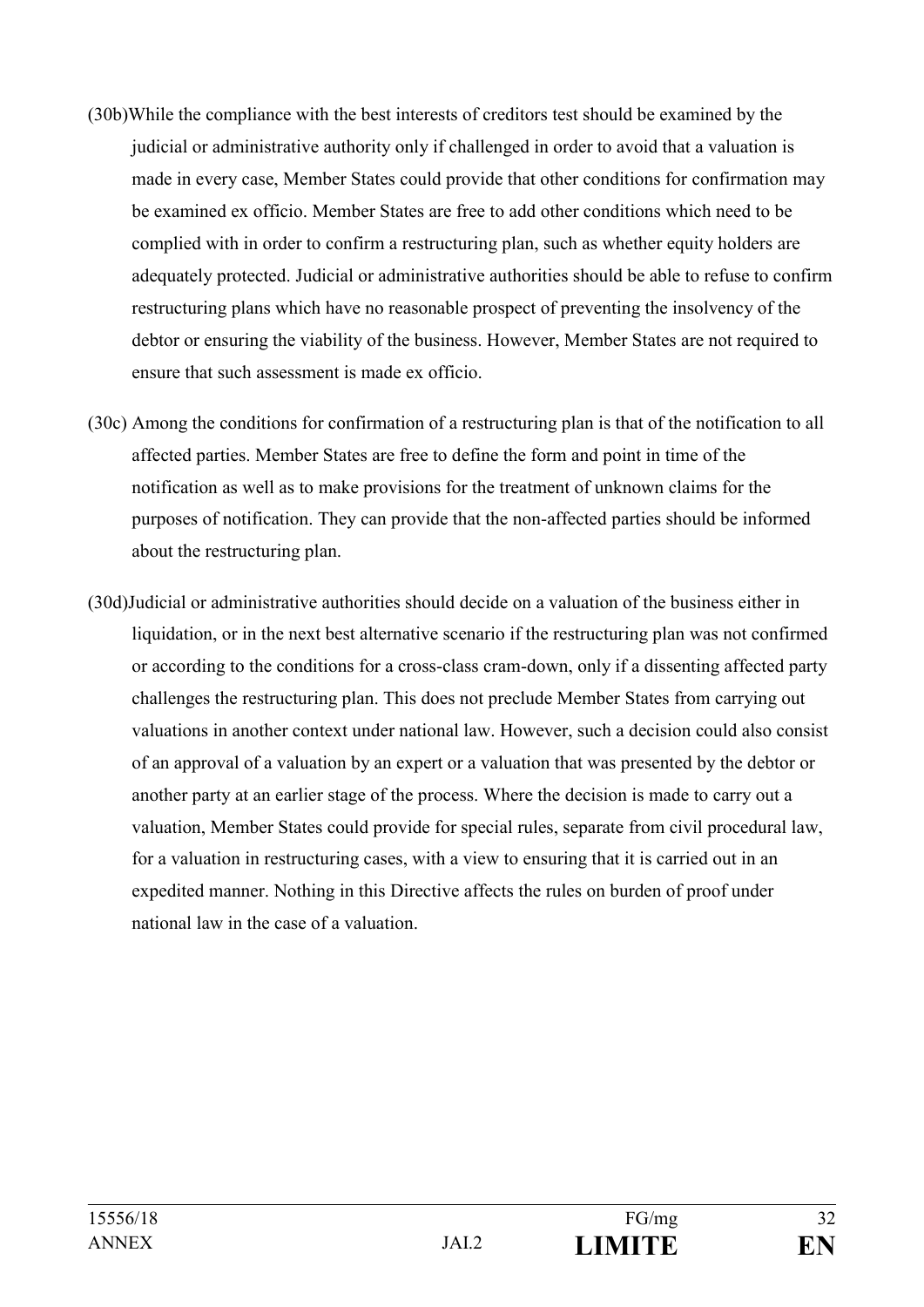(30b) While the compliance with the best interests of creditors test should be examined by the judicial or administrative authority only if challenged in order to avoid that a valuation is made in every case, Member States could provide that other conditions for confirmation may be examined ex officio. Member States are free to add other conditions which need to be complied with in order to confirm a restructuring plan, such as whether equity holders are adequately protected. Judicial or administrative authorities should be able to refuse to confirm restructuring plans which have no reasonable prospect of preventing the insolvency of the debtor or ensuring the viability of the business. However, Member States are not required to ensure that such assessment is made ex officio.

(30c) Among the conditions for confirmation of a restructuring plan is that of the notification to all affected parties. Member States are free to define the form and point in time of the notification as well as to make provisions for the treatment of unknown claims for the purposes of notification. They can provide that the non-affected parties should be informed about the restructuring plan.

(30d) Judicial or administrative authorities should decide on a valuation of the business either in liquidation, or in the next best alternative scenario if the restructuring plan was not confirmed or according to the conditions for a cross-class cram-down, only if a dissenting affected party challenges the restructuring plan. This does not preclude Member States from carrying out valuations in another context under national law. However, such a decision could also consist of an approval of a valuation by an expert or a valuation that was presented by the debtor or another party at an earlier stage of the process. Where the decision is made to carry out a valuation, Member States could provide for special rules, separate from civil procedural law, for a valuation in restructuring cases, with a view to ensuring that it is carried out in an expedited manner. Nothing in this Directive affects the rules on burden of proof under national law in the case of a valuation.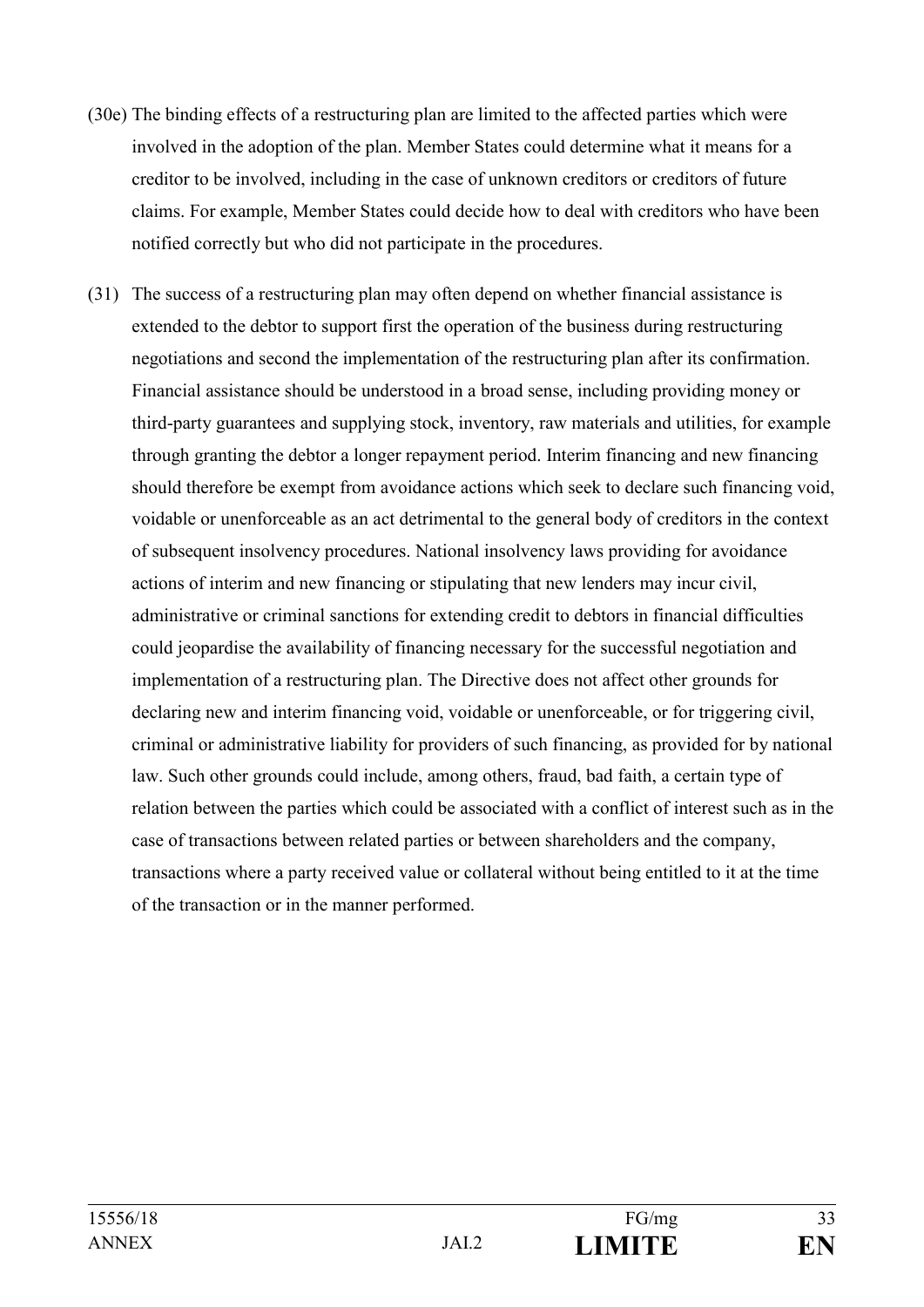(30e) The binding effects of a restructuring plan are limited to the affected parties which were involved in the adoption of the plan. Member States could determine what it means for a creditor to be involved, including in the case of unknown creditors or creditors of future claims. For example, Member States could decide how to deal with creditors who have been notified correctly but who did not participate in the procedures.

(31) The success of a restructuring plan may often depend on whether financial assistance is extended to the debtor to support first the operation of the business during restructuring negotiations and second the implementation of the restructuring plan after its confirmation. Financial assistance should be understood in a broad sense, including providing money or third-party guarantees and supplying stock, inventory, raw materials and utilities, for example through granting the debtor a longer repayment period. Interim financing and new financing should therefore be exempt from avoidance actions which seek to declare such financing void, voidable or unenforceable as an act detrimental to the general body of creditors in the context of subsequent insolvency procedures. National insolvency laws providing for avoidance actions of interim and new financing or stipulating that new lenders may incur civil, administrative or criminal sanctions for extending credit to debtors in financial difficulties could jeopardise the availability of financing necessary for the successful negotiation and implementation of a restructuring plan. The Directive does not affect other grounds for declaring new and interim financing void, voidable or unenforceable, or for triggering civil, criminal or administrative liability for providers of such financing, as provided for by national law. Such other grounds could include, among others, fraud, bad faith, a certain type of relation between the parties which could be associated with a conflict of interest such as in the case of transactions between related parties or between shareholders and the company, transactions where a party received value or collateral without being entitled to it at the time of the transaction or in the manner performed.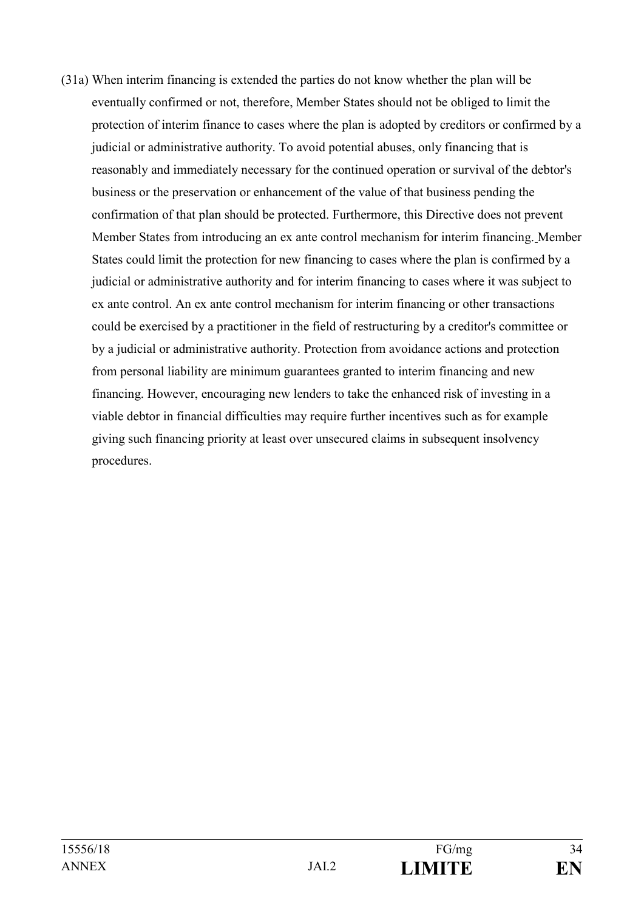(31a) When interim financing is extended the parties do not know whether the plan will be eventually confirmed or not, therefore, Member States should not be obliged to limit the protection of interim finance to cases where the plan is adopted by creditors or confirmed by a judicial or administrative authority. To avoid potential abuses, only financing that is reasonably and immediately necessary for the continued operation or survival of the debtor's business or the preservation or enhancement of the value of that business pending the confirmation of that plan should be protected. Furthermore, this Directive does not prevent Member States from introducing an ex ante control mechanism for interim financing. Member States could limit the protection for new financing to cases where the plan is confirmed by a judicial or administrative authority and for interim financing to cases where it was subject to ex ante control. An ex ante control mechanism for interim financing or other transactions could be exercised by a practitioner in the field of restructuring by a creditor's committee or by a judicial or administrative authority. Protection from avoidance actions and protection from personal liability are minimum guarantees granted to interim financing and new financing. However, encouraging new lenders to take the enhanced risk of investing in a viable debtor in financial difficulties may require further incentives such as for example giving such financing priority at least over unsecured claims in subsequent insolvency procedures.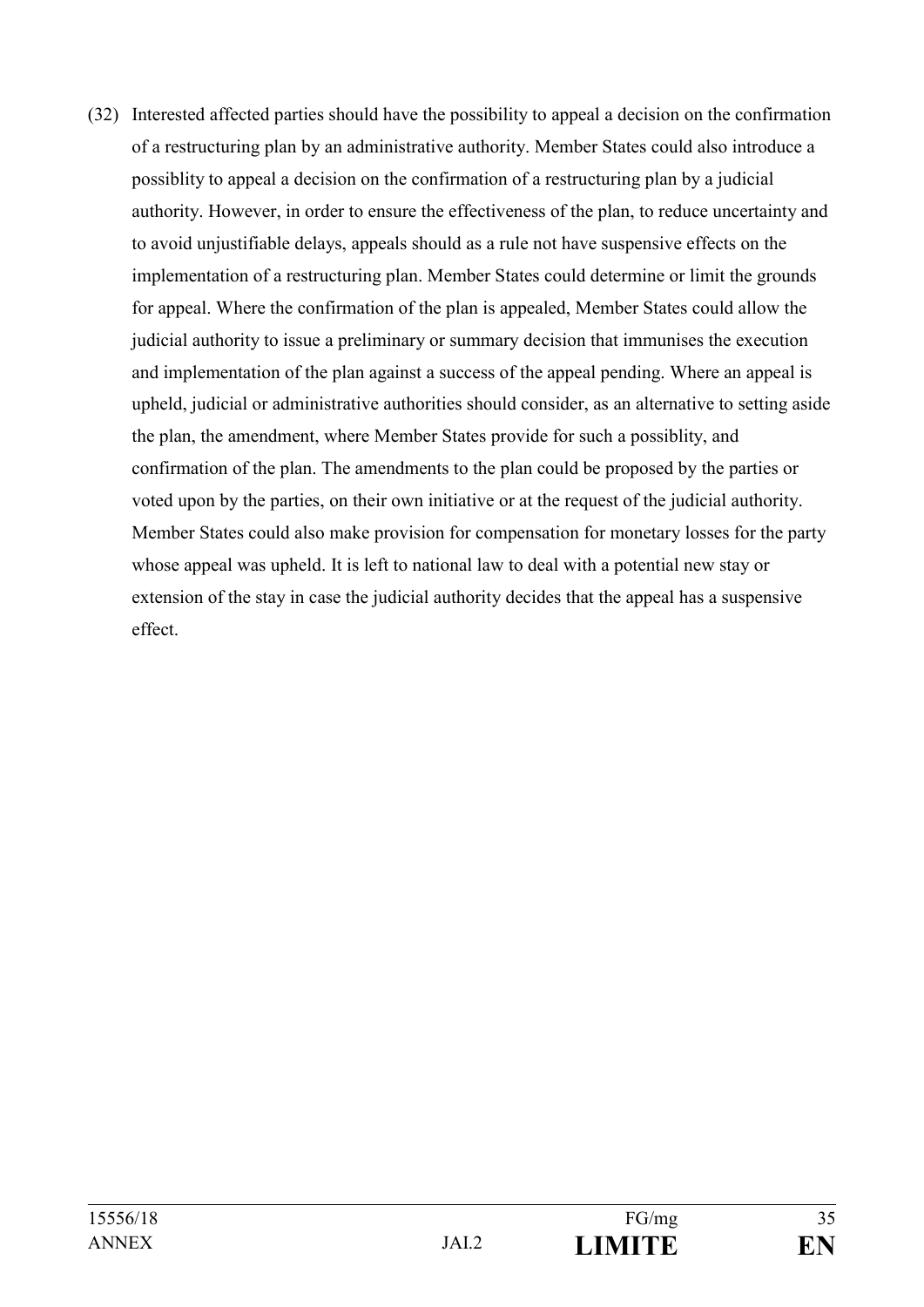(32) Interested affected parties should have the possibility to appeal a decision on the confirmation of a restructuring plan by an administrative authority. Member States could also introduce a possiblity to appeal a decision on the confirmation of a restructuring plan by a judicial authority. However, in order to ensure the effectiveness of the plan, to reduce uncertainty and to avoid unjustifiable delays, appeals should as a rule not have suspensive effects on the implementation of a restructuring plan. Member States could determine or limit the grounds for appeal. Where the confirmation of the plan is appealed, Member States could allow the judicial authority to issue a preliminary or summary decision that immunises the execution and implementation of the plan against a success of the appeal pending. Where an appeal is upheld, judicial or administrative authorities should consider, as an alternative to setting aside the plan, the amendment, where Member States provide for such a possiblity, and confirmation of the plan. The amendments to the plan could be proposed by the parties or voted upon by the parties, on their own initiative or at the request of the judicial authority. Member States could also make provision for compensation for monetary losses for the party whose appeal was upheld. It is left to national law to deal with a potential new stay or extension of the stay in case the judicial authority decides that the appeal has a suspensive effect.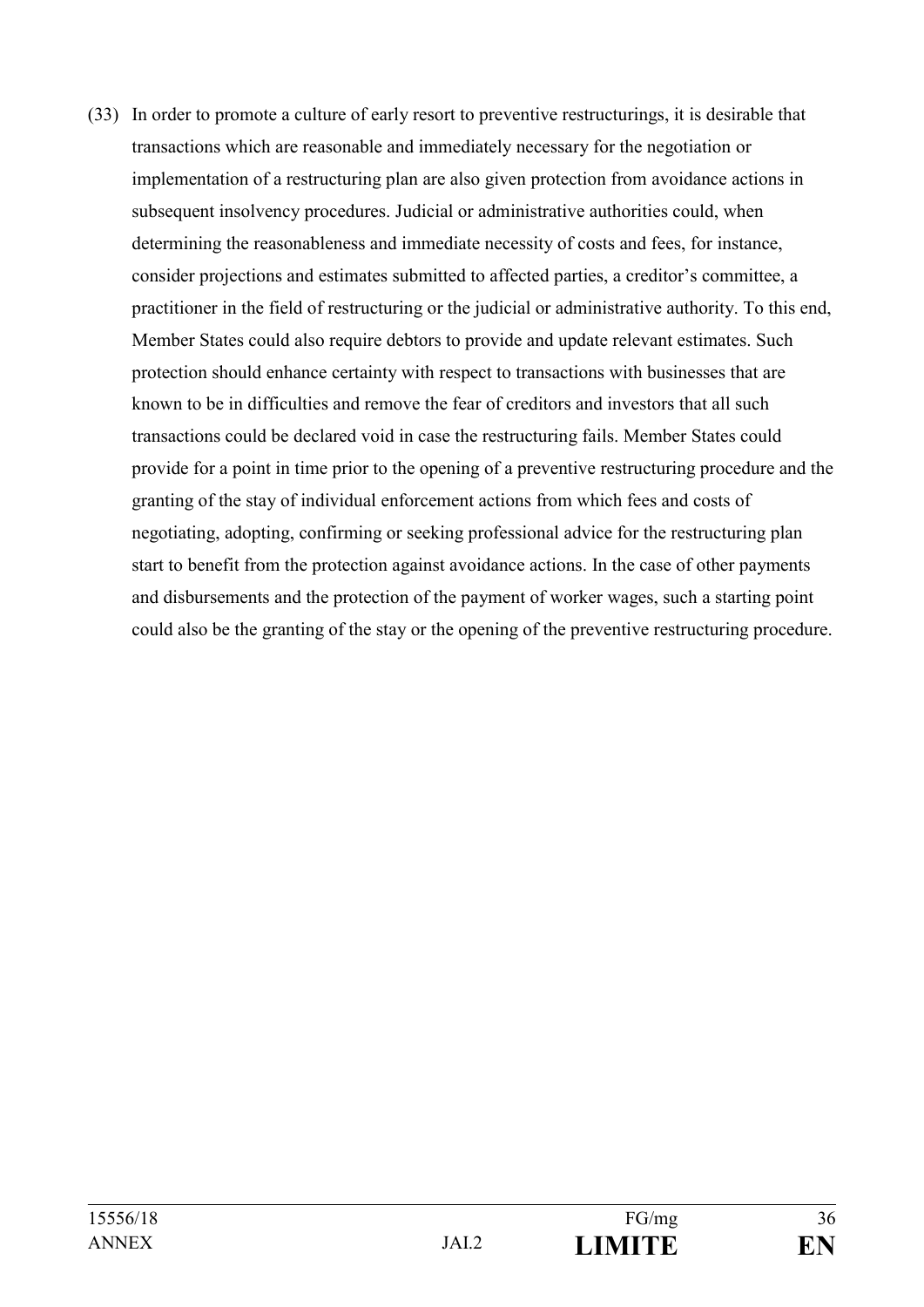(33) In order to promote a culture of early resort to preventive restructurings, it is desirable that transactions which are reasonable and immediately necessary for the negotiation or implementation of a restructuring plan are also given protection from avoidance actions in subsequent insolvency procedures. Judicial or administrative authorities could, when determining the reasonableness and immediate necessity of costs and fees, for instance, consider projections and estimates submitted to affected parties, a creditor's committee, a practitioner in the field of restructuring or the judicial or administrative authority. To this end, Member States could also require debtors to provide and update relevant estimates. Such protection should enhance certainty with respect to transactions with businesses that are known to be in difficulties and remove the fear of creditors and investors that all such transactions could be declared void in case the restructuring fails. Member States could provide for a point in time prior to the opening of a preventive restructuring procedure and the granting of the stay of individual enforcement actions from which fees and costs of negotiating, adopting, confirming or seeking professional advice for the restructuring plan start to benefit from the protection against avoidance actions. In the case of other payments and disbursements and the protection of the payment of worker wages, such a starting point could also be the granting of the stay or the opening of the preventive restructuring procedure.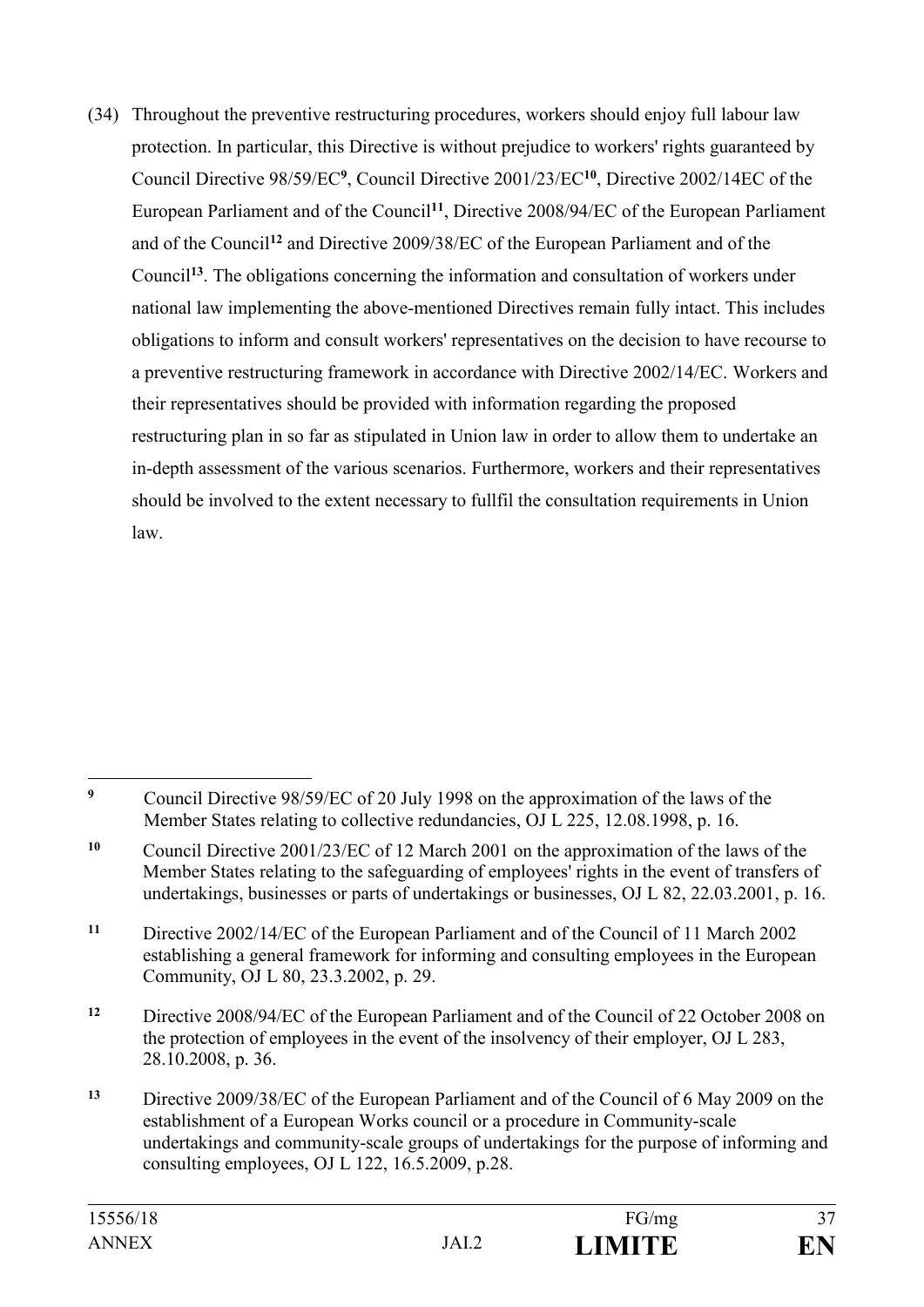(34) Throughout the preventive restructuring procedures, workers should enjoy full labour law protection. In particular, this Directive is without prejudice to workers' rights guaranteed by Council Directive 98/59/EC[9], Council Directive 2001/23/EC[10], Directive 2002/14EC of the European Parliament and of the Council[11], Directive 2008/94/EC of the European Parliament and of the Council[12] and Directive 2009/38/EC of the European Parliament and of the Council[13]. The obligations concerning the information and consultation of workers under national law implementing the above-mentioned Directives remain fully intact. This includes obligations to inform and consult workers' representatives on the decision to have recourse to a preventive restructuring framework in accordance with Directive 2002/14/EC. Workers and their representatives should be provided with information regarding the proposed restructuring plan in so far as stipulated in Union law in order to allow them to undertake an in-depth assessment of the various scenarios. Furthermore, workers and their representatives should be involved to the extent necessary to fullfil the consultation requirements in Union law.

---

[9] Council Directive 98/59/EC of 20 July 1998 on the approximation of the laws of the Member States relating to collective redundancies, OJ L 225, 12.08.1998, p. 16.

[10] Council Directive 2001/23/EC of 12 March 2001 on the approximation of the laws of the Member States relating to the safeguarding of employees' rights in the event of transfers of undertakings, businesses or parts of undertakings or businesses, OJ L 82, 22.03.2001, p. 16.

[11] Directive 2002/14/EC of the European Parliament and of the Council of 11 March 2002 establishing a general framework for informing and consulting employees in the European Community, OJ L 80, 23.3.2002, p. 29.

[12] Directive 2008/94/EC of the European Parliament and of the Council of 22 October 2008 on the protection of employees in the event of the insolvency of their employer, OJ L 283, 28.10.2008, p. 36.

[13] Directive 2009/38/EC of the European Parliament and of the Council of 6 May 2009 on the establishment of a European Works council or a procedure in Community-scale undertakings and community-scale groups of undertakings for the purpose of informing and consulting employees, OJ L 122, 16.5.2009, p.28.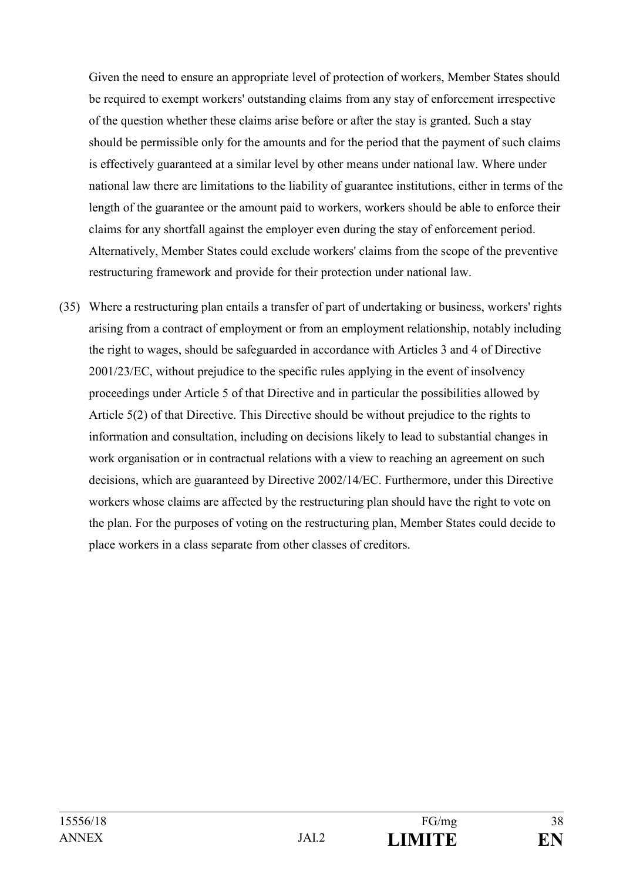Given the need to ensure an appropriate level of protection of workers, Member States should be required to exempt workers' outstanding claims from any stay of enforcement irrespective of the question whether these claims arise before or after the stay is granted. Such a stay should be permissible only for the amounts and for the period that the payment of such claims is effectively guaranteed at a similar level by other means under national law. Where under national law there are limitations to the liability of guarantee institutions, either in terms of the length of the guarantee or the amount paid to workers, workers should be able to enforce their claims for any shortfall against the employer even during the stay of enforcement period. Alternatively, Member States could exclude workers' claims from the scope of the preventive restructuring framework and provide for their protection under national law.

(35) Where a restructuring plan entails a transfer of part of undertaking or business, workers' rights arising from a contract of employment or from an employment relationship, notably including the right to wages, should be safeguarded in accordance with Articles 3 and 4 of Directive 2001/23/EC, without prejudice to the specific rules applying in the event of insolvency proceedings under Article 5 of that Directive and in particular the possibilities allowed by Article 5(2) of that Directive. This Directive should be without prejudice to the rights to information and consultation, including on decisions likely to lead to substantial changes in work organisation or in contractual relations with a view to reaching an agreement on such decisions, which are guaranteed by Directive 2002/14/EC. Furthermore, under this Directive workers whose claims are affected by the restructuring plan should have the right to vote on the plan. For the purposes of voting on the restructuring plan, Member States could decide to place workers in a class separate from other classes of creditors.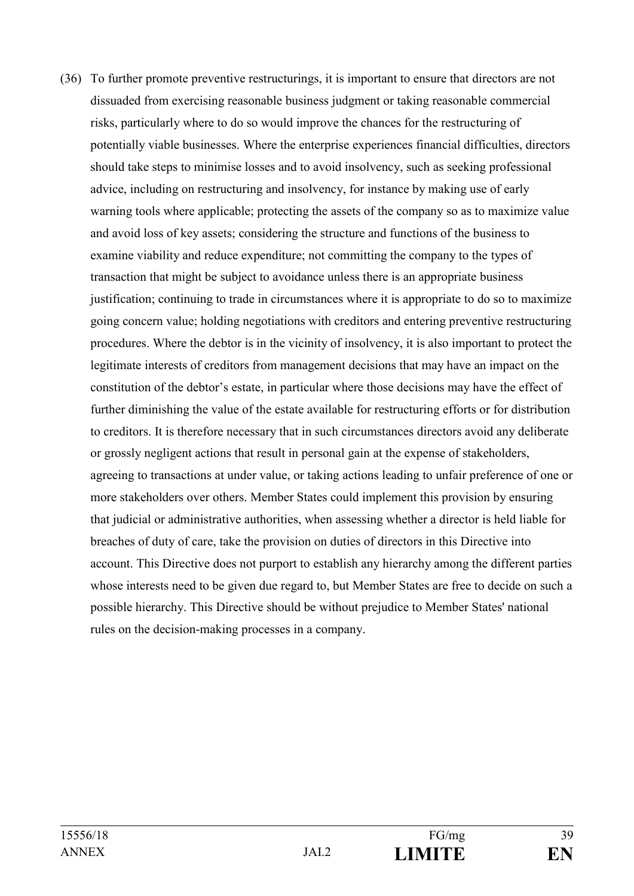(36) To further promote preventive restructurings, it is important to ensure that directors are not dissuaded from exercising reasonable business judgment or taking reasonable commercial risks, particularly where to do so would improve the chances for the restructuring of potentially viable businesses. Where the enterprise experiences financial difficulties, directors should take steps to minimise losses and to avoid insolvency, such as seeking professional advice, including on restructuring and insolvency, for instance by making use of early warning tools where applicable; protecting the assets of the company so as to maximize value and avoid loss of key assets; considering the structure and functions of the business to examine viability and reduce expenditure; not committing the company to the types of transaction that might be subject to avoidance unless there is an appropriate business justification; continuing to trade in circumstances where it is appropriate to do so to maximize going concern value; holding negotiations with creditors and entering preventive restructuring procedures. Where the debtor is in the vicinity of insolvency, it is also important to protect the legitimate interests of creditors from management decisions that may have an impact on the constitution of the debtor's estate, in particular where those decisions may have the effect of further diminishing the value of the estate available for restructuring efforts or for distribution to creditors. It is therefore necessary that in such circumstances directors avoid any deliberate or grossly negligent actions that result in personal gain at the expense of stakeholders, agreeing to transactions at under value, or taking actions leading to unfair preference of one or more stakeholders over others. Member States could implement this provision by ensuring that judicial or administrative authorities, when assessing whether a director is held liable for breaches of duty of care, take the provision on duties of directors in this Directive into account. This Directive does not purport to establish any hierarchy among the different parties whose interests need to be given due regard to, but Member States are free to decide on such a possible hierarchy. This Directive should be without prejudice to Member States' national rules on the decision-making processes in a company.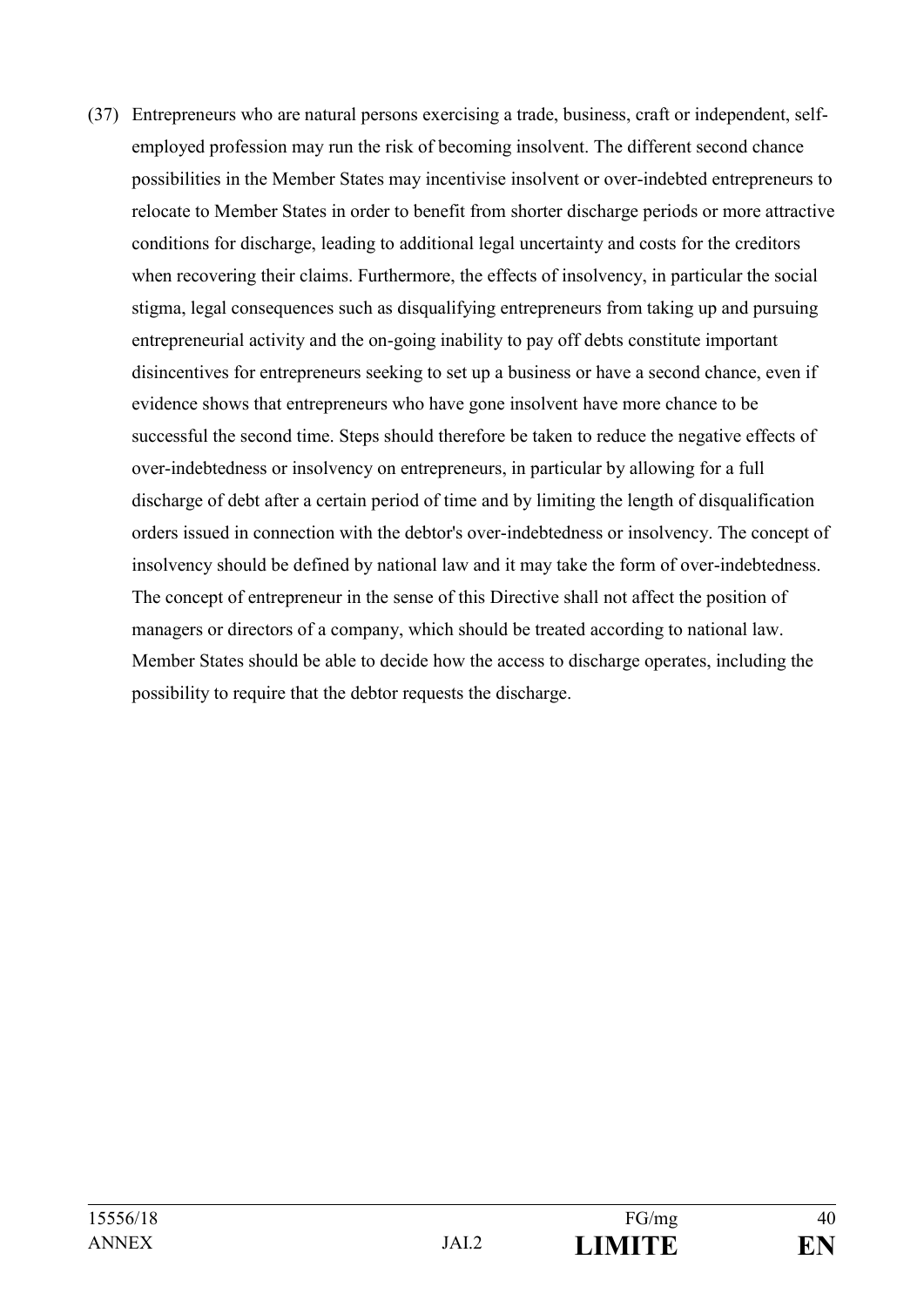(37) Entrepreneurs who are natural persons exercising a trade, business, craft or independent, self-employed profession may run the risk of becoming insolvent. The different second chance possibilities in the Member States may incentivise insolvent or over-indebted entrepreneurs to relocate to Member States in order to benefit from shorter discharge periods or more attractive conditions for discharge, leading to additional legal uncertainty and costs for the creditors when recovering their claims. Furthermore, the effects of insolvency, in particular the social stigma, legal consequences such as disqualifying entrepreneurs from taking up and pursuing entrepreneurial activity and the on-going inability to pay off debts constitute important disincentives for entrepreneurs seeking to set up a business or have a second chance, even if evidence shows that entrepreneurs who have gone insolvent have more chance to be successful the second time. Steps should therefore be taken to reduce the negative effects of over-indebtedness or insolvency on entrepreneurs, in particular by allowing for a full discharge of debt after a certain period of time and by limiting the length of disqualification orders issued in connection with the debtor's over-indebtedness or insolvency. The concept of insolvency should be defined by national law and it may take the form of over-indebtedness. The concept of entrepreneur in the sense of this Directive shall not affect the position of managers or directors of a company, which should be treated according to national law. Member States should be able to decide how the access to discharge operates, including the possibility to require that the debtor requests the discharge.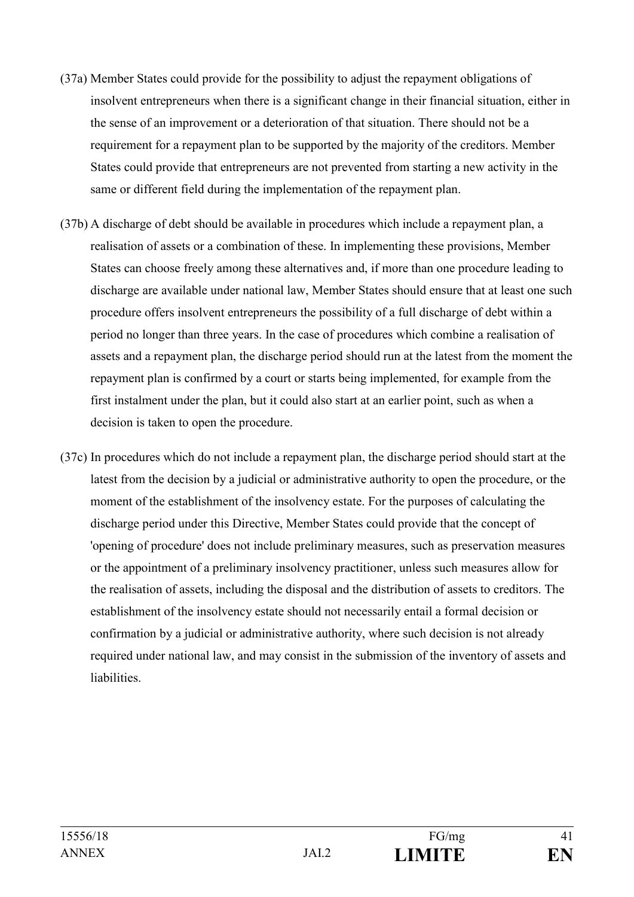(37a) Member States could provide for the possibility to adjust the repayment obligations of insolvent entrepreneurs when there is a significant change in their financial situation, either in the sense of an improvement or a deterioration of that situation. There should not be a requirement for a repayment plan to be supported by the majority of the creditors. Member States could provide that entrepreneurs are not prevented from starting a new activity in the same or different field during the implementation of the repayment plan.

(37b) A discharge of debt should be available in procedures which include a repayment plan, a realisation of assets or a combination of these. In implementing these provisions, Member States can choose freely among these alternatives and, if more than one procedure leading to discharge are available under national law, Member States should ensure that at least one such procedure offers insolvent entrepreneurs the possibility of a full discharge of debt within a period no longer than three years. In the case of procedures which combine a realisation of assets and a repayment plan, the discharge period should run at the latest from the moment the repayment plan is confirmed by a court or starts being implemented, for example from the first instalment under the plan, but it could also start at an earlier point, such as when a decision is taken to open the procedure.

(37c) In procedures which do not include a repayment plan, the discharge period should start at the latest from the decision by a judicial or administrative authority to open the procedure, or the moment of the establishment of the insolvency estate. For the purposes of calculating the discharge period under this Directive, Member States could provide that the concept of 'opening of procedure' does not include preliminary measures, such as preservation measures or the appointment of a preliminary insolvency practitioner, unless such measures allow for the realisation of assets, including the disposal and the distribution of assets to creditors. The establishment of the insolvency estate should not necessarily entail a formal decision or confirmation by a judicial or administrative authority, where such decision is not already required under national law, and may consist in the submission of the inventory of assets and liabilities.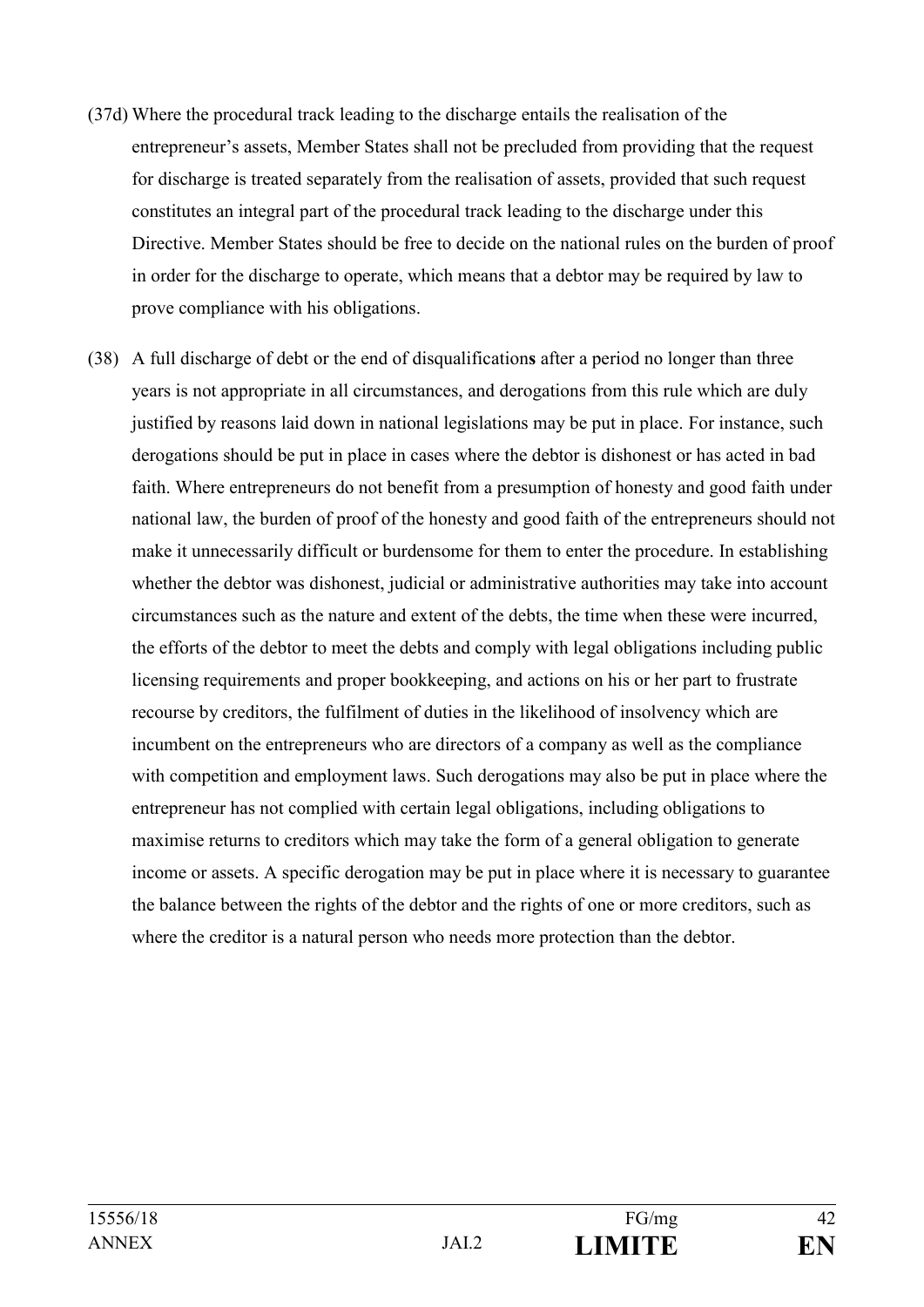(37d) Where the procedural track leading to the discharge entails the realisation of the entrepreneur's assets, Member States shall not be precluded from providing that the request for discharge is treated separately from the realisation of assets, provided that such request constitutes an integral part of the procedural track leading to the discharge under this Directive. Member States should be free to decide on the national rules on the burden of proof in order for the discharge to operate, which means that a debtor may be required by law to prove compliance with his obligations.

(38) A full discharge of debt or the end of disqualification**s** after a period no longer than three years is not appropriate in all circumstances, and derogations from this rule which are duly justified by reasons laid down in national legislations may be put in place. For instance, such derogations should be put in place in cases where the debtor is dishonest or has acted in bad faith. Where entrepreneurs do not benefit from a presumption of honesty and good faith under national law, the burden of proof of the honesty and good faith of the entrepreneurs should not make it unnecessarily difficult or burdensome for them to enter the procedure. In establishing whether the debtor was dishonest, judicial or administrative authorities may take into account circumstances such as the nature and extent of the debts, the time when these were incurred, the efforts of the debtor to meet the debts and comply with legal obligations including public licensing requirements and proper bookkeeping, and actions on his or her part to frustrate recourse by creditors, the fulfilment of duties in the likelihood of insolvency which are incumbent on the entrepreneurs who are directors of a company as well as the compliance with competition and employment laws. Such derogations may also be put in place where the entrepreneur has not complied with certain legal obligations, including obligations to maximise returns to creditors which may take the form of a general obligation to generate income or assets. A specific derogation may be put in place where it is necessary to guarantee the balance between the rights of the debtor and the rights of one or more creditors, such as where the creditor is a natural person who needs more protection than the debtor.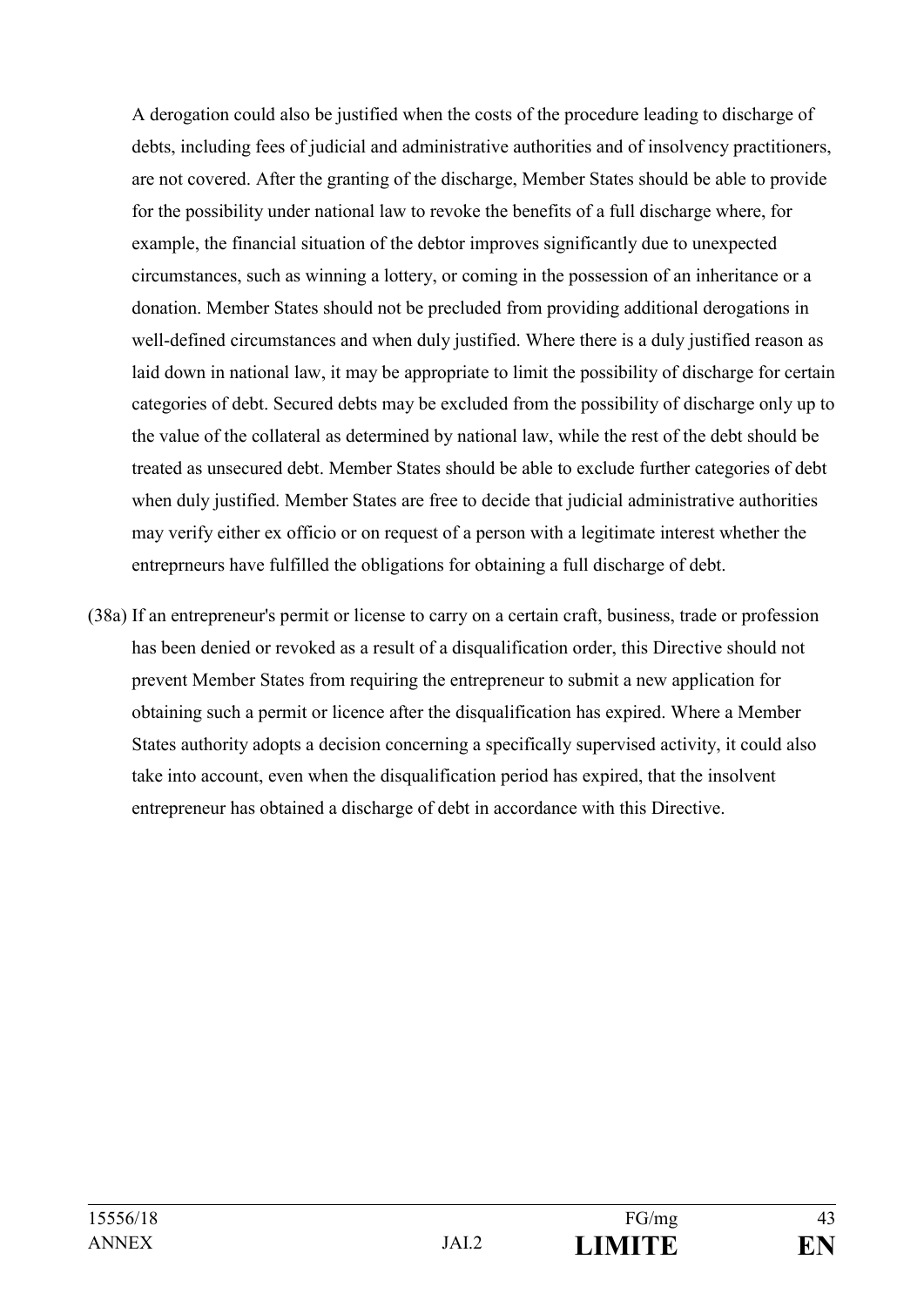A derogation could also be justified when the costs of the procedure leading to discharge of debts, including fees of judicial and administrative authorities and of insolvency practitioners, are not covered. After the granting of the discharge, Member States should be able to provide for the possibility under national law to revoke the benefits of a full discharge where, for example, the financial situation of the debtor improves significantly due to unexpected circumstances, such as winning a lottery, or coming in the possession of an inheritance or a donation. Member States should not be precluded from providing additional derogations in well-defined circumstances and when duly justified. Where there is a duly justified reason as laid down in national law, it may be appropriate to limit the possibility of discharge for certain categories of debt. Secured debts may be excluded from the possibility of discharge only up to the value of the collateral as determined by national law, while the rest of the debt should be treated as unsecured debt. Member States should be able to exclude further categories of debt when duly justified. Member States are free to decide that judicial administrative authorities may verify either ex officio or on request of a person with a legitimate interest whether the entreprneurs have fulfilled the obligations for obtaining a full discharge of debt.

(38a) If an entrepreneur's permit or license to carry on a certain craft, business, trade or profession has been denied or revoked as a result of a disqualification order, this Directive should not prevent Member States from requiring the entrepreneur to submit a new application for obtaining such a permit or licence after the disqualification has expired. Where a Member States authority adopts a decision concerning a specifically supervised activity, it could also take into account, even when the disqualification period has expired, that the insolvent entrepreneur has obtained a discharge of debt in accordance with this Directive.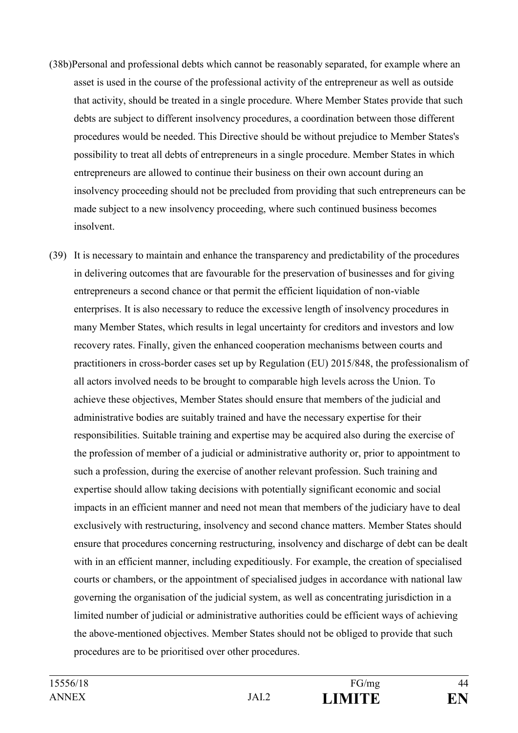(38b) Personal and professional debts which cannot be reasonably separated, for example where an asset is used in the course of the professional activity of the entrepreneur as well as outside that activity, should be treated in a single procedure. Where Member States provide that such debts are subject to different insolvency procedures, a coordination between those different procedures would be needed. This Directive should be without prejudice to Member States's possibility to treat all debts of entrepreneurs in a single procedure. Member States in which entrepreneurs are allowed to continue their business on their own account during an insolvency proceeding should not be precluded from providing that such entrepreneurs can be made subject to a new insolvency proceeding, where such continued business becomes insolvent.

(39) It is necessary to maintain and enhance the transparency and predictability of the procedures in delivering outcomes that are favourable for the preservation of businesses and for giving entrepreneurs a second chance or that permit the efficient liquidation of non-viable enterprises. It is also necessary to reduce the excessive length of insolvency procedures in many Member States, which results in legal uncertainty for creditors and investors and low recovery rates. Finally, given the enhanced cooperation mechanisms between courts and practitioners in cross-border cases set up by Regulation (EU) 2015/848, the professionalism of all actors involved needs to be brought to comparable high levels across the Union. To achieve these objectives, Member States should ensure that members of the judicial and administrative bodies are suitably trained and have the necessary expertise for their responsibilities. Suitable training and expertise may be acquired also during the exercise of the profession of member of a judicial or administrative authority or, prior to appointment to such a profession, during the exercise of another relevant profession. Such training and expertise should allow taking decisions with potentially significant economic and social impacts in an efficient manner and need not mean that members of the judiciary have to deal exclusively with restructuring, insolvency and second chance matters. Member States should ensure that procedures concerning restructuring, insolvency and discharge of debt can be dealt with in an efficient manner, including expeditiously. For example, the creation of specialised courts or chambers, or the appointment of specialised judges in accordance with national law governing the organisation of the judicial system, as well as concentrating jurisdiction in a limited number of judicial or administrative authorities could be efficient ways of achieving the above-mentioned objectives. Member States should not be obliged to provide that such procedures are to be prioritised over other procedures.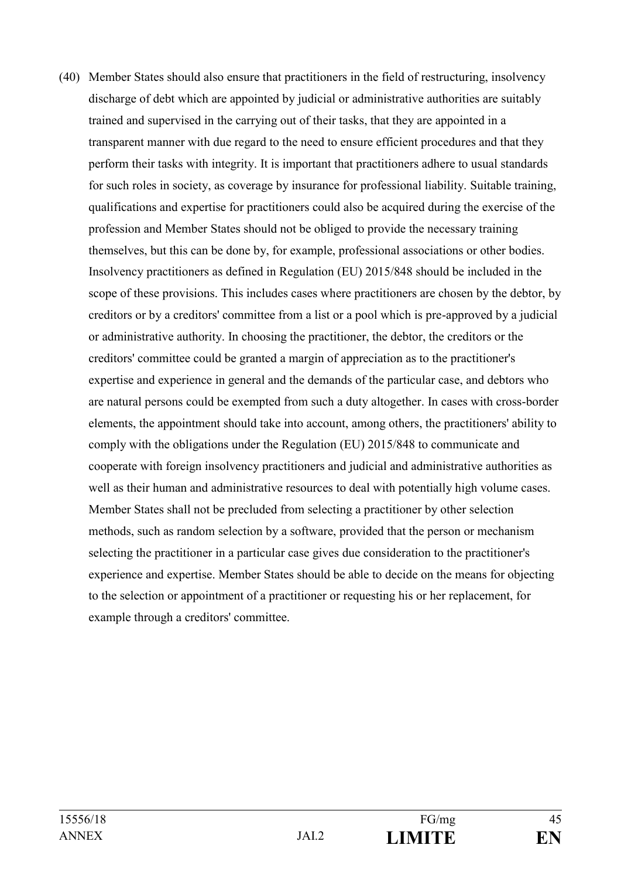(40) Member States should also ensure that practitioners in the field of restructuring, insolvency discharge of debt which are appointed by judicial or administrative authorities are suitably trained and supervised in the carrying out of their tasks, that they are appointed in a transparent manner with due regard to the need to ensure efficient procedures and that they perform their tasks with integrity. It is important that practitioners adhere to usual standards for such roles in society, as coverage by insurance for professional liability. Suitable training, qualifications and expertise for practitioners could also be acquired during the exercise of the profession and Member States should not be obliged to provide the necessary training themselves, but this can be done by, for example, professional associations or other bodies. Insolvency practitioners as defined in Regulation (EU) 2015/848 should be included in the scope of these provisions. This includes cases where practitioners are chosen by the debtor, by creditors or by a creditors' committee from a list or a pool which is pre-approved by a judicial or administrative authority. In choosing the practitioner, the debtor, the creditors or the creditors' committee could be granted a margin of appreciation as to the practitioner's expertise and experience in general and the demands of the particular case, and debtors who are natural persons could be exempted from such a duty altogether. In cases with cross-border elements, the appointment should take into account, among others, the practitioners' ability to comply with the obligations under the Regulation (EU) 2015/848 to communicate and cooperate with foreign insolvency practitioners and judicial and administrative authorities as well as their human and administrative resources to deal with potentially high volume cases. Member States shall not be precluded from selecting a practitioner by other selection methods, such as random selection by a software, provided that the person or mechanism selecting the practitioner in a particular case gives due consideration to the practitioner's experience and expertise. Member States should be able to decide on the means for objecting to the selection or appointment of a practitioner or requesting his or her replacement, for example through a creditors' committee.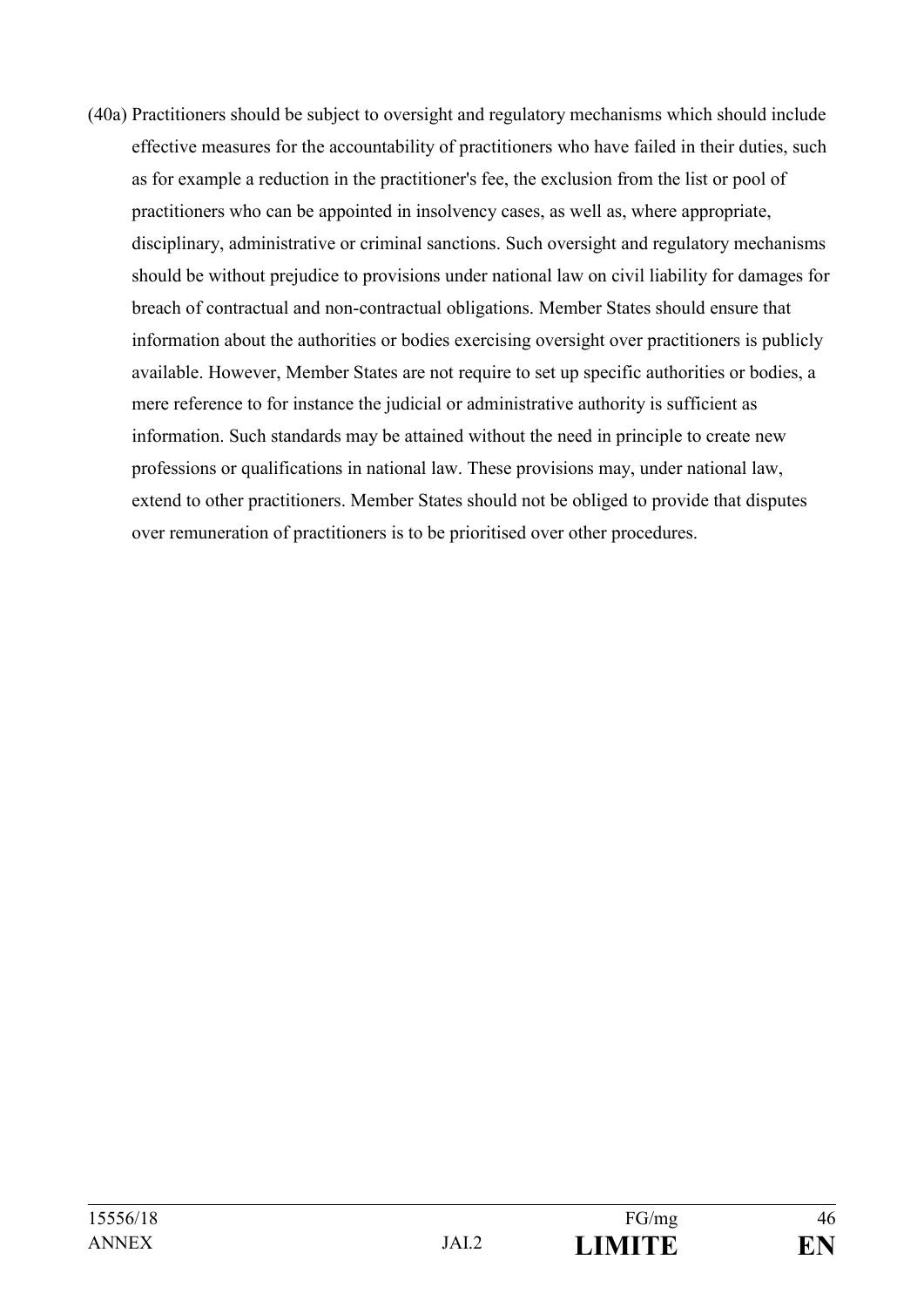(40a) Practitioners should be subject to oversight and regulatory mechanisms which should include effective measures for the accountability of practitioners who have failed in their duties, such as for example a reduction in the practitioner's fee, the exclusion from the list or pool of practitioners who can be appointed in insolvency cases, as well as, where appropriate, disciplinary, administrative or criminal sanctions. Such oversight and regulatory mechanisms should be without prejudice to provisions under national law on civil liability for damages for breach of contractual and non-contractual obligations. Member States should ensure that information about the authorities or bodies exercising oversight over practitioners is publicly available. However, Member States are not require to set up specific authorities or bodies, a mere reference to for instance the judicial or administrative authority is sufficient as information. Such standards may be attained without the need in principle to create new professions or qualifications in national law. These provisions may, under national law, extend to other practitioners. Member States should not be obliged to provide that disputes over remuneration of practitioners is to be prioritised over other procedures.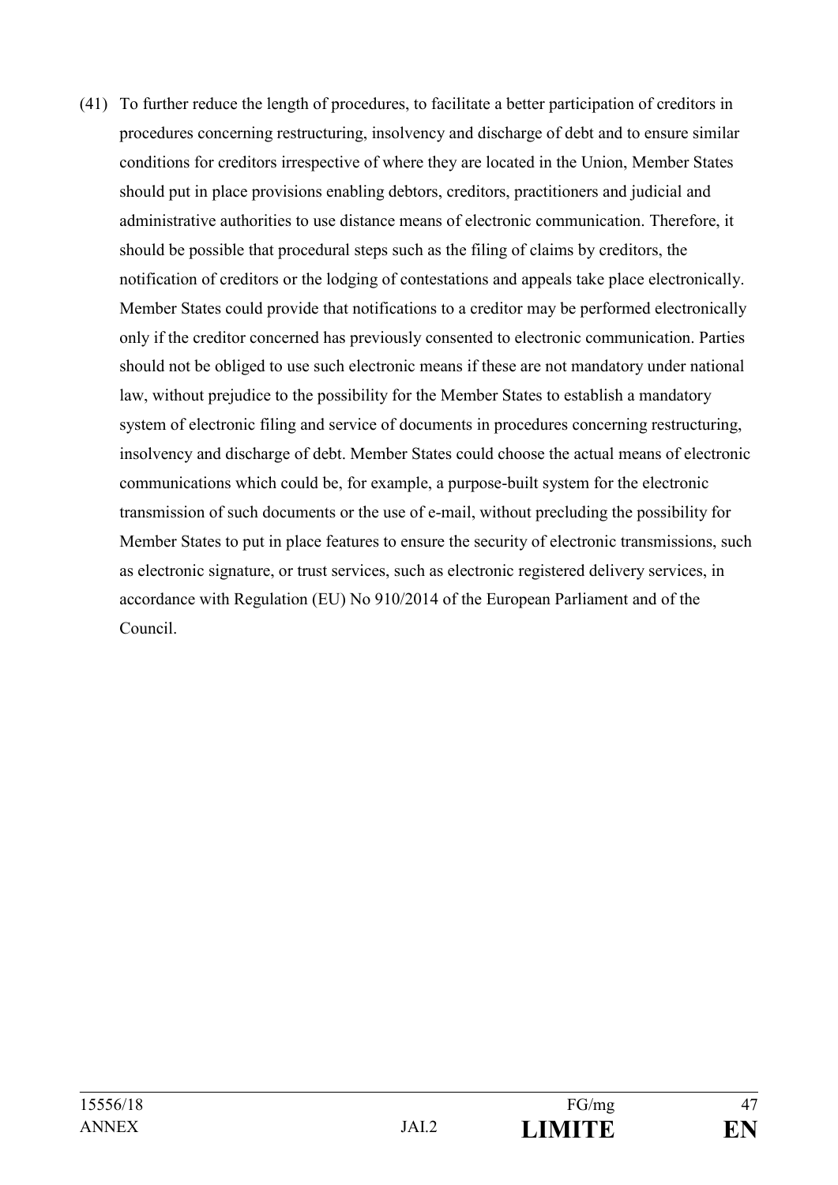(41) To further reduce the length of procedures, to facilitate a better participation of creditors in procedures concerning restructuring, insolvency and discharge of debt and to ensure similar conditions for creditors irrespective of where they are located in the Union, Member States should put in place provisions enabling debtors, creditors, practitioners and judicial and administrative authorities to use distance means of electronic communication. Therefore, it should be possible that procedural steps such as the filing of claims by creditors, the notification of creditors or the lodging of contestations and appeals take place electronically. Member States could provide that notifications to a creditor may be performed electronically only if the creditor concerned has previously consented to electronic communication. Parties should not be obliged to use such electronic means if these are not mandatory under national law, without prejudice to the possibility for the Member States to establish a mandatory system of electronic filing and service of documents in procedures concerning restructuring, insolvency and discharge of debt. Member States could choose the actual means of electronic communications which could be, for example, a purpose-built system for the electronic transmission of such documents or the use of e-mail, without precluding the possibility for Member States to put in place features to ensure the security of electronic transmissions, such as electronic signature, or trust services, such as electronic registered delivery services, in accordance with Regulation (EU) No 910/2014 of the European Parliament and of the Council.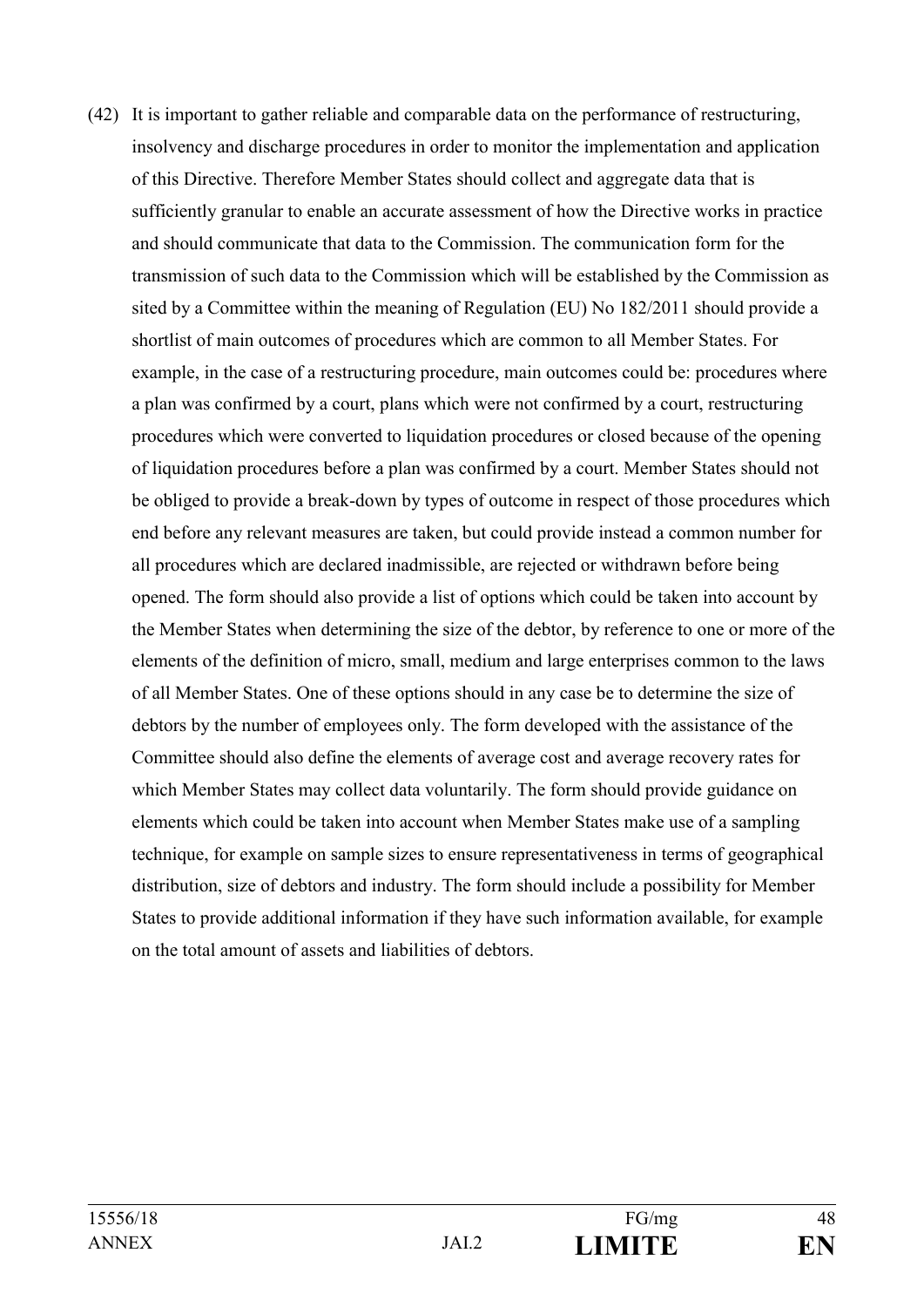(42) It is important to gather reliable and comparable data on the performance of restructuring, insolvency and discharge procedures in order to monitor the implementation and application of this Directive. Therefore Member States should collect and aggregate data that is sufficiently granular to enable an accurate assessment of how the Directive works in practice and should communicate that data to the Commission. The communication form for the transmission of such data to the Commission which will be established by the Commission as sited by a Committee within the meaning of Regulation (EU) No 182/2011 should provide a shortlist of main outcomes of procedures which are common to all Member States. For example, in the case of a restructuring procedure, main outcomes could be: procedures where a plan was confirmed by a court, plans which were not confirmed by a court, restructuring procedures which were converted to liquidation procedures or closed because of the opening of liquidation procedures before a plan was confirmed by a court. Member States should not be obliged to provide a break-down by types of outcome in respect of those procedures which end before any relevant measures are taken, but could provide instead a common number for all procedures which are declared inadmissible, are rejected or withdrawn before being opened. The form should also provide a list of options which could be taken into account by the Member States when determining the size of the debtor, by reference to one or more of the elements of the definition of micro, small, medium and large enterprises common to the laws of all Member States. One of these options should in any case be to determine the size of debtors by the number of employees only. The form developed with the assistance of the Committee should also define the elements of average cost and average recovery rates for which Member States may collect data voluntarily. The form should provide guidance on elements which could be taken into account when Member States make use of a sampling technique, for example on sample sizes to ensure representativeness in terms of geographical distribution, size of debtors and industry. The form should include a possibility for Member States to provide additional information if they have such information available, for example on the total amount of assets and liabilities of debtors.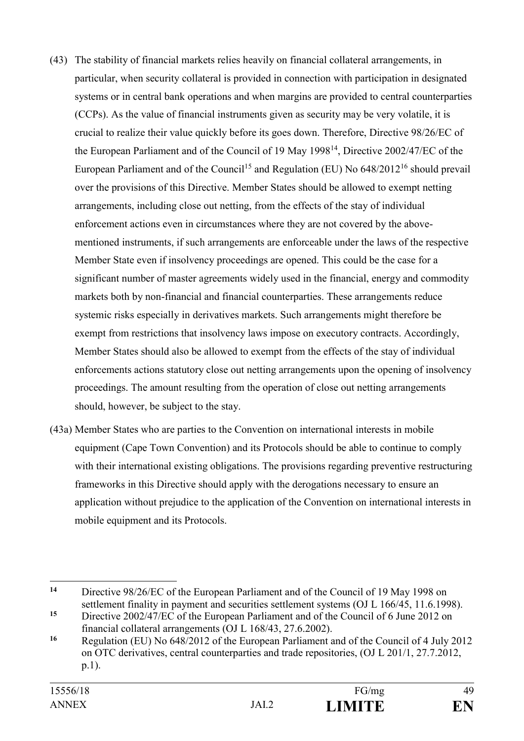(43) The stability of financial markets relies heavily on financial collateral arrangements, in particular, when security collateral is provided in connection with participation in designated systems or in central bank operations and when margins are provided to central counterparties (CCPs). As the value of financial instruments given as security may be very volatile, it is crucial to realize their value quickly before its goes down. Therefore, Directive 98/26/EC of the European Parliament and of the Council of 19 May 1998[14], Directive 2002/47/EC of the European Parliament and of the Council[15] and Regulation (EU) No 648/2012[16] should prevail over the provisions of this Directive. Member States should be allowed to exempt netting arrangements, including close out netting, from the effects of the stay of individual enforcement actions even in circumstances where they are not covered by the above-mentioned instruments, if such arrangements are enforceable under the laws of the respective Member State even if insolvency proceedings are opened. This could be the case for a significant number of master agreements widely used in the financial, energy and commodity markets both by non-financial and financial counterparties. These arrangements reduce systemic risks especially in derivatives markets. Such arrangements might therefore be exempt from restrictions that insolvency laws impose on executory contracts. Accordingly, Member States should also be allowed to exempt from the effects of the stay of individual enforcements actions statutory close out netting arrangements upon the opening of insolvency proceedings. The amount resulting from the operation of close out netting arrangements should, however, be subject to the stay.

(43a) Member States who are parties to the Convention on international interests in mobile equipment (Cape Town Convention) and its Protocols should be able to continue to comply with their international existing obligations. The provisions regarding preventive restructuring frameworks in this Directive should apply with the derogations necessary to ensure an application without prejudice to the application of the Convention on international interests in mobile equipment and its Protocols.

---

[14] Directive 98/26/EC of the European Parliament and of the Council of 19 May 1998 on settlement finality in payment and securities settlement systems (OJ L 166/45, 11.6.1998).

[15] Directive 2002/47/EC of the European Parliament and of the Council of 6 June 2012 on financial collateral arrangements (OJ L 168/43, 27.6.2002).

[16] Regulation (EU) No 648/2012 of the European Parliament and of the Council of 4 July 2012 on OTC derivatives, central counterparties and trade repositories, (OJ L 201/1, 27.7.2012, p.1).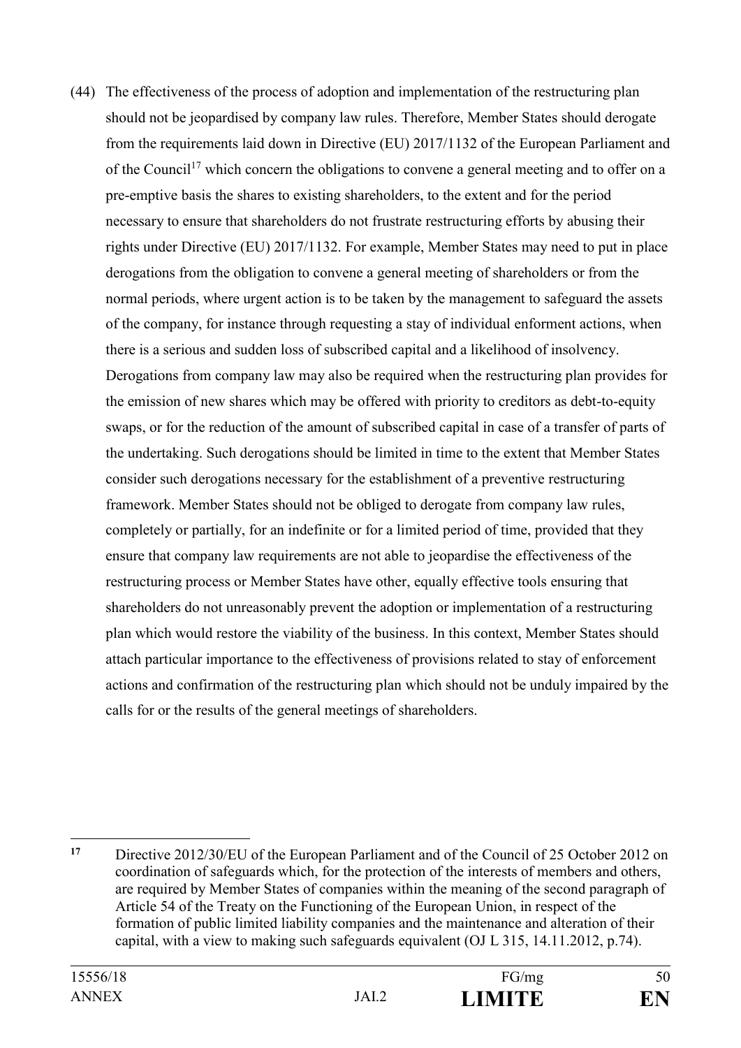(44) The effectiveness of the process of adoption and implementation of the restructuring plan should not be jeopardised by company law rules. Therefore, Member States should derogate from the requirements laid down in Directive (EU) 2017/1132 of the European Parliament and of the Council[17] which concern the obligations to convene a general meeting and to offer on a pre-emptive basis the shares to existing shareholders, to the extent and for the period necessary to ensure that shareholders do not frustrate restructuring efforts by abusing their rights under Directive (EU) 2017/1132. For example, Member States may need to put in place derogations from the obligation to convene a general meeting of shareholders or from the normal periods, where urgent action is to be taken by the management to safeguard the assets of the company, for instance through requesting a stay of individual enforment actions, when there is a serious and sudden loss of subscribed capital and a likelihood of insolvency. Derogations from company law may also be required when the restructuring plan provides for the emission of new shares which may be offered with priority to creditors as debt-to-equity swaps, or for the reduction of the amount of subscribed capital in case of a transfer of parts of the undertaking. Such derogations should be limited in time to the extent that Member States consider such derogations necessary for the establishment of a preventive restructuring framework. Member States should not be obliged to derogate from company law rules, completely or partially, for an indefinite or for a limited period of time, provided that they ensure that company law requirements are not able to jeopardise the effectiveness of the restructuring process or Member States have other, equally effective tools ensuring that shareholders do not unreasonably prevent the adoption or implementation of a restructuring plan which would restore the viability of the business. In this context, Member States should attach particular importance to the effectiveness of provisions related to stay of enforcement actions and confirmation of the restructuring plan which should not be unduly impaired by the calls for or the results of the general meetings of shareholders.

---

[17] Directive 2012/30/EU of the European Parliament and of the Council of 25 October 2012 on coordination of safeguards which, for the protection of the interests of members and others, are required by Member States of companies within the meaning of the second paragraph of Article 54 of the Treaty on the Functioning of the European Union, in respect of the formation of public limited liability companies and the maintenance and alteration of their capital, with a view to making such safeguards equivalent (OJ L 315, 14.11.2012, p.74).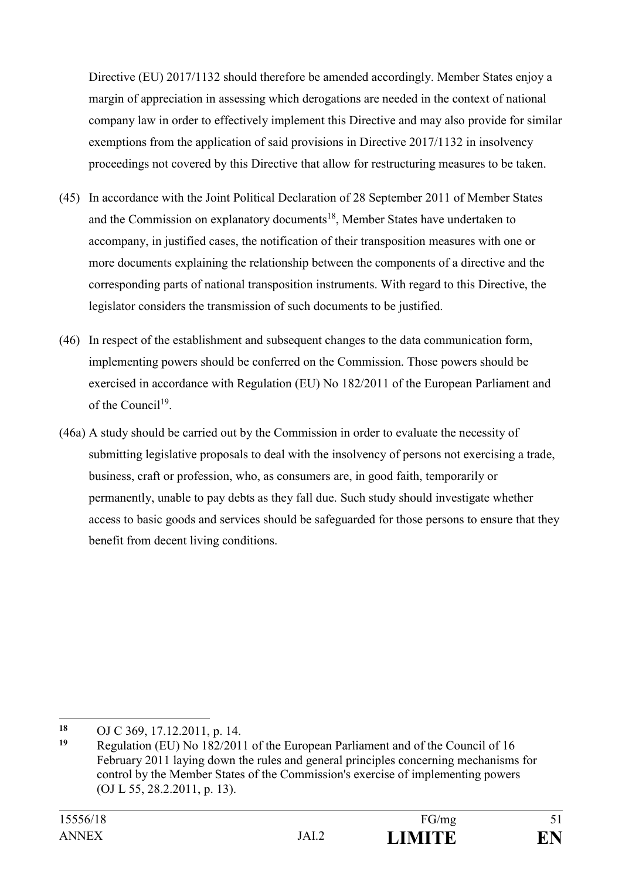Directive (EU) 2017/1132 should therefore be amended accordingly. Member States enjoy a margin of appreciation in assessing which derogations are needed in the context of national company law in order to effectively implement this Directive and may also provide for similar exemptions from the application of said provisions in Directive 2017/1132 in insolvency proceedings not covered by this Directive that allow for restructuring measures to be taken.

(45) In accordance with the Joint Political Declaration of 28 September 2011 of Member States and the Commission on explanatory documents[18], Member States have undertaken to accompany, in justified cases, the notification of their transposition measures with one or more documents explaining the relationship between the components of a directive and the corresponding parts of national transposition instruments. With regard to this Directive, the legislator considers the transmission of such documents to be justified.

(46) In respect of the establishment and subsequent changes to the data communication form, implementing powers should be conferred on the Commission. Those powers should be exercised in accordance with Regulation (EU) No 182/2011 of the European Parliament and of the Council[19].

(46a) A study should be carried out by the Commission in order to evaluate the necessity of submitting legislative proposals to deal with the insolvency of persons not exercising a trade, business, craft or profession, who, as consumers are, in good faith, temporarily or permanently, unable to pay debts as they fall due. Such study should investigate whether access to basic goods and services should be safeguarded for those persons to ensure that they benefit from decent living conditions.

---

[18] OJ C 369, 17.12.2011, p. 14.

[19] Regulation (EU) No 182/2011 of the European Parliament and of the Council of 16 February 2011 laying down the rules and general principles concerning mechanisms for control by the Member States of the Commission's exercise of implementing powers (OJ L 55, 28.2.2011, p. 13).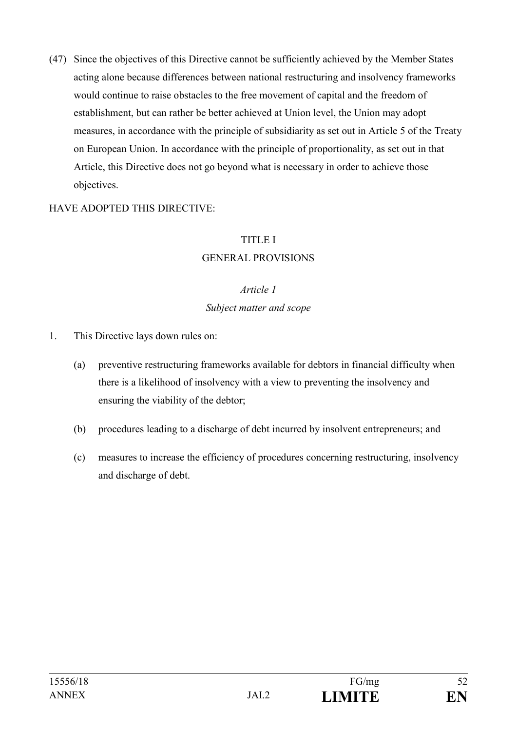(47) Since the objectives of this Directive cannot be sufficiently achieved by the Member States acting alone because differences between national restructuring and insolvency frameworks would continue to raise obstacles to the free movement of capital and the freedom of establishment, but can rather be better achieved at Union level, the Union may adopt measures, in accordance with the principle of subsidiarity as set out in Article 5 of the Treaty on European Union. In accordance with the principle of proportionality, as set out in that Article, this Directive does not go beyond what is necessary in order to achieve those objectives.

HAVE ADOPTED THIS DIRECTIVE:

## TITLE I
## GENERAL PROVISIONS

### *Article 1*
### *Subject matter and scope*

1. This Directive lays down rules on:

   (a) preventive restructuring frameworks available for debtors in financial difficulty when there is a likelihood of insolvency with a view to preventing the insolvency and ensuring the viability of the debtor;

   (b) procedures leading to a discharge of debt incurred by insolvent entrepreneurs; and

   (c) measures to increase the efficiency of procedures concerning restructuring, insolvency and discharge of debt.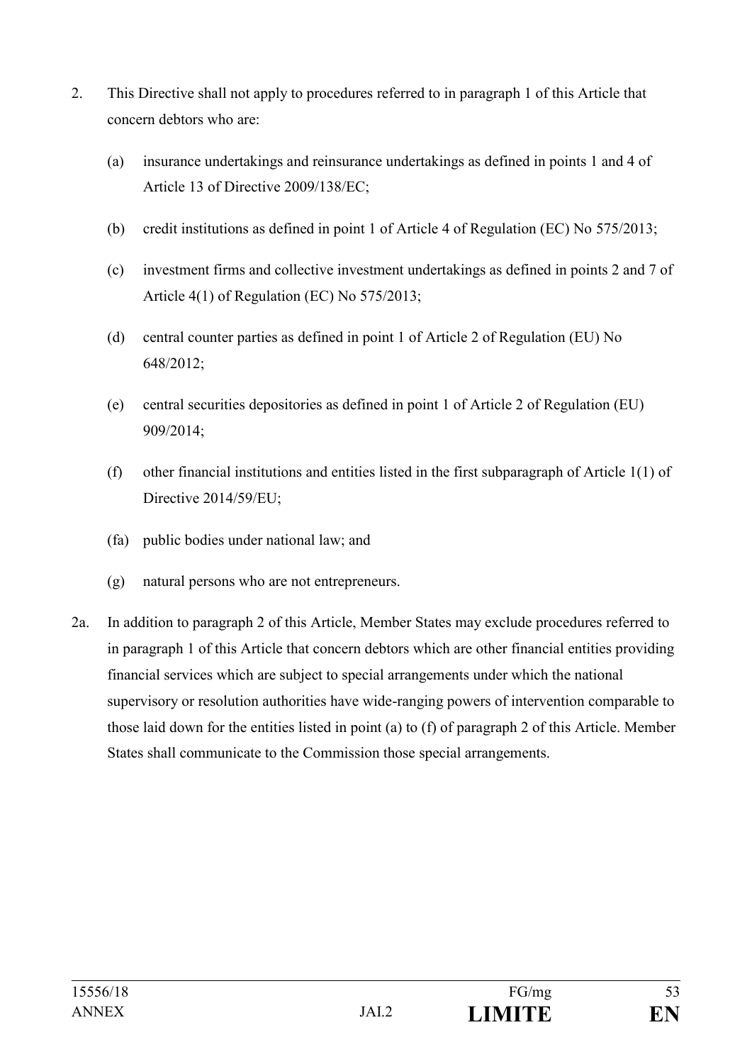2. This Directive shall not apply to procedures referred to in paragraph 1 of this Article that concern debtors who are:

   (a) insurance undertakings and reinsurance undertakings as defined in points 1 and 4 of Article 13 of Directive 2009/138/EC;

   (b) credit institutions as defined in point 1 of Article 4 of Regulation (EC) No 575/2013;

   (c) investment firms and collective investment undertakings as defined in points 2 and 7 of Article 4(1) of Regulation (EC) No 575/2013;

   (d) central counter parties as defined in point 1 of Article 2 of Regulation (EU) No 648/2012;

   (e) central securities depositories as defined in point 1 of Article 2 of Regulation (EU) 909/2014;

   (f) other financial institutions and entities listed in the first subparagraph of Article 1(1) of Directive 2014/59/EU;

   (fa) public bodies under national law; and

   (g) natural persons who are not entrepreneurs.

2a. In addition to paragraph 2 of this Article, Member States may exclude procedures referred to in paragraph 1 of this Article that concern debtors which are other financial entities providing financial services which are subject to special arrangements under which the national supervisory or resolution authorities have wide-ranging powers of intervention comparable to those laid down for the entities listed in point (a) to (f) of paragraph 2 of this Article. Member States shall communicate to the Commission those special arrangements.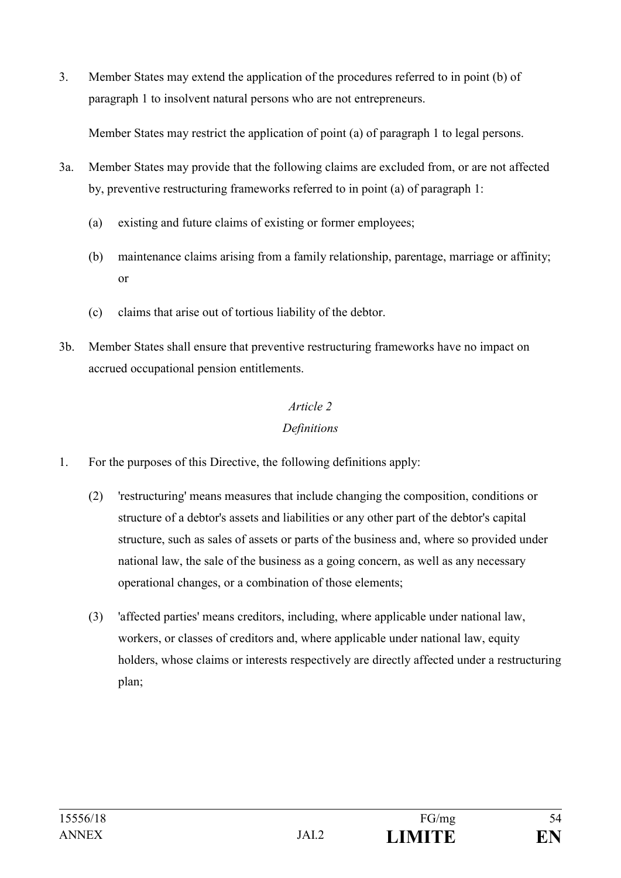3. Member States may extend the application of the procedures referred to in point (b) of paragraph 1 to insolvent natural persons who are not entrepreneurs.

   Member States may restrict the application of point (a) of paragraph 1 to legal persons.

3a. Member States may provide that the following claims are excluded from, or are not affected by, preventive restructuring frameworks referred to in point (a) of paragraph 1:

   (a) existing and future claims of existing or former employees;

   (b) maintenance claims arising from a family relationship, parentage, marriage or affinity; or

   (c) claims that arise out of tortious liability of the debtor.

3b. Member States shall ensure that preventive restructuring frameworks have no impact on accrued occupational pension entitlements.

*Article 2*

*Definitions*

1. For the purposes of this Directive, the following definitions apply:

   (2) 'restructuring' means measures that include changing the composition, conditions or structure of a debtor's assets and liabilities or any other part of the debtor's capital structure, such as sales of assets or parts of the business and, where so provided under national law, the sale of the business as a going concern, as well as any necessary operational changes, or a combination of those elements;

   (3) 'affected parties' means creditors, including, where applicable under national law, workers, or classes of creditors and, where applicable under national law, equity holders, whose claims or interests respectively are directly affected under a restructuring plan;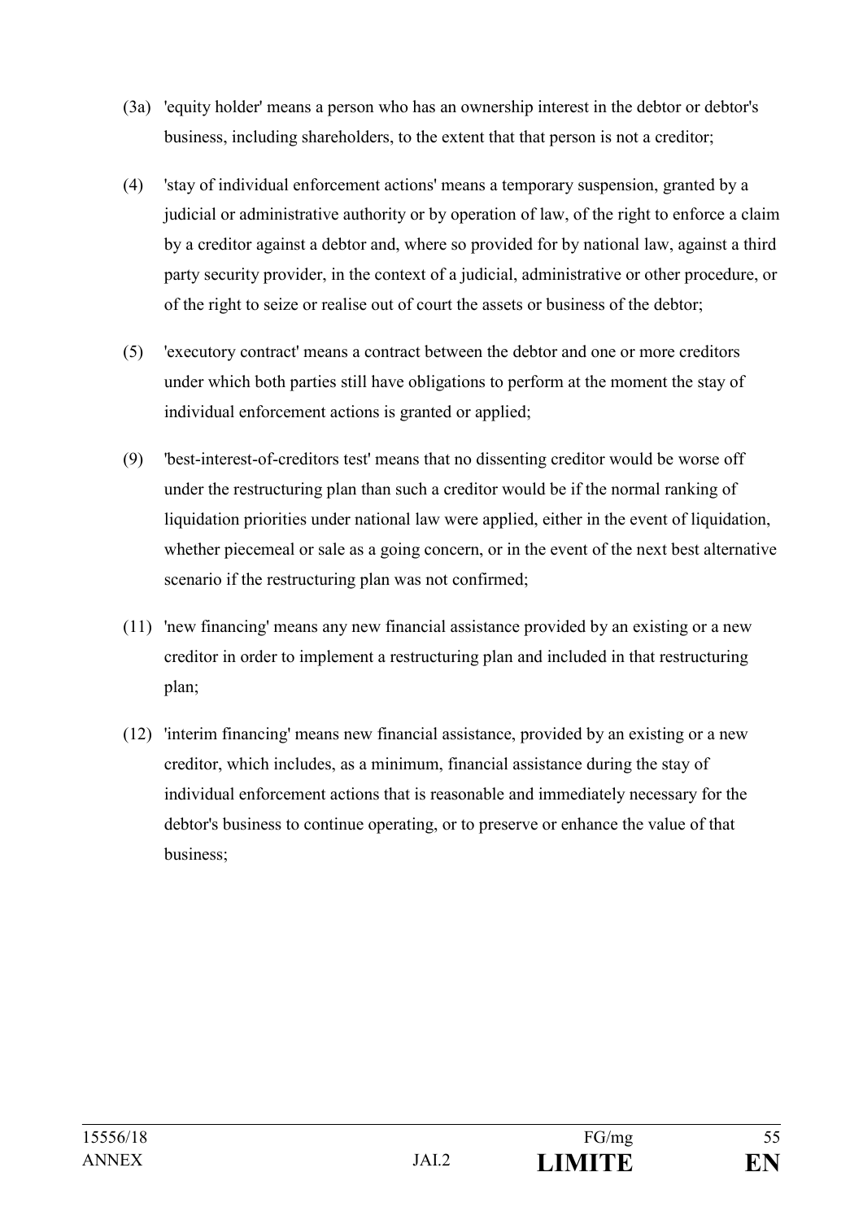(3a) 'equity holder' means a person who has an ownership interest in the debtor or debtor's business, including shareholders, to the extent that that person is not a creditor;

(4) 'stay of individual enforcement actions' means a temporary suspension, granted by a judicial or administrative authority or by operation of law, of the right to enforce a claim by a creditor against a debtor and, where so provided for by national law, against a third party security provider, in the context of a judicial, administrative or other procedure, or of the right to seize or realise out of court the assets or business of the debtor;

(5) 'executory contract' means a contract between the debtor and one or more creditors under which both parties still have obligations to perform at the moment the stay of individual enforcement actions is granted or applied;

(9) 'best-interest-of-creditors test' means that no dissenting creditor would be worse off under the restructuring plan than such a creditor would be if the normal ranking of liquidation priorities under national law were applied, either in the event of liquidation, whether piecemeal or sale as a going concern, or in the event of the next best alternative scenario if the restructuring plan was not confirmed;

(11) 'new financing' means any new financial assistance provided by an existing or a new creditor in order to implement a restructuring plan and included in that restructuring plan;

(12) 'interim financing' means new financial assistance, provided by an existing or a new creditor, which includes, as a minimum, financial assistance during the stay of individual enforcement actions that is reasonable and immediately necessary for the debtor's business to continue operating, or to preserve or enhance the value of that business;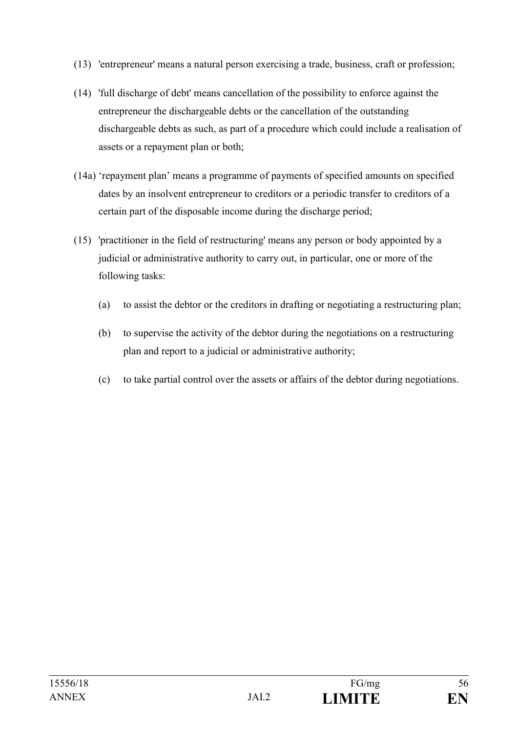(13) 'entrepreneur' means a natural person exercising a trade, business, craft or profession;

(14) 'full discharge of debt' means cancellation of the possibility to enforce against the entrepreneur the dischargeable debts or the cancellation of the outstanding dischargeable debts as such, as part of a procedure which could include a realisation of assets or a repayment plan or both;

(14a) ‘repayment plan’ means a programme of payments of specified amounts on specified dates by an insolvent entrepreneur to creditors or a periodic transfer to creditors of a certain part of the disposable income during the discharge period;

(15) 'practitioner in the field of restructuring' means any person or body appointed by a judicial or administrative authority to carry out, in particular, one or more of the following tasks:

(a) to assist the debtor or the creditors in drafting or negotiating a restructuring plan;

(b) to supervise the activity of the debtor during the negotiations on a restructuring plan and report to a judicial or administrative authority;

(c) to take partial control over the assets or affairs of the debtor during negotiations.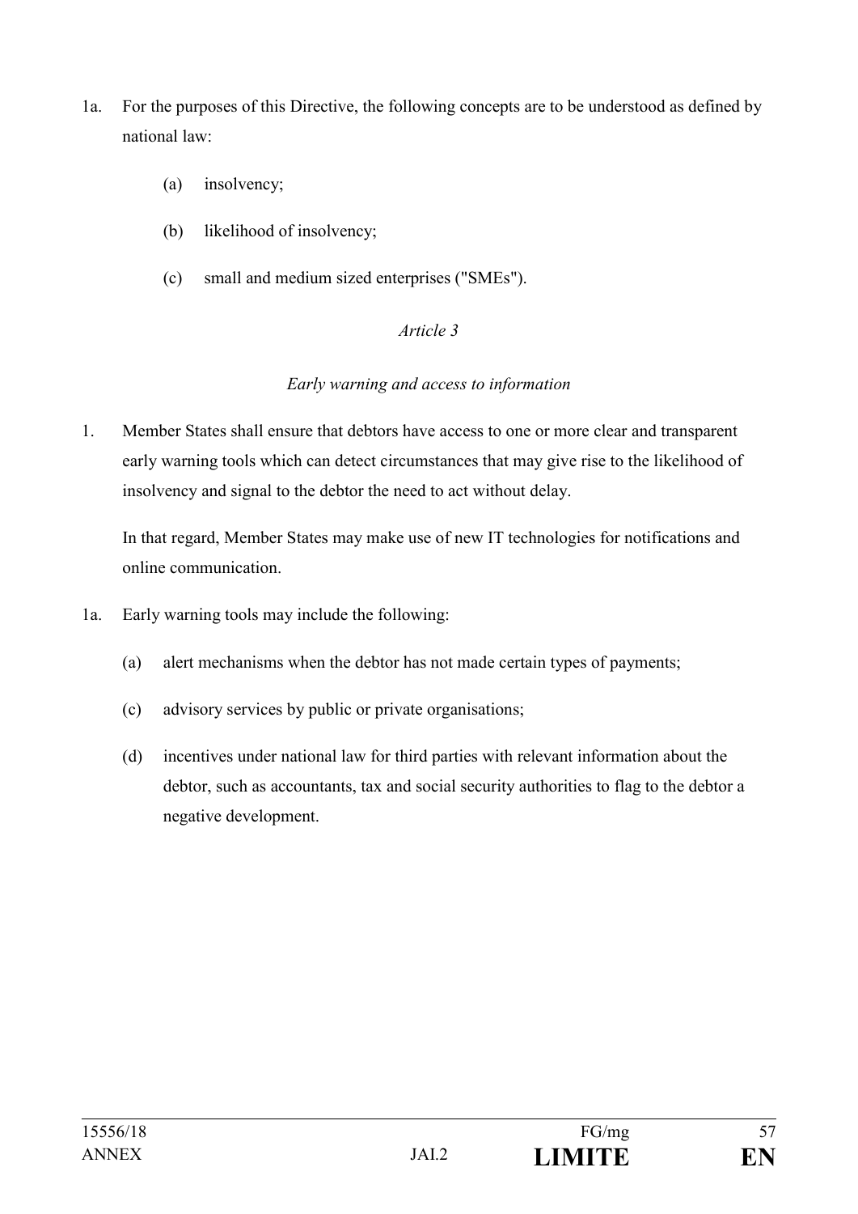1a. For the purposes of this Directive, the following concepts are to be understood as defined by national law:

(a) insolvency;

(b) likelihood of insolvency;

(c) small and medium sized enterprises ("SMEs").

*Article 3*

*Early warning and access to information*

1. Member States shall ensure that debtors have access to one or more clear and transparent early warning tools which can detect circumstances that may give rise to the likelihood of insolvency and signal to the debtor the need to act without delay.

 In that regard, Member States may make use of new IT technologies for notifications and online communication.

1a. Early warning tools may include the following:

(a) alert mechanisms when the debtor has not made certain types of payments;

(c) advisory services by public or private organisations;

(d) incentives under national law for third parties with relevant information about the debtor, such as accountants, tax and social security authorities to flag to the debtor a negative development.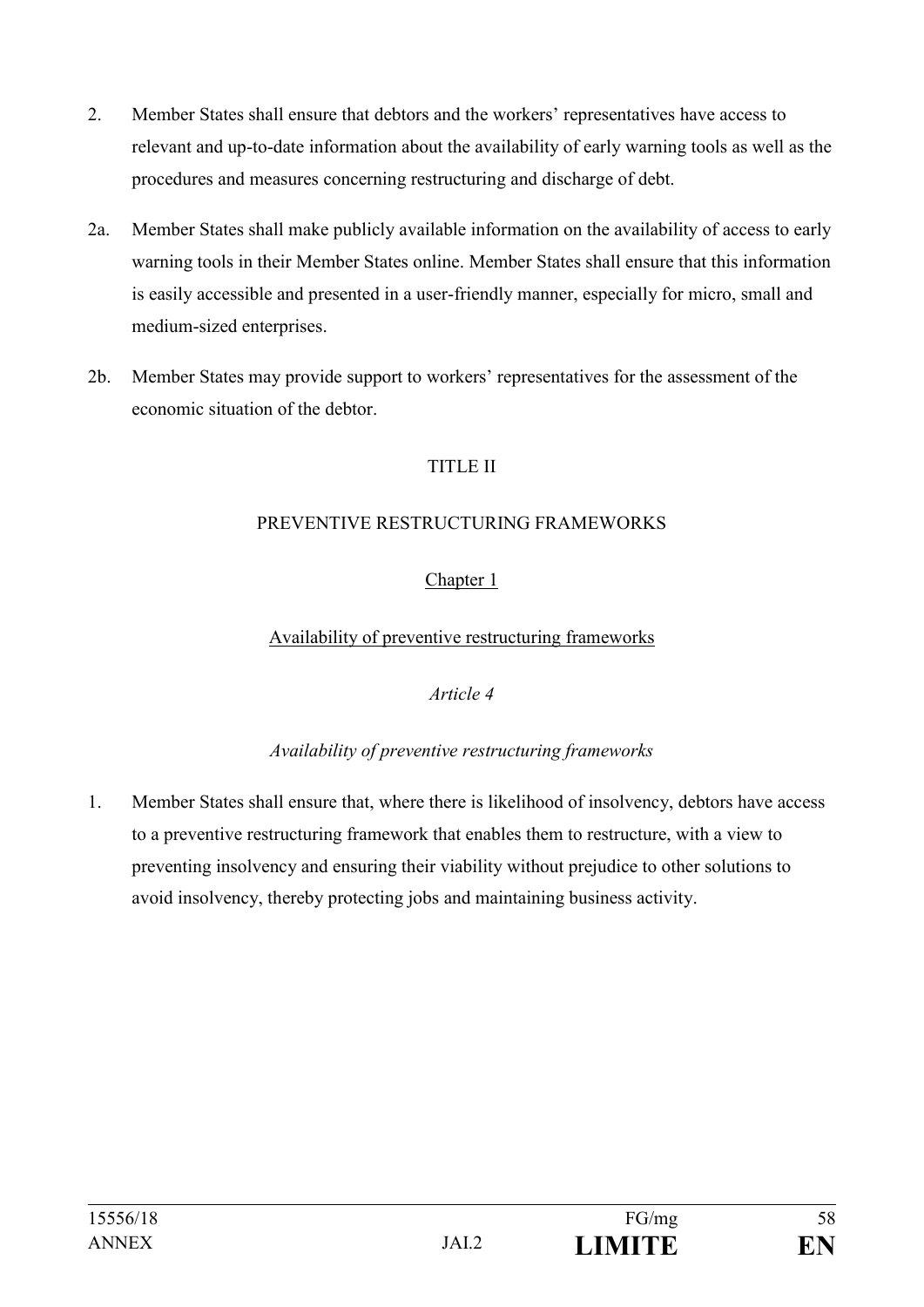2. Member States shall ensure that debtors and the workers' representatives have access to relevant and up-to-date information about the availability of early warning tools as well as the procedures and measures concerning restructuring and discharge of debt.

2a. Member States shall make publicly available information on the availability of access to early warning tools in their Member States online. Member States shall ensure that this information is easily accessible and presented in a user-friendly manner, especially for micro, small and medium-sized enterprises.

2b. Member States may provide support to workers' representatives for the assessment of the economic situation of the debtor.

# TITLE II

# PREVENTIVE RESTRUCTURING FRAMEWORKS

## Chapter 1

## Availability of preventive restructuring frameworks

### *Article 4*

### *Availability of preventive restructuring frameworks*

1. Member States shall ensure that, where there is likelihood of insolvency, debtors have access to a preventive restructuring framework that enables them to restructure, with a view to preventing insolvency and ensuring their viability without prejudice to other solutions to avoid insolvency, thereby protecting jobs and maintaining business activity.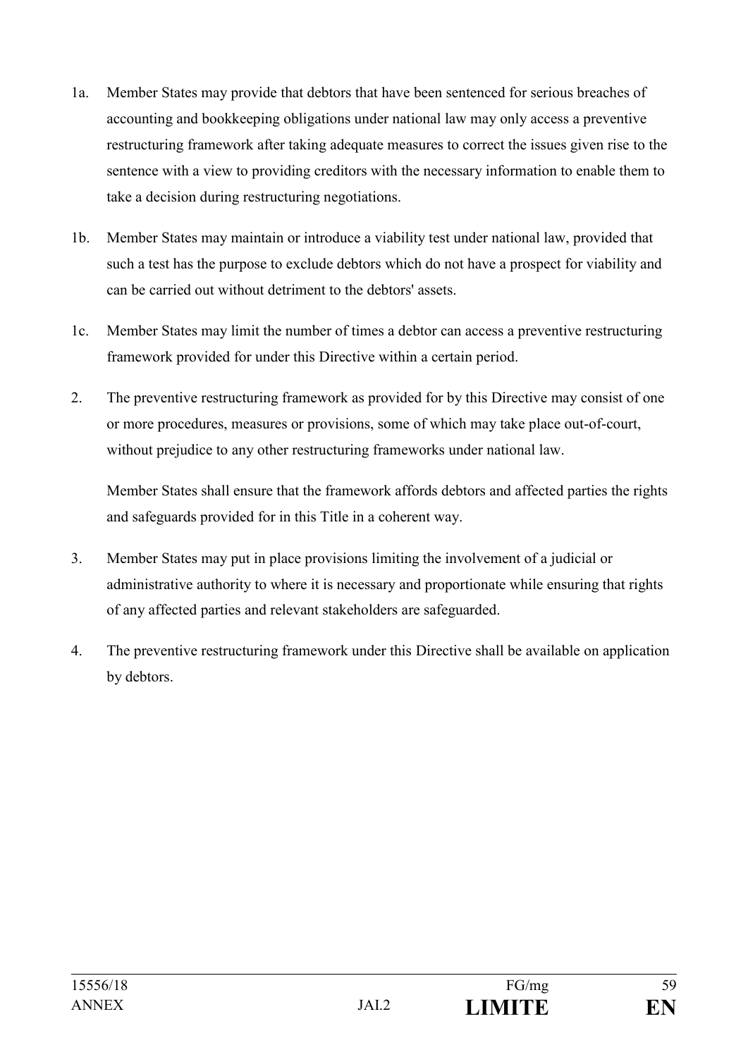1a. Member States may provide that debtors that have been sentenced for serious breaches of accounting and bookkeeping obligations under national law may only access a preventive restructuring framework after taking adequate measures to correct the issues given rise to the sentence with a view to providing creditors with the necessary information to enable them to take a decision during restructuring negotiations.

1b. Member States may maintain or introduce a viability test under national law, provided that such a test has the purpose to exclude debtors which do not have a prospect for viability and can be carried out without detriment to the debtors' assets.

1c. Member States may limit the number of times a debtor can access a preventive restructuring framework provided for under this Directive within a certain period.

2. The preventive restructuring framework as provided for by this Directive may consist of one or more procedures, measures or provisions, some of which may take place out-of-court, without prejudice to any other restructuring frameworks under national law.

   Member States shall ensure that the framework affords debtors and affected parties the rights and safeguards provided for in this Title in a coherent way.

3. Member States may put in place provisions limiting the involvement of a judicial or administrative authority to where it is necessary and proportionate while ensuring that rights of any affected parties and relevant stakeholders are safeguarded.

4. The preventive restructuring framework under this Directive shall be available on application by debtors.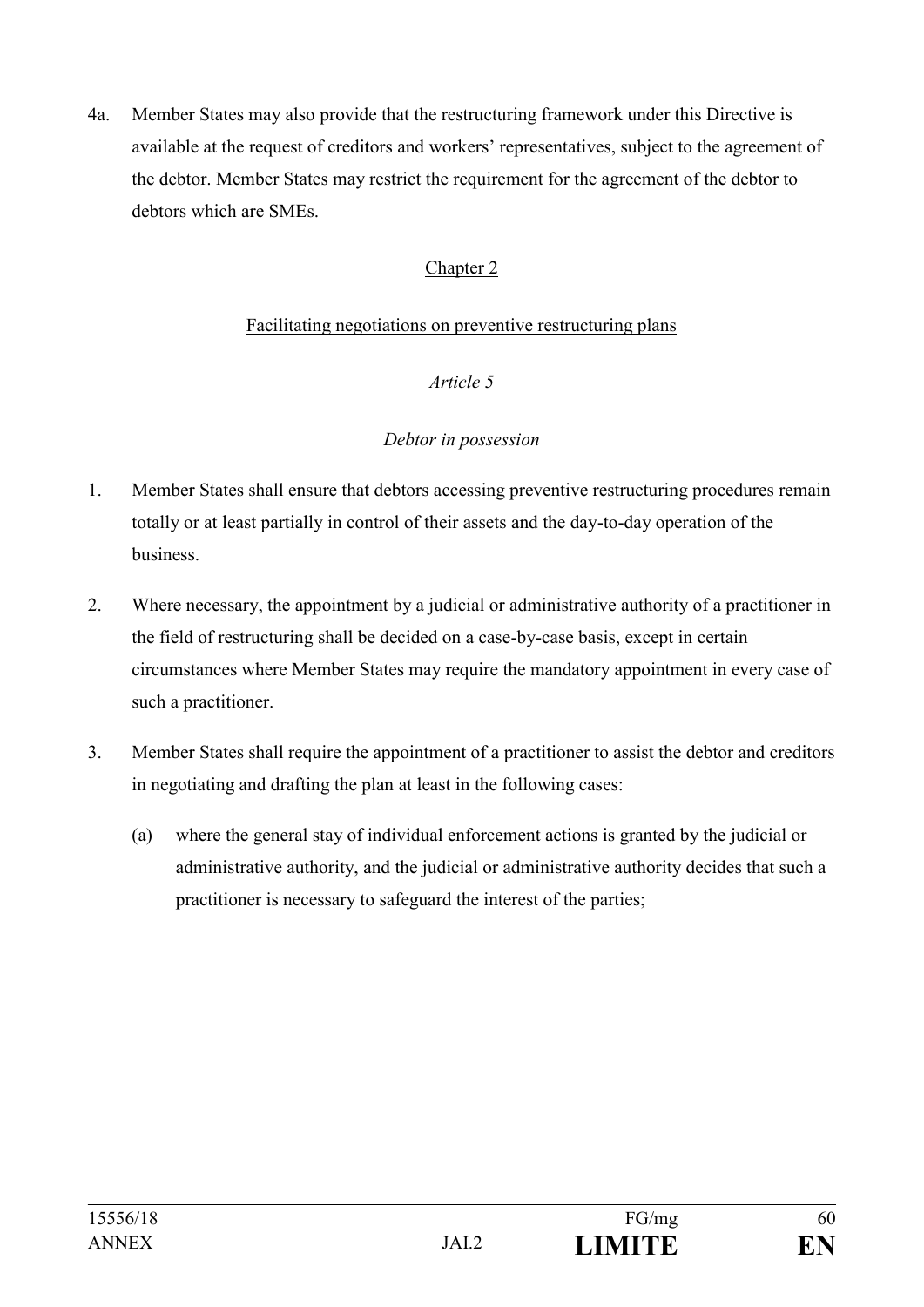4a. Member States may also provide that the restructuring framework under this Directive is available at the request of creditors and workers' representatives, subject to the agreement of the debtor. Member States may restrict the requirement for the agreement of the debtor to debtors which are SMEs.

## Chapter 2

## Facilitating negotiations on preventive restructuring plans

### *Article 5*

### *Debtor in possession*

1. Member States shall ensure that debtors accessing preventive restructuring procedures remain totally or at least partially in control of their assets and the day-to-day operation of the business.

2. Where necessary, the appointment by a judicial or administrative authority of a practitioner in the field of restructuring shall be decided on a case-by-case basis, except in certain circumstances where Member States may require the mandatory appointment in every case of such a practitioner.

3. Member States shall require the appointment of a practitioner to assist the debtor and creditors in negotiating and drafting the plan at least in the following cases:

   (a) where the general stay of individual enforcement actions is granted by the judicial or administrative authority, and the judicial or administrative authority decides that such a practitioner is necessary to safeguard the interest of the parties;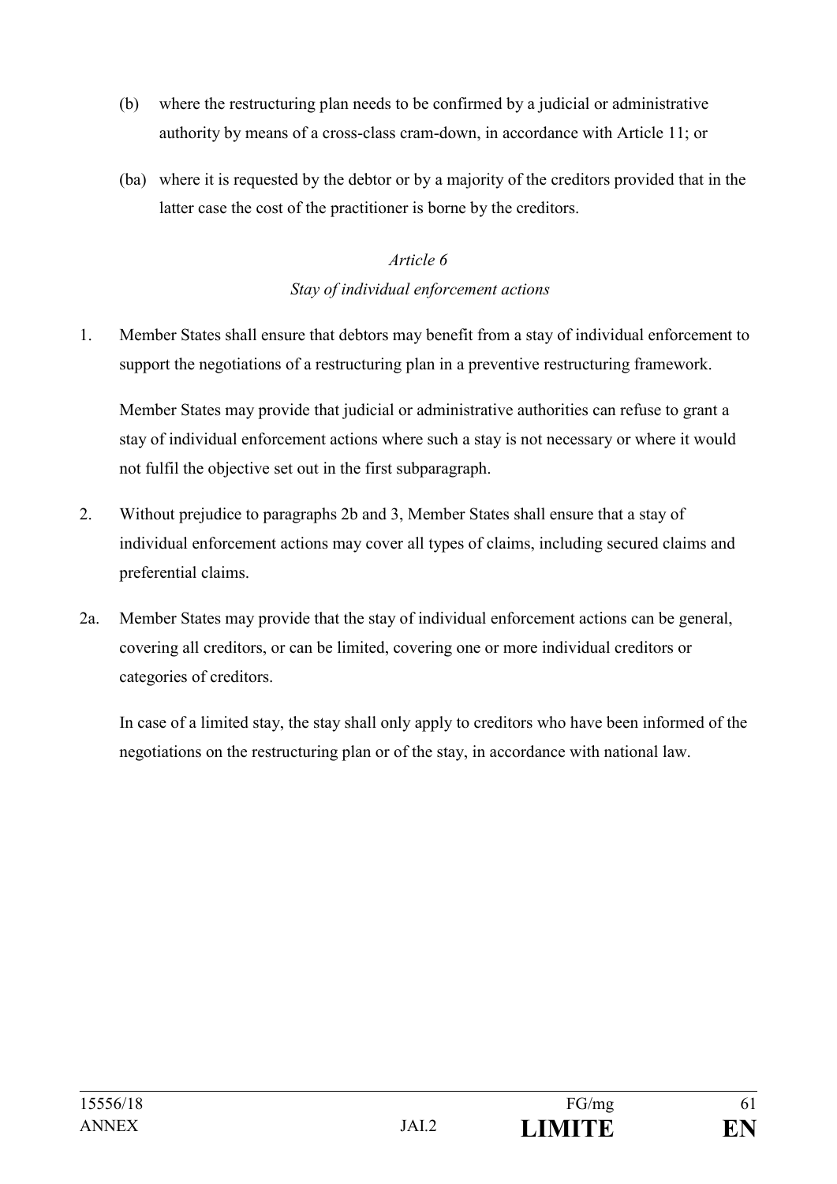(b) where the restructuring plan needs to be confirmed by a judicial or administrative authority by means of a cross-class cram-down, in accordance with Article 11; or

(ba) where it is requested by the debtor or by a majority of the creditors provided that in the latter case the cost of the practitioner is borne by the creditors.

*Article 6*

*Stay of individual enforcement actions*

1. Member States shall ensure that debtors may benefit from a stay of individual enforcement to support the negotiations of a restructuring plan in a preventive restructuring framework.

   Member States may provide that judicial or administrative authorities can refuse to grant a stay of individual enforcement actions where such a stay is not necessary or where it would not fulfil the objective set out in the first subparagraph.

2. Without prejudice to paragraphs 2b and 3, Member States shall ensure that a stay of individual enforcement actions may cover all types of claims, including secured claims and preferential claims.

2a. Member States may provide that the stay of individual enforcement actions can be general, covering all creditors, or can be limited, covering one or more individual creditors or categories of creditors.

   In case of a limited stay, the stay shall only apply to creditors who have been informed of the negotiations on the restructuring plan or of the stay, in accordance with national law.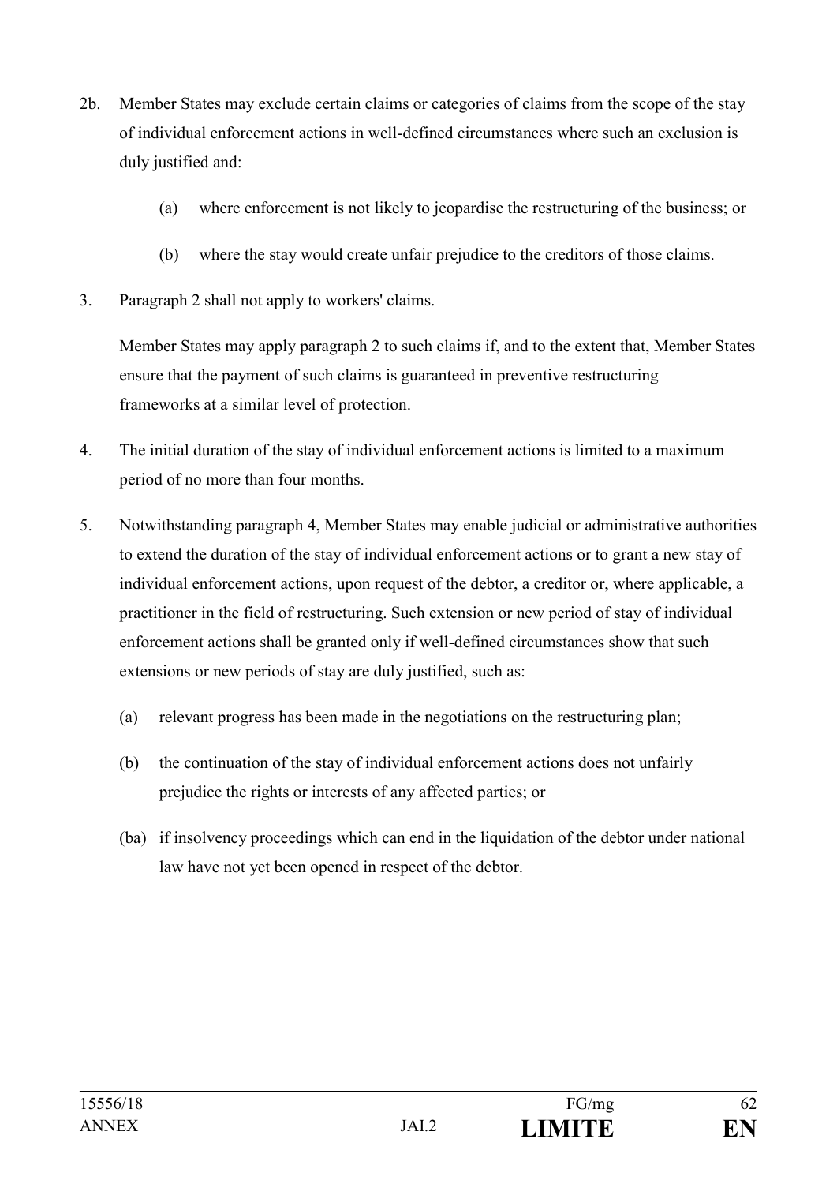2b. Member States may exclude certain claims or categories of claims from the scope of the stay of individual enforcement actions in well-defined circumstances where such an exclusion is duly justified and:

   (a) where enforcement is not likely to jeopardise the restructuring of the business; or

   (b) where the stay would create unfair prejudice to the creditors of those claims.

3. Paragraph 2 shall not apply to workers' claims.

   Member States may apply paragraph 2 to such claims if, and to the extent that, Member States ensure that the payment of such claims is guaranteed in preventive restructuring frameworks at a similar level of protection.

4. The initial duration of the stay of individual enforcement actions is limited to a maximum period of no more than four months.

5. Notwithstanding paragraph 4, Member States may enable judicial or administrative authorities to extend the duration of the stay of individual enforcement actions or to grant a new stay of individual enforcement actions, upon request of the debtor, a creditor or, where applicable, a practitioner in the field of restructuring. Such extension or new period of stay of individual enforcement actions shall be granted only if well-defined circumstances show that such extensions or new periods of stay are duly justified, such as:

   (a) relevant progress has been made in the negotiations on the restructuring plan;

   (b) the continuation of the stay of individual enforcement actions does not unfairly prejudice the rights or interests of any affected parties; or

   (ba) if insolvency proceedings which can end in the liquidation of the debtor under national law have not yet been opened in respect of the debtor.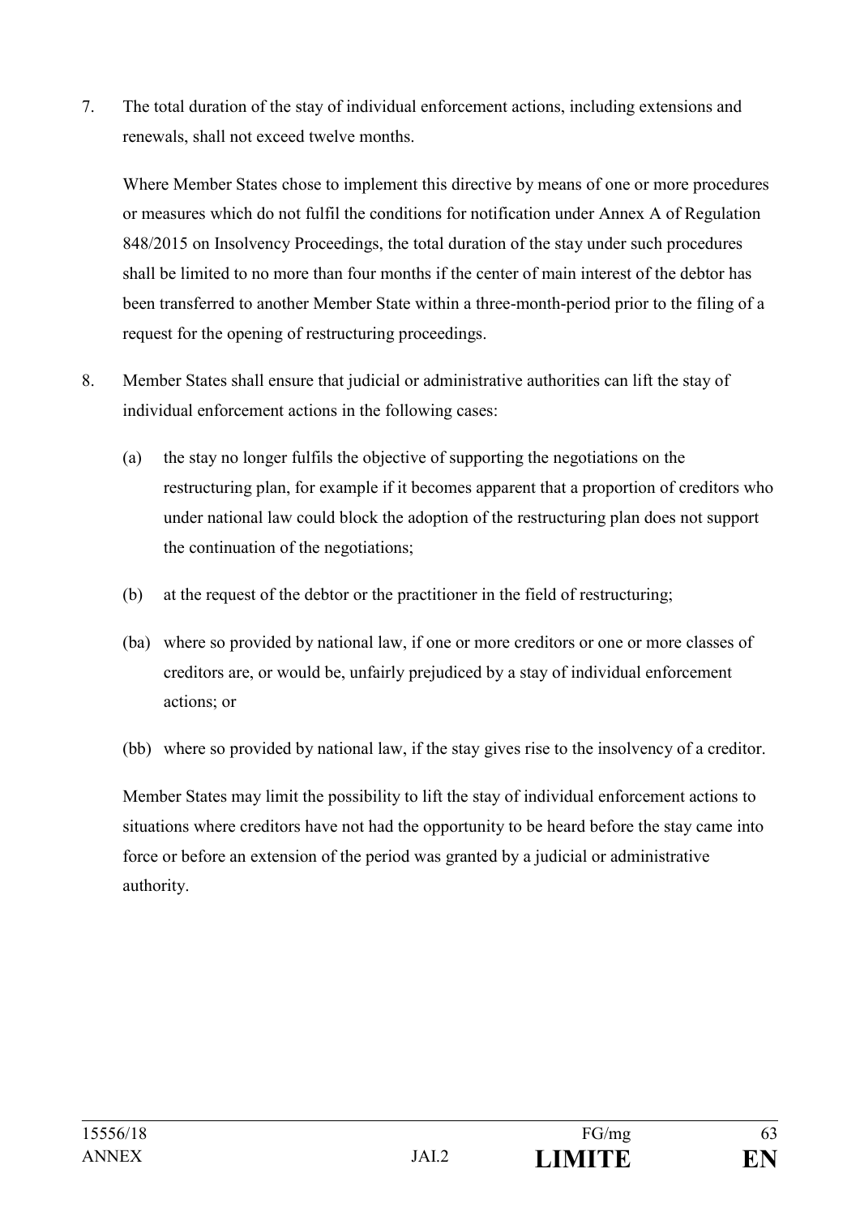7. The total duration of the stay of individual enforcement actions, including extensions and renewals, shall not exceed twelve months.

   Where Member States chose to implement this directive by means of one or more procedures or measures which do not fulfil the conditions for notification under Annex A of Regulation 848/2015 on Insolvency Proceedings, the total duration of the stay under such procedures shall be limited to no more than four months if the center of main interest of the debtor has been transferred to another Member State within a three-month-period prior to the filing of a request for the opening of restructuring proceedings.

8. Member States shall ensure that judicial or administrative authorities can lift the stay of individual enforcement actions in the following cases:

   (a) the stay no longer fulfils the objective of supporting the negotiations on the restructuring plan, for example if it becomes apparent that a proportion of creditors who under national law could block the adoption of the restructuring plan does not support the continuation of the negotiations;

   (b) at the request of the debtor or the practitioner in the field of restructuring;

   (ba) where so provided by national law, if one or more creditors or one or more classes of creditors are, or would be, unfairly prejudiced by a stay of individual enforcement actions; or

   (bb) where so provided by national law, if the stay gives rise to the insolvency of a creditor.

   Member States may limit the possibility to lift the stay of individual enforcement actions to situations where creditors have not had the opportunity to be heard before the stay came into force or before an extension of the period was granted by a judicial or administrative authority.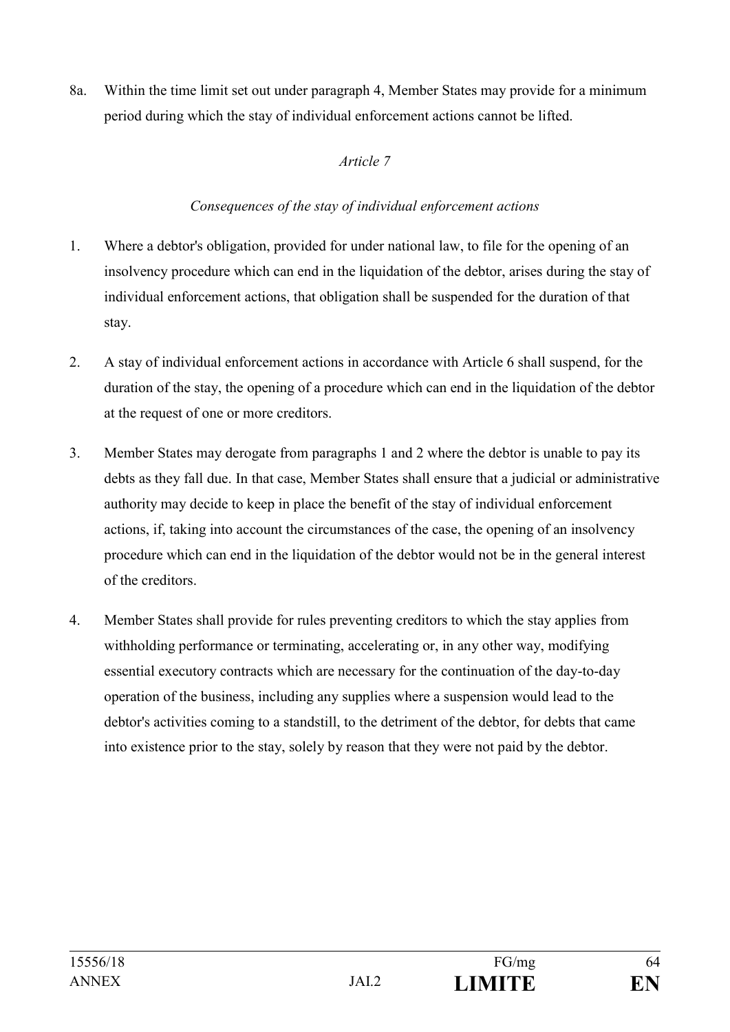8a. Within the time limit set out under paragraph 4, Member States may provide for a minimum period during which the stay of individual enforcement actions cannot be lifted.

*Article 7*

*Consequences of the stay of individual enforcement actions*

1. Where a debtor's obligation, provided for under national law, to file for the opening of an insolvency procedure which can end in the liquidation of the debtor, arises during the stay of individual enforcement actions, that obligation shall be suspended for the duration of that stay.

2. A stay of individual enforcement actions in accordance with Article 6 shall suspend, for the duration of the stay, the opening of a procedure which can end in the liquidation of the debtor at the request of one or more creditors.

3. Member States may derogate from paragraphs 1 and 2 where the debtor is unable to pay its debts as they fall due. In that case, Member States shall ensure that a judicial or administrative authority may decide to keep in place the benefit of the stay of individual enforcement actions, if, taking into account the circumstances of the case, the opening of an insolvency procedure which can end in the liquidation of the debtor would not be in the general interest of the creditors.

4. Member States shall provide for rules preventing creditors to which the stay applies from withholding performance or terminating, accelerating or, in any other way, modifying essential executory contracts which are necessary for the continuation of the day-to-day operation of the business, including any supplies where a suspension would lead to the debtor's activities coming to a standstill, to the detriment of the debtor, for debts that came into existence prior to the stay, solely by reason that they were not paid by the debtor.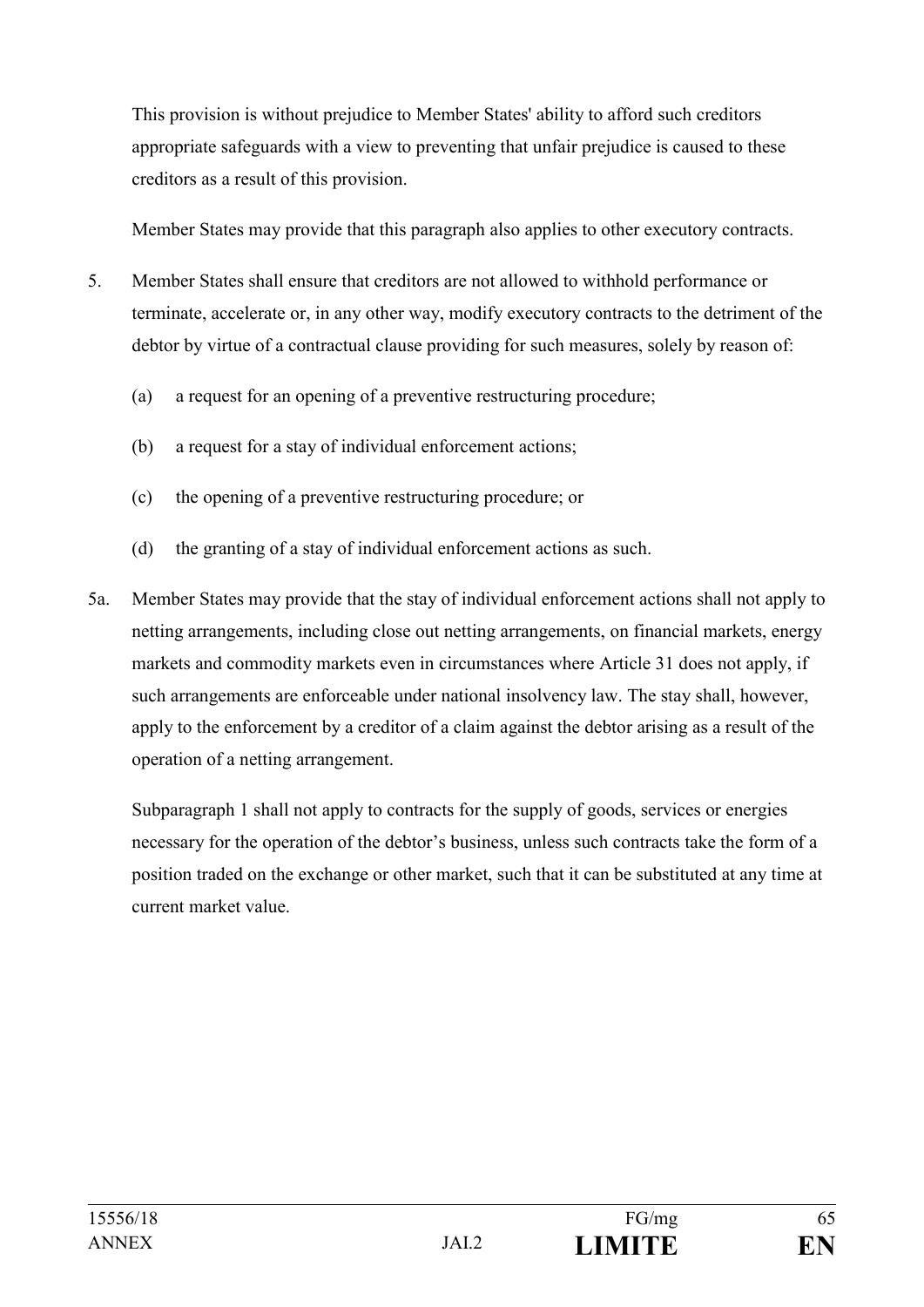This provision is without prejudice to Member States' ability to afford such creditors appropriate safeguards with a view to preventing that unfair prejudice is caused to these creditors as a result of this provision.

Member States may provide that this paragraph also applies to other executory contracts.

5. Member States shall ensure that creditors are not allowed to withhold performance or terminate, accelerate or, in any other way, modify executory contracts to the detriment of the debtor by virtue of a contractual clause providing for such measures, solely by reason of:

   (a) a request for an opening of a preventive restructuring procedure;

   (b) a request for a stay of individual enforcement actions;

   (c) the opening of a preventive restructuring procedure; or

   (d) the granting of a stay of individual enforcement actions as such.

5a. Member States may provide that the stay of individual enforcement actions shall not apply to netting arrangements, including close out netting arrangements, on financial markets, energy markets and commodity markets even in circumstances where Article 31 does not apply, if such arrangements are enforceable under national insolvency law. The stay shall, however, apply to the enforcement by a creditor of a claim against the debtor arising as a result of the operation of a netting arrangement.

   Subparagraph 1 shall not apply to contracts for the supply of goods, services or energies necessary for the operation of the debtor's business, unless such contracts take the form of a position traded on the exchange or other market, such that it can be substituted at any time at current market value.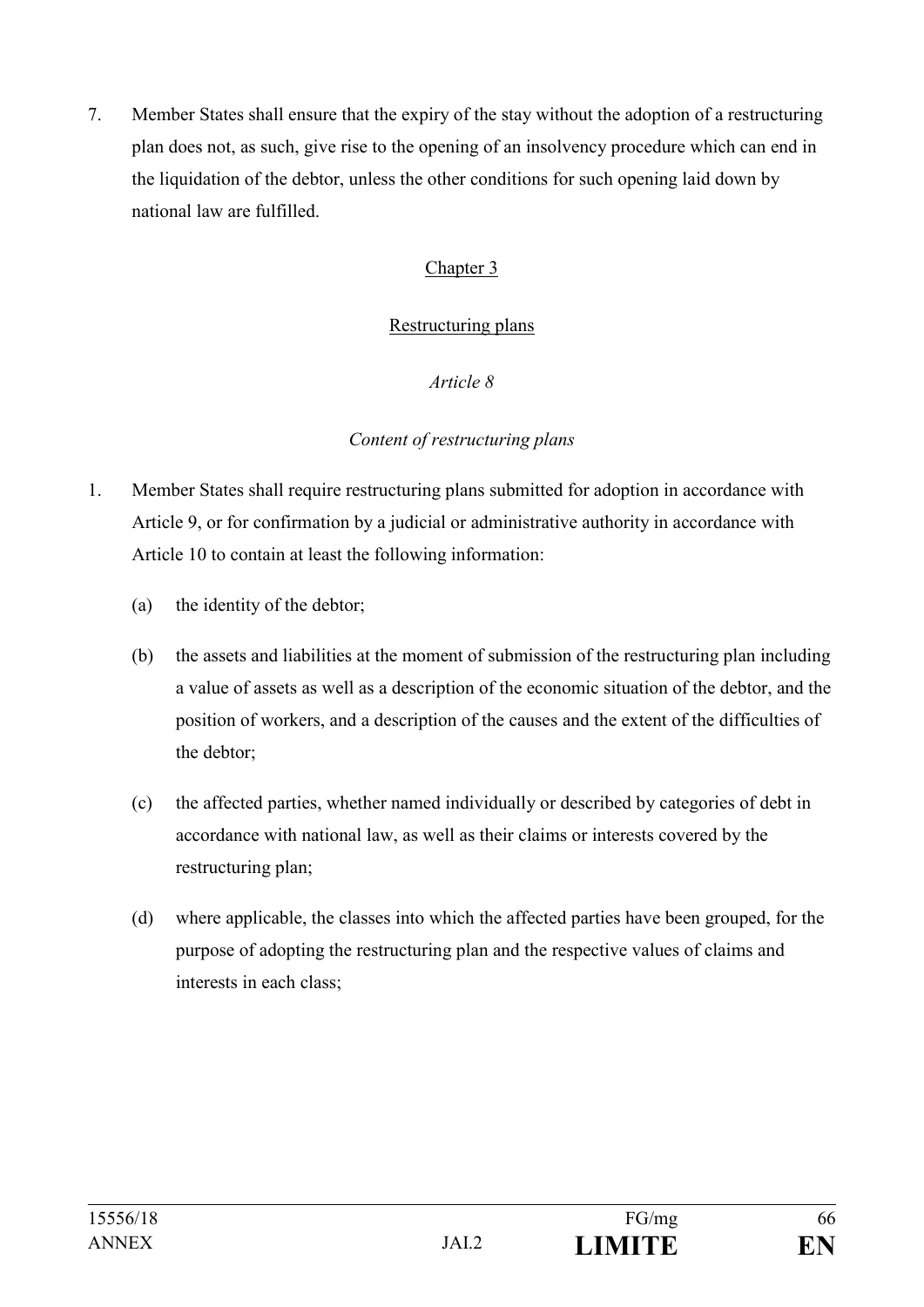7. Member States shall ensure that the expiry of the stay without the adoption of a restructuring plan does not, as such, give rise to the opening of an insolvency procedure which can end in the liquidation of the debtor, unless the other conditions for such opening laid down by national law are fulfilled.

## Chapter 3

## Restructuring plans

### *Article 8*

### *Content of restructuring plans*

1. Member States shall require restructuring plans submitted for adoption in accordance with Article 9, or for confirmation by a judicial or administrative authority in accordance with Article 10 to contain at least the following information:

   (a) the identity of the debtor;

   (b) the assets and liabilities at the moment of submission of the restructuring plan including a value of assets as well as a description of the economic situation of the debtor, and the position of workers, and a description of the causes and the extent of the difficulties of the debtor;

   (c) the affected parties, whether named individually or described by categories of debt in accordance with national law, as well as their claims or interests covered by the restructuring plan;

   (d) where applicable, the classes into which the affected parties have been grouped, for the purpose of adopting the restructuring plan and the respective values of claims and interests in each class;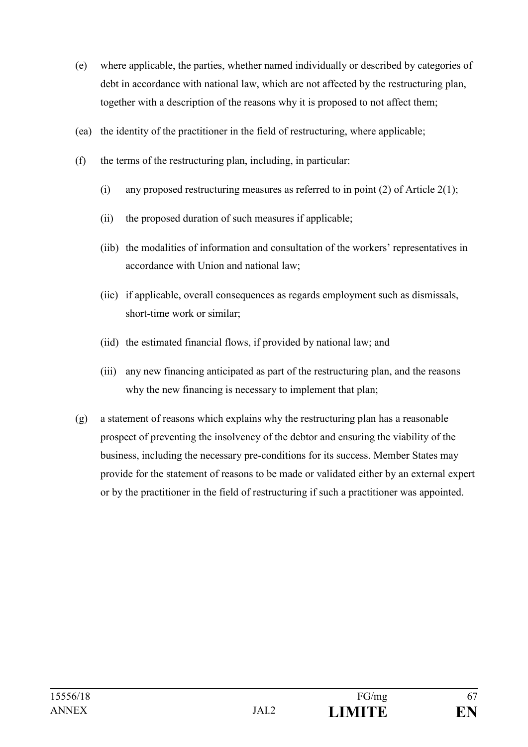(e) where applicable, the parties, whether named individually or described by categories of debt in accordance with national law, which are not affected by the restructuring plan, together with a description of the reasons why it is proposed to not affect them;

(ea) the identity of the practitioner in the field of restructuring, where applicable;

(f) the terms of the restructuring plan, including, in particular:

  (i) any proposed restructuring measures as referred to in point (2) of Article 2(1);

  (ii) the proposed duration of such measures if applicable;

  (iib) the modalities of information and consultation of the workers' representatives in accordance with Union and national law;

  (iic) if applicable, overall consequences as regards employment such as dismissals, short-time work or similar;

  (iid) the estimated financial flows, if provided by national law; and

  (iii) any new financing anticipated as part of the restructuring plan, and the reasons why the new financing is necessary to implement that plan;

(g) a statement of reasons which explains why the restructuring plan has a reasonable prospect of preventing the insolvency of the debtor and ensuring the viability of the business, including the necessary pre-conditions for its success. Member States may provide for the statement of reasons to be made or validated either by an external expert or by the practitioner in the field of restructuring if such a practitioner was appointed.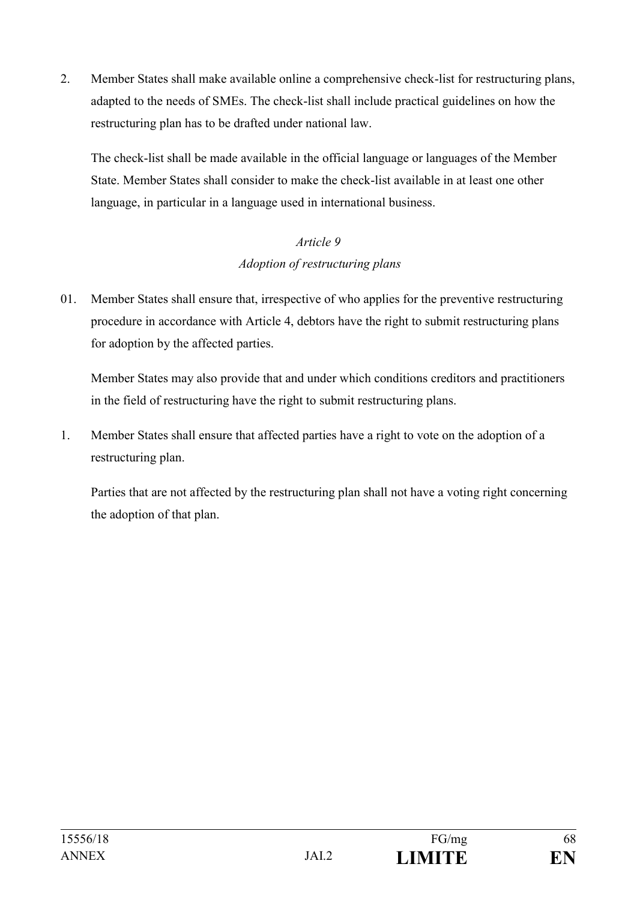2. Member States shall make available online a comprehensive check-list for restructuring plans, adapted to the needs of SMEs. The check-list shall include practical guidelines on how the restructuring plan has to be drafted under national law.

   The check-list shall be made available in the official language or languages of the Member State. Member States shall consider to make the check-list available in at least one other language, in particular in a language used in international business.

*Article 9*

*Adoption of restructuring plans*

01. Member States shall ensure that, irrespective of who applies for the preventive restructuring procedure in accordance with Article 4, debtors have the right to submit restructuring plans for adoption by the affected parties.

    Member States may also provide that and under which conditions creditors and practitioners in the field of restructuring have the right to submit restructuring plans.

1. Member States shall ensure that affected parties have a right to vote on the adoption of a restructuring plan.

   Parties that are not affected by the restructuring plan shall not have a voting right concerning the adoption of that plan.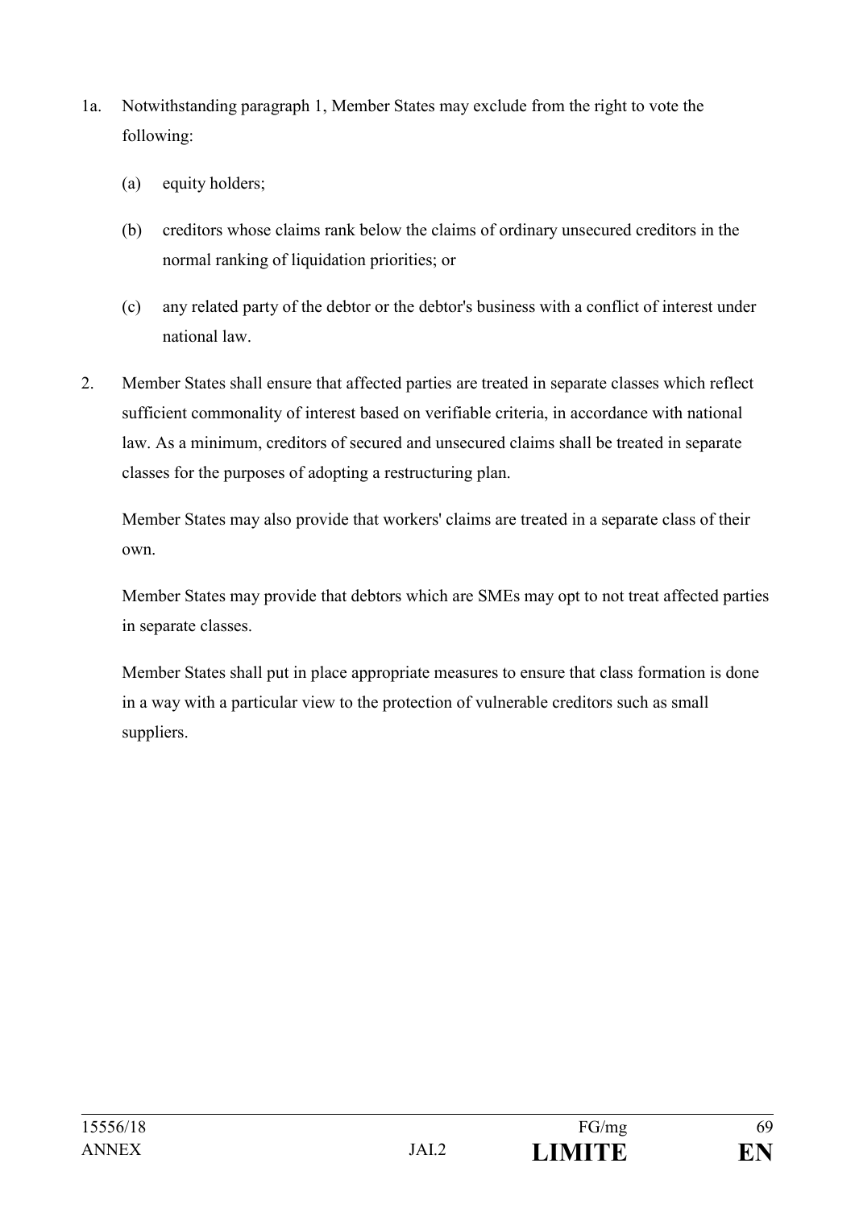1a. Notwithstanding paragraph 1, Member States may exclude from the right to vote the following:

(a) equity holders;

(b) creditors whose claims rank below the claims of ordinary unsecured creditors in the normal ranking of liquidation priorities; or

(c) any related party of the debtor or the debtor's business with a conflict of interest under national law.

2. Member States shall ensure that affected parties are treated in separate classes which reflect sufficient commonality of interest based on verifiable criteria, in accordance with national law. As a minimum, creditors of secured and unsecured claims shall be treated in separate classes for the purposes of adopting a restructuring plan.

Member States may also provide that workers' claims are treated in a separate class of their own.

Member States may provide that debtors which are SMEs may opt to not treat affected parties in separate classes.

Member States shall put in place appropriate measures to ensure that class formation is done in a way with a particular view to the protection of vulnerable creditors such as small suppliers.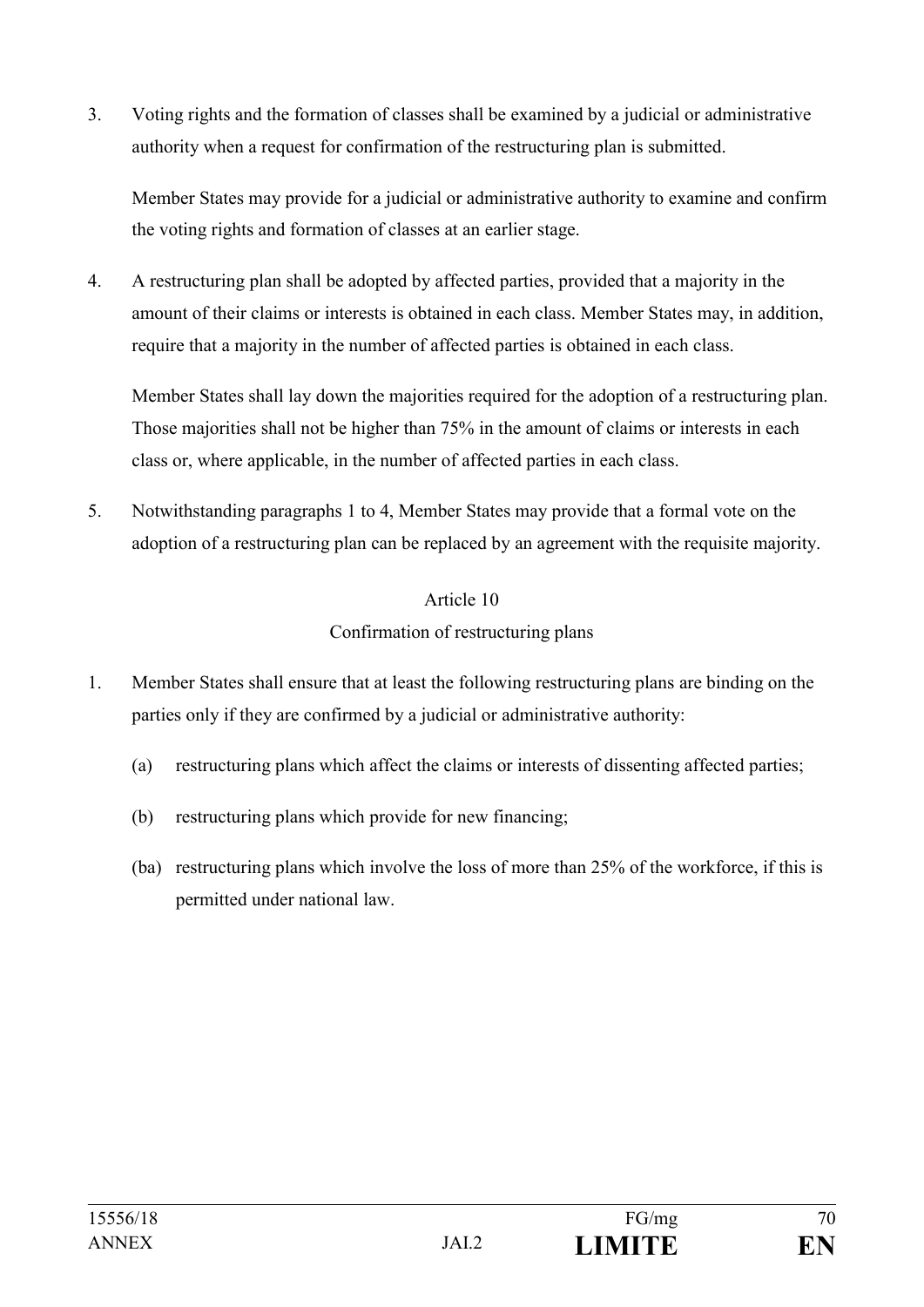3. Voting rights and the formation of classes shall be examined by a judicial or administrative authority when a request for confirmation of the restructuring plan is submitted.

   Member States may provide for a judicial or administrative authority to examine and confirm the voting rights and formation of classes at an earlier stage.

4. A restructuring plan shall be adopted by affected parties, provided that a majority in the amount of their claims or interests is obtained in each class. Member States may, in addition, require that a majority in the number of affected parties is obtained in each class.

   Member States shall lay down the majorities required for the adoption of a restructuring plan. Those majorities shall not be higher than 75% in the amount of claims or interests in each class or, where applicable, in the number of affected parties in each class.

5. Notwithstanding paragraphs 1 to 4, Member States may provide that a formal vote on the adoption of a restructuring plan can be replaced by an agreement with the requisite majority.

Article 10

Confirmation of restructuring plans

1. Member States shall ensure that at least the following restructuring plans are binding on the parties only if they are confirmed by a judicial or administrative authority:

   (a) restructuring plans which affect the claims or interests of dissenting affected parties;

   (b) restructuring plans which provide for new financing;

   (ba) restructuring plans which involve the loss of more than 25% of the workforce, if this is permitted under national law.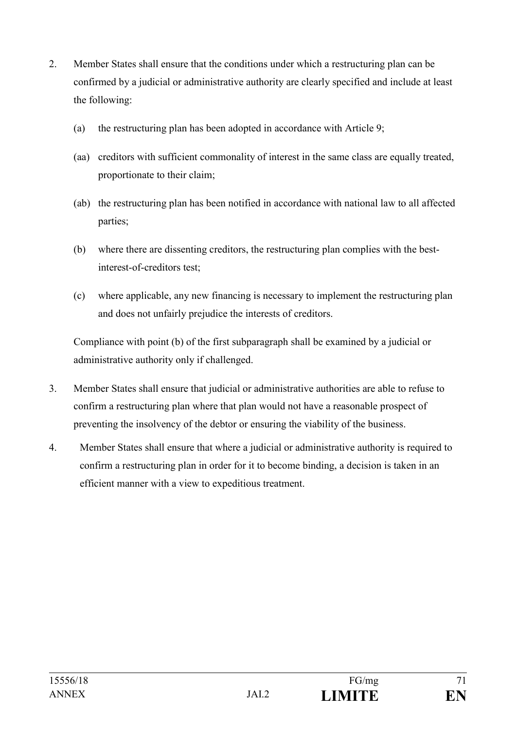2. Member States shall ensure that the conditions under which a restructuring plan can be confirmed by a judicial or administrative authority are clearly specified and include at least the following:

   (a) the restructuring plan has been adopted in accordance with Article 9;

   (aa) creditors with sufficient commonality of interest in the same class are equally treated, proportionate to their claim;

   (ab) the restructuring plan has been notified in accordance with national law to all affected parties;

   (b) where there are dissenting creditors, the restructuring plan complies with the best-interest-of-creditors test;

   (c) where applicable, any new financing is necessary to implement the restructuring plan and does not unfairly prejudice the interests of creditors.

   Compliance with point (b) of the first subparagraph shall be examined by a judicial or administrative authority only if challenged.

3. Member States shall ensure that judicial or administrative authorities are able to refuse to confirm a restructuring plan where that plan would not have a reasonable prospect of preventing the insolvency of the debtor or ensuring the viability of the business.

4. Member States shall ensure that where a judicial or administrative authority is required to confirm a restructuring plan in order for it to become binding, a decision is taken in an efficient manner with a view to expeditious treatment.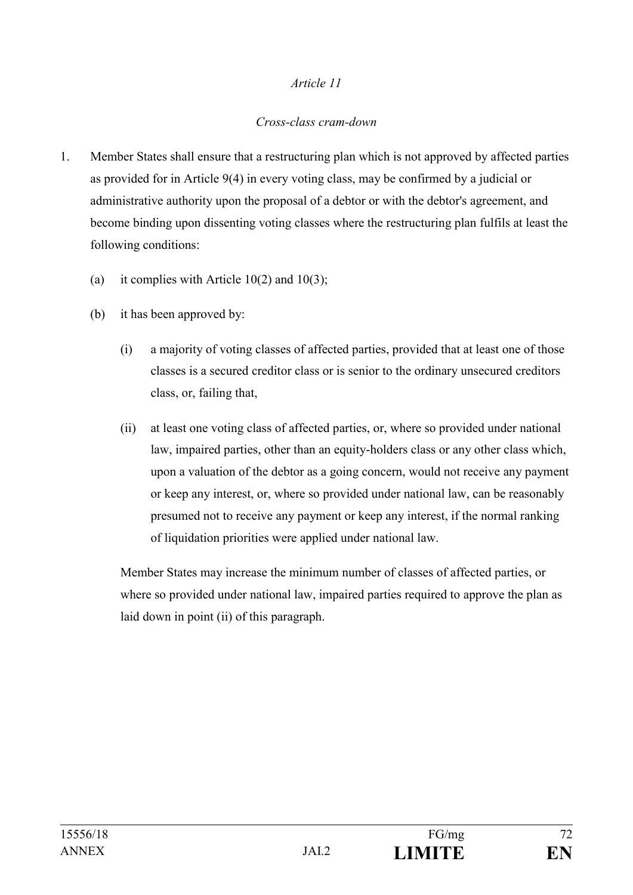*Article 11*

*Cross-class cram-down*

1. Member States shall ensure that a restructuring plan which is not approved by affected parties as provided for in Article 9(4) in every voting class, may be confirmed by a judicial or administrative authority upon the proposal of a debtor or with the debtor's agreement, and become binding upon dissenting voting classes where the restructuring plan fulfils at least the following conditions:

   (a) it complies with Article 10(2) and 10(3);

   (b) it has been approved by:

      (i) a majority of voting classes of affected parties, provided that at least one of those classes is a secured creditor class or is senior to the ordinary unsecured creditors class, or, failing that,

      (ii) at least one voting class of affected parties, or, where so provided under national law, impaired parties, other than an equity-holders class or any other class which, upon a valuation of the debtor as a going concern, would not receive any payment or keep any interest, or, where so provided under national law, can be reasonably presumed not to receive any payment or keep any interest, if the normal ranking of liquidation priorities were applied under national law.

   Member States may increase the minimum number of classes of affected parties, or where so provided under national law, impaired parties required to approve the plan as laid down in point (ii) of this paragraph.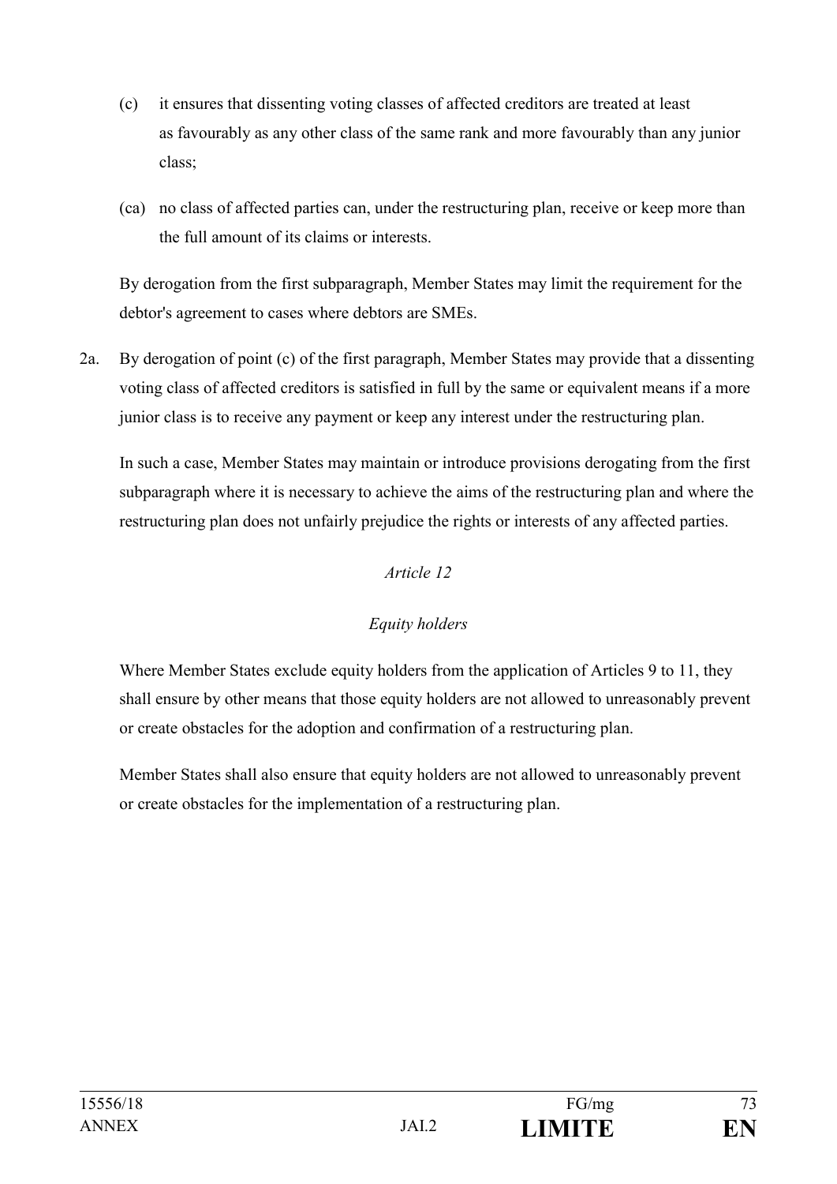(c) it ensures that dissenting voting classes of affected creditors are treated at least as favourably as any other class of the same rank and more favourably than any junior class;

(ca) no class of affected parties can, under the restructuring plan, receive or keep more than the full amount of its claims or interests.

By derogation from the first subparagraph, Member States may limit the requirement for the debtor's agreement to cases where debtors are SMEs.

2a. By derogation of point (c) of the first paragraph, Member States may provide that a dissenting voting class of affected creditors is satisfied in full by the same or equivalent means if a more junior class is to receive any payment or keep any interest under the restructuring plan.

In such a case, Member States may maintain or introduce provisions derogating from the first subparagraph where it is necessary to achieve the aims of the restructuring plan and where the restructuring plan does not unfairly prejudice the rights or interests of any affected parties.

*Article 12*

*Equity holders*

Where Member States exclude equity holders from the application of Articles 9 to 11, they shall ensure by other means that those equity holders are not allowed to unreasonably prevent or create obstacles for the adoption and confirmation of a restructuring plan.

Member States shall also ensure that equity holders are not allowed to unreasonably prevent or create obstacles for the implementation of a restructuring plan.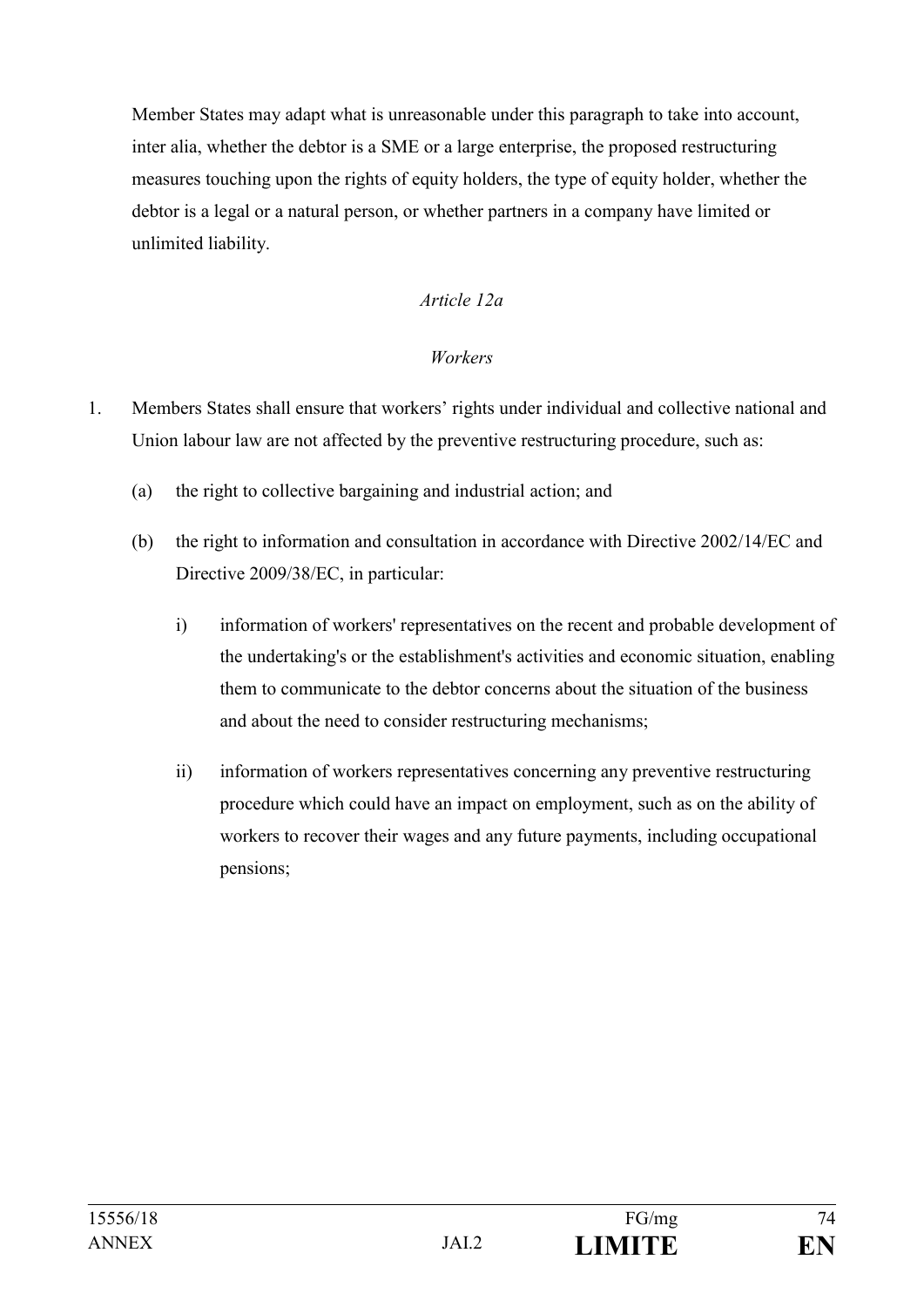Member States may adapt what is unreasonable under this paragraph to take into account, inter alia, whether the debtor is a SME or a large enterprise, the proposed restructuring measures touching upon the rights of equity holders, the type of equity holder, whether the debtor is a legal or a natural person, or whether partners in a company have limited or unlimited liability.

*Article 12a*

*Workers*

1. Members States shall ensure that workers' rights under individual and collective national and Union labour law are not affected by the preventive restructuring procedure, such as:

   (a) the right to collective bargaining and industrial action; and

   (b) the right to information and consultation in accordance with Directive 2002/14/EC and Directive 2009/38/EC, in particular:

      i) information of workers' representatives on the recent and probable development of the undertaking's or the establishment's activities and economic situation, enabling them to communicate to the debtor concerns about the situation of the business and about the need to consider restructuring mechanisms;

      ii) information of workers representatives concerning any preventive restructuring procedure which could have an impact on employment, such as on the ability of workers to recover their wages and any future payments, including occupational pensions;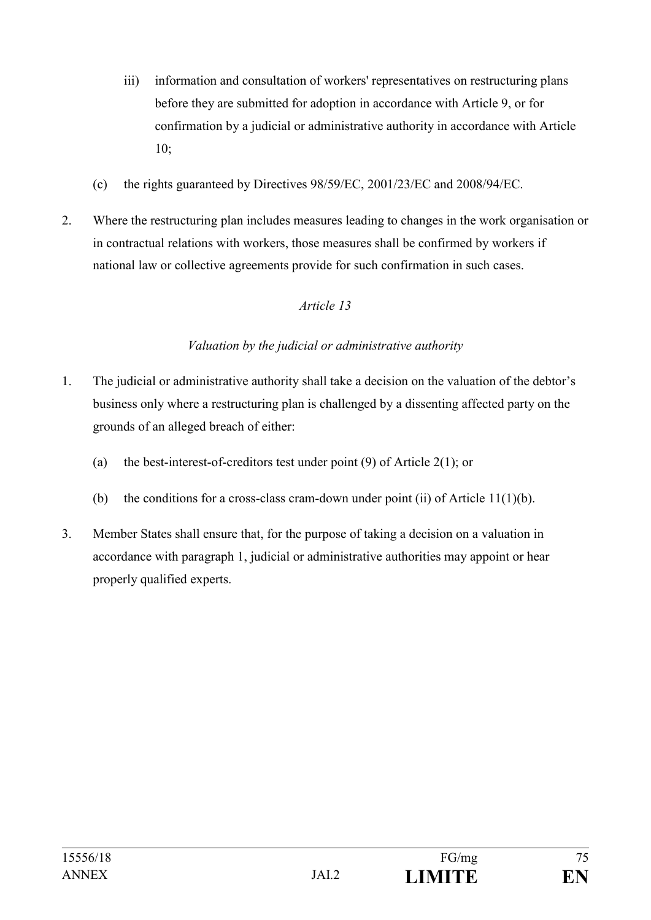iii) information and consultation of workers' representatives on restructuring plans before they are submitted for adoption in accordance with Article 9, or for confirmation by a judicial or administrative authority in accordance with Article 10;

(c) the rights guaranteed by Directives 98/59/EC, 2001/23/EC and 2008/94/EC.

2. Where the restructuring plan includes measures leading to changes in the work organisation or in contractual relations with workers, those measures shall be confirmed by workers if national law or collective agreements provide for such confirmation in such cases.

*Article 13*

*Valuation by the judicial or administrative authority*

1. The judicial or administrative authority shall take a decision on the valuation of the debtor's business only where a restructuring plan is challenged by a dissenting affected party on the grounds of an alleged breach of either:

(a) the best-interest-of-creditors test under point (9) of Article 2(1); or

(b) the conditions for a cross-class cram-down under point (ii) of Article 11(1)(b).

3. Member States shall ensure that, for the purpose of taking a decision on a valuation in accordance with paragraph 1, judicial or administrative authorities may appoint or hear properly qualified experts.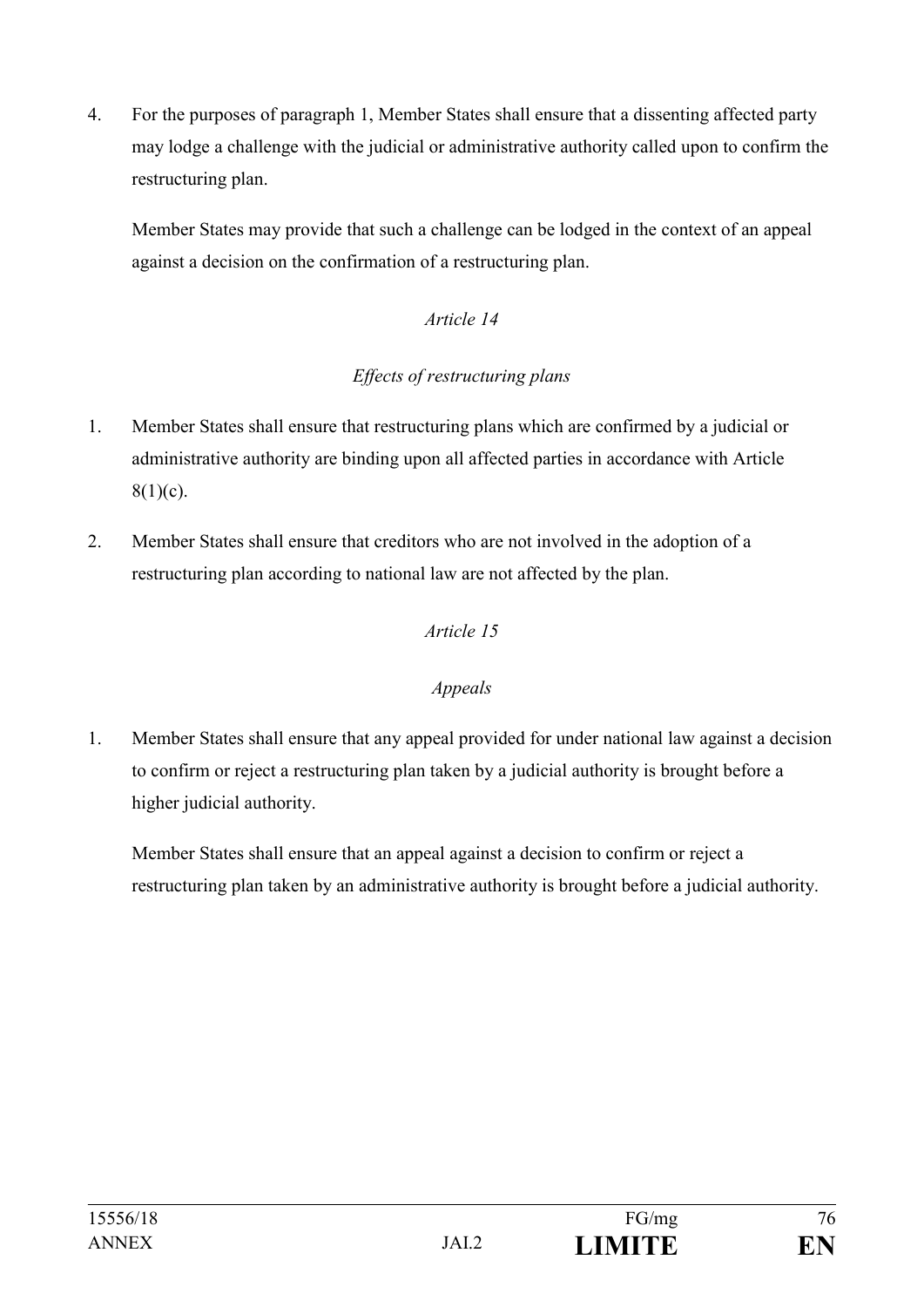4. For the purposes of paragraph 1, Member States shall ensure that a dissenting affected party may lodge a challenge with the judicial or administrative authority called upon to confirm the restructuring plan.

   Member States may provide that such a challenge can be lodged in the context of an appeal against a decision on the confirmation of a restructuring plan.

*Article 14*

*Effects of restructuring plans*

1. Member States shall ensure that restructuring plans which are confirmed by a judicial or administrative authority are binding upon all affected parties in accordance with Article 8(1)(c).

2. Member States shall ensure that creditors who are not involved in the adoption of a restructuring plan according to national law are not affected by the plan.

*Article 15*

*Appeals*

1. Member States shall ensure that any appeal provided for under national law against a decision to confirm or reject a restructuring plan taken by a judicial authority is brought before a higher judicial authority.

   Member States shall ensure that an appeal against a decision to confirm or reject a restructuring plan taken by an administrative authority is brought before a judicial authority.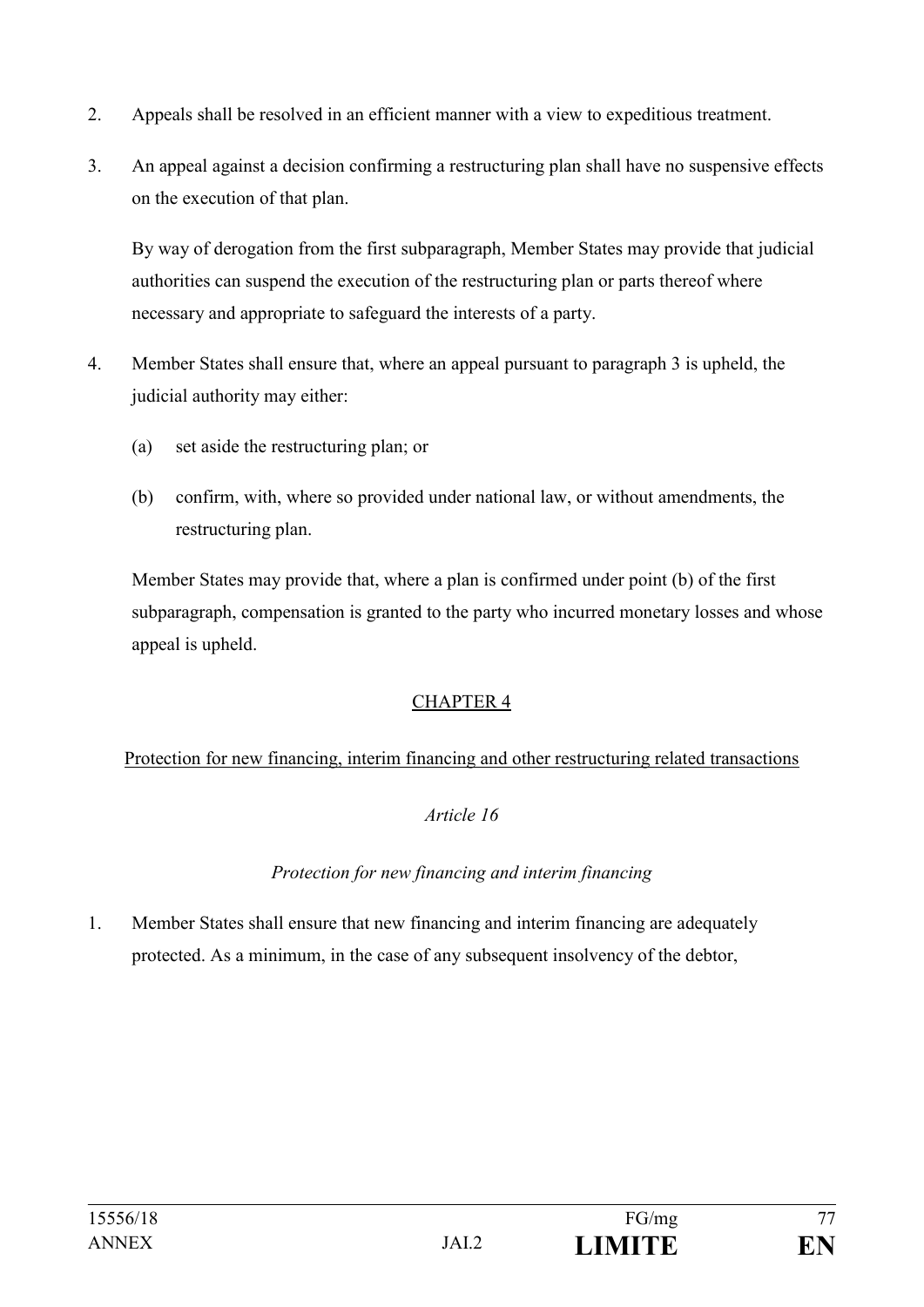2. Appeals shall be resolved in an efficient manner with a view to expeditious treatment.

3. An appeal against a decision confirming a restructuring plan shall have no suspensive effects on the execution of that plan.

   By way of derogation from the first subparagraph, Member States may provide that judicial authorities can suspend the execution of the restructuring plan or parts thereof where necessary and appropriate to safeguard the interests of a party.

4. Member States shall ensure that, where an appeal pursuant to paragraph 3 is upheld, the judicial authority may either:

   (a) set aside the restructuring plan; or

   (b) confirm, with, where so provided under national law, or without amendments, the restructuring plan.

   Member States may provide that, where a plan is confirmed under point (b) of the first subparagraph, compensation is granted to the party who incurred monetary losses and whose appeal is upheld.

## CHAPTER 4

## Protection for new financing, interim financing and other restructuring related transactions

### *Article 16*

### *Protection for new financing and interim financing*

1. Member States shall ensure that new financing and interim financing are adequately protected. As a minimum, in the case of any subsequent insolvency of the debtor,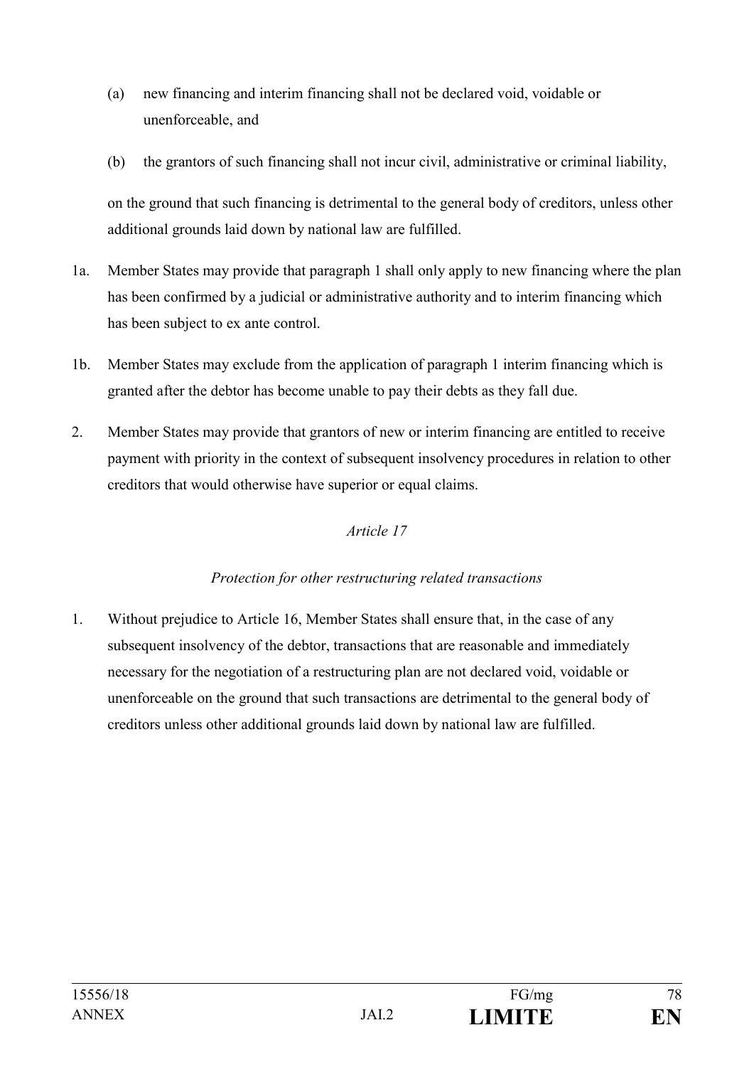(a) new financing and interim financing shall not be declared void, voidable or unenforceable, and

(b) the grantors of such financing shall not incur civil, administrative or criminal liability,

on the ground that such financing is detrimental to the general body of creditors, unless other additional grounds laid down by national law are fulfilled.

1a. Member States may provide that paragraph 1 shall only apply to new financing where the plan has been confirmed by a judicial or administrative authority and to interim financing which has been subject to ex ante control.

1b. Member States may exclude from the application of paragraph 1 interim financing which is granted after the debtor has become unable to pay their debts as they fall due.

2. Member States may provide that grantors of new or interim financing are entitled to receive payment with priority in the context of subsequent insolvency procedures in relation to other creditors that would otherwise have superior or equal claims.

*Article 17*

*Protection for other restructuring related transactions*

1. Without prejudice to Article 16, Member States shall ensure that, in the case of any subsequent insolvency of the debtor, transactions that are reasonable and immediately necessary for the negotiation of a restructuring plan are not declared void, voidable or unenforceable on the ground that such transactions are detrimental to the general body of creditors unless other additional grounds laid down by national law are fulfilled.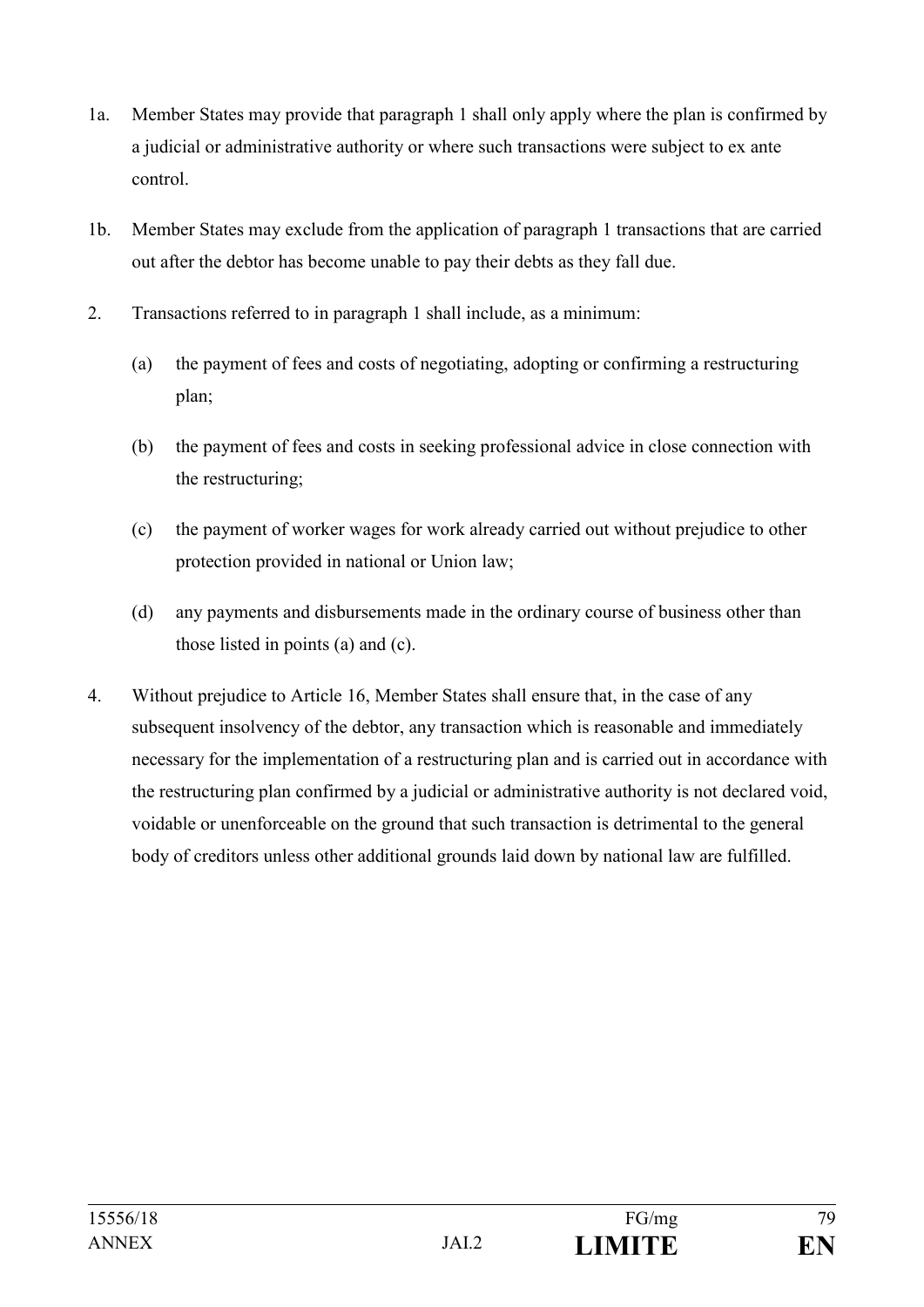1a. Member States may provide that paragraph 1 shall only apply where the plan is confirmed by a judicial or administrative authority or where such transactions were subject to ex ante control.

1b. Member States may exclude from the application of paragraph 1 transactions that are carried out after the debtor has become unable to pay their debts as they fall due.

2. Transactions referred to in paragraph 1 shall include, as a minimum:

   (a) the payment of fees and costs of negotiating, adopting or confirming a restructuring plan;

   (b) the payment of fees and costs in seeking professional advice in close connection with the restructuring;

   (c) the payment of worker wages for work already carried out without prejudice to other protection provided in national or Union law;

   (d) any payments and disbursements made in the ordinary course of business other than those listed in points (a) and (c).

4. Without prejudice to Article 16, Member States shall ensure that, in the case of any subsequent insolvency of the debtor, any transaction which is reasonable and immediately necessary for the implementation of a restructuring plan and is carried out in accordance with the restructuring plan confirmed by a judicial or administrative authority is not declared void, voidable or unenforceable on the ground that such transaction is detrimental to the general body of creditors unless other additional grounds laid down by national law are fulfilled.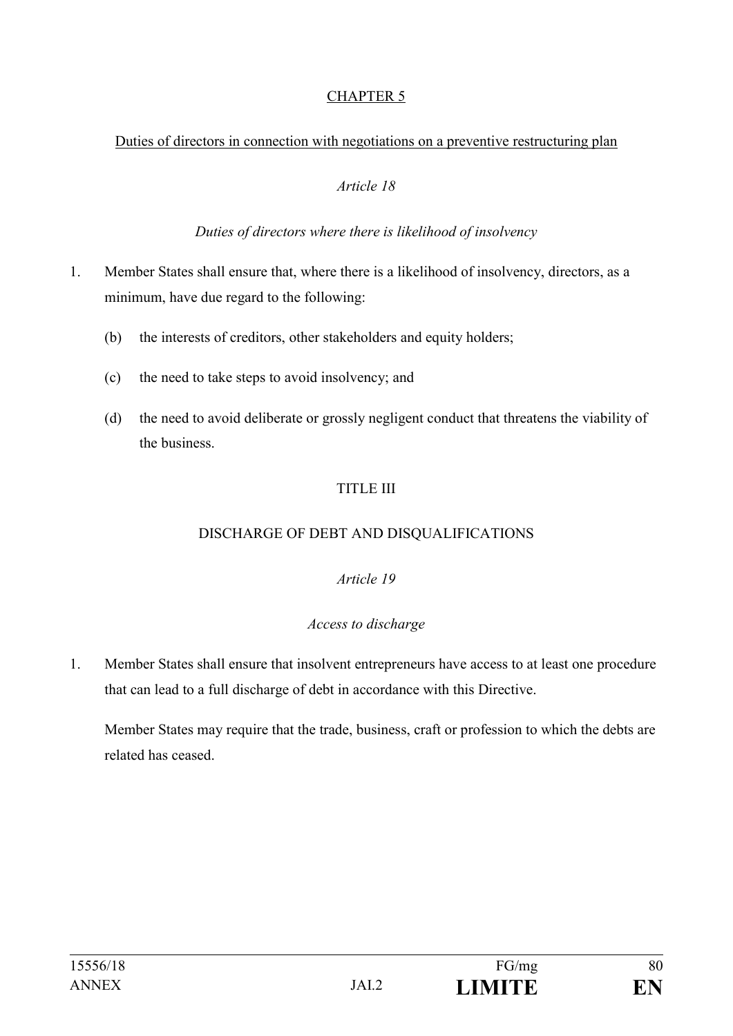CHAPTER 5

Duties of directors in connection with negotiations on a preventive restructuring plan

*Article 18*

*Duties of directors where there is likelihood of insolvency*

1. Member States shall ensure that, where there is a likelihood of insolvency, directors, as a minimum, have due regard to the following:

   (b) the interests of creditors, other stakeholders and equity holders;

   (c) the need to take steps to avoid insolvency; and

   (d) the need to avoid deliberate or grossly negligent conduct that threatens the viability of the business.

TITLE III

DISCHARGE OF DEBT AND DISQUALIFICATIONS

*Article 19*

*Access to discharge*

1. Member States shall ensure that insolvent entrepreneurs have access to at least one procedure that can lead to a full discharge of debt in accordance with this Directive.

   Member States may require that the trade, business, craft or profession to which the debts are related has ceased.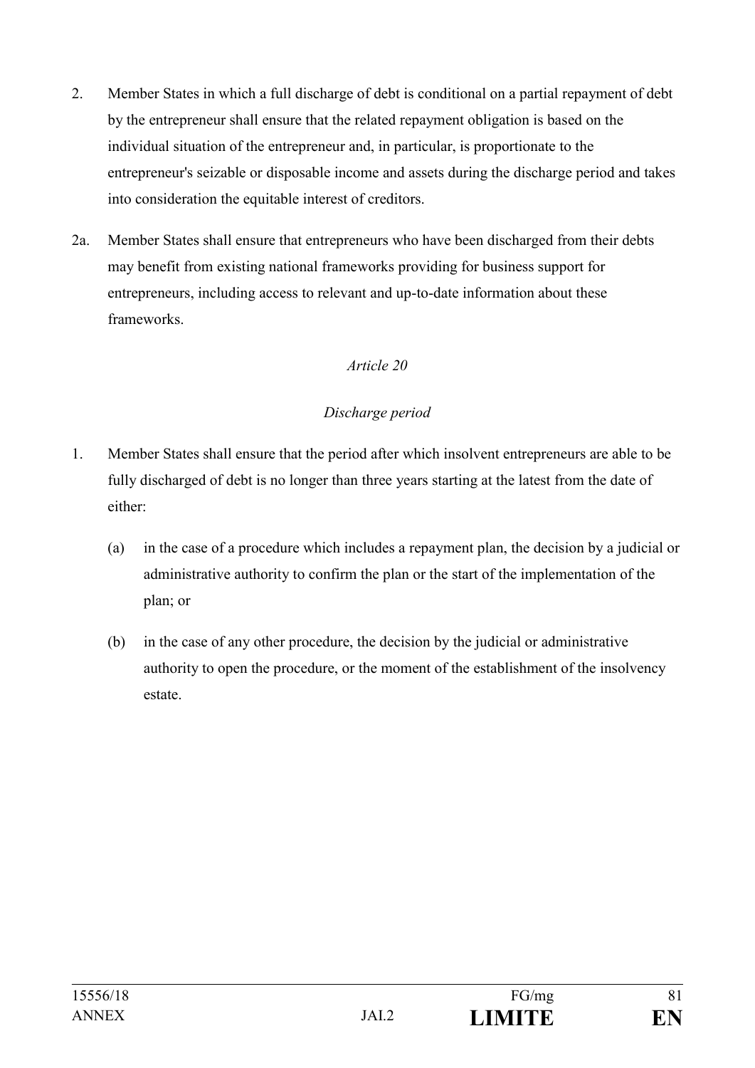2. Member States in which a full discharge of debt is conditional on a partial repayment of debt by the entrepreneur shall ensure that the related repayment obligation is based on the individual situation of the entrepreneur and, in particular, is proportionate to the entrepreneur's seizable or disposable income and assets during the discharge period and takes into consideration the equitable interest of creditors.

2a. Member States shall ensure that entrepreneurs who have been discharged from their debts may benefit from existing national frameworks providing for business support for entrepreneurs, including access to relevant and up-to-date information about these frameworks.

*Article 20*

*Discharge period*

1. Member States shall ensure that the period after which insolvent entrepreneurs are able to be fully discharged of debt is no longer than three years starting at the latest from the date of either:

   (a) in the case of a procedure which includes a repayment plan, the decision by a judicial or administrative authority to confirm the plan or the start of the implementation of the plan; or

   (b) in the case of any other procedure, the decision by the judicial or administrative authority to open the procedure, or the moment of the establishment of the insolvency estate.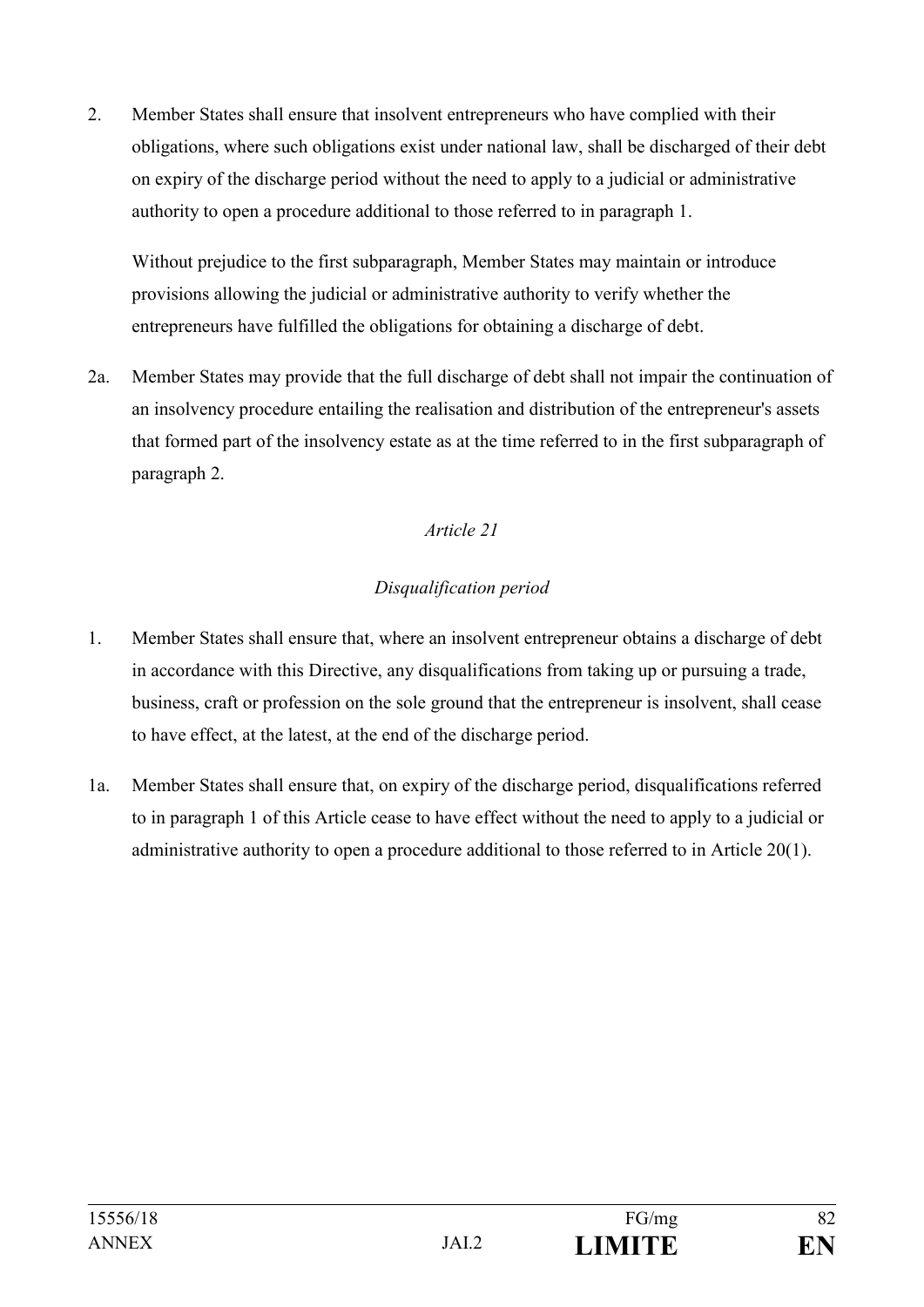2. Member States shall ensure that insolvent entrepreneurs who have complied with their obligations, where such obligations exist under national law, shall be discharged of their debt on expiry of the discharge period without the need to apply to a judicial or administrative authority to open a procedure additional to those referred to in paragraph 1.

   Without prejudice to the first subparagraph, Member States may maintain or introduce provisions allowing the judicial or administrative authority to verify whether the entrepreneurs have fulfilled the obligations for obtaining a discharge of debt.

2a. Member States may provide that the full discharge of debt shall not impair the continuation of an insolvency procedure entailing the realisation and distribution of the entrepreneur's assets that formed part of the insolvency estate as at the time referred to in the first subparagraph of paragraph 2.

*Article 21*

*Disqualification period*

1. Member States shall ensure that, where an insolvent entrepreneur obtains a discharge of debt in accordance with this Directive, any disqualifications from taking up or pursuing a trade, business, craft or profession on the sole ground that the entrepreneur is insolvent, shall cease to have effect, at the latest, at the end of the discharge period.

1a. Member States shall ensure that, on expiry of the discharge period, disqualifications referred to in paragraph 1 of this Article cease to have effect without the need to apply to a judicial or administrative authority to open a procedure additional to those referred to in Article 20(1).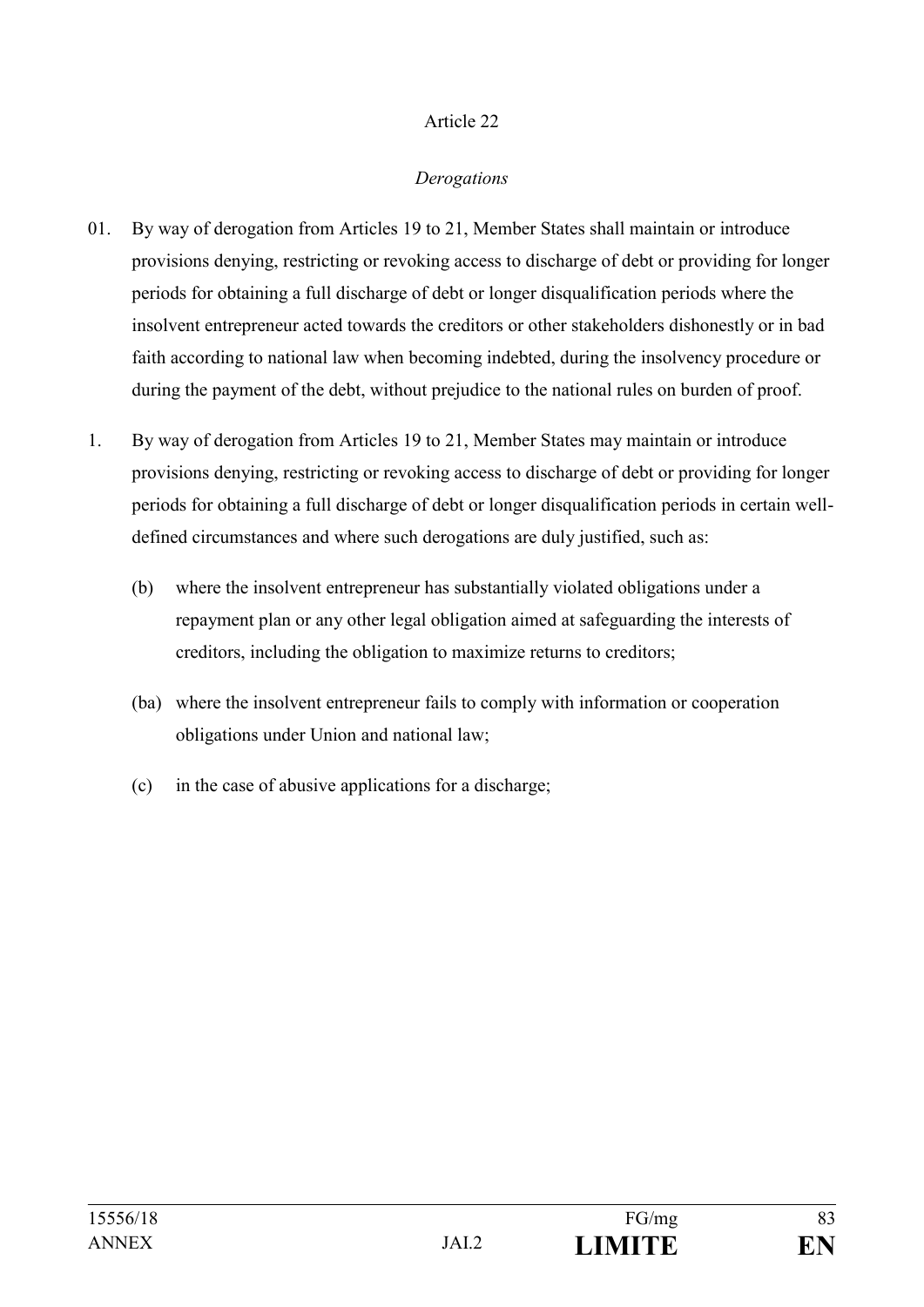Article 22

*Derogations*

01. By way of derogation from Articles 19 to 21, Member States shall maintain or introduce provisions denying, restricting or revoking access to discharge of debt or providing for longer periods for obtaining a full discharge of debt or longer disqualification periods where the insolvent entrepreneur acted towards the creditors or other stakeholders dishonestly or in bad faith according to national law when becoming indebted, during the insolvency procedure or during the payment of the debt, without prejudice to the national rules on burden of proof.

1. By way of derogation from Articles 19 to 21, Member States may maintain or introduce provisions denying, restricting or revoking access to discharge of debt or providing for longer periods for obtaining a full discharge of debt or longer disqualification periods in certain well-defined circumstances and where such derogations are duly justified, such as:

   (b) where the insolvent entrepreneur has substantially violated obligations under a repayment plan or any other legal obligation aimed at safeguarding the interests of creditors, including the obligation to maximize returns to creditors;

   (ba) where the insolvent entrepreneur fails to comply with information or cooperation obligations under Union and national law;

   (c) in the case of abusive applications for a discharge;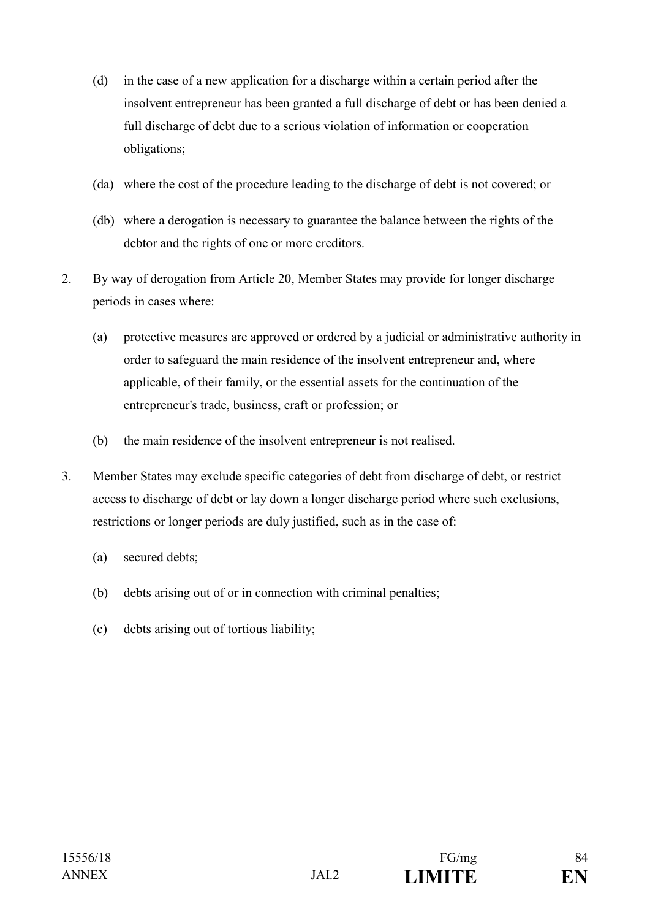(d) in the case of a new application for a discharge within a certain period after the insolvent entrepreneur has been granted a full discharge of debt or has been denied a full discharge of debt due to a serious violation of information or cooperation obligations;

(da) where the cost of the procedure leading to the discharge of debt is not covered; or

(db) where a derogation is necessary to guarantee the balance between the rights of the debtor and the rights of one or more creditors.

2. By way of derogation from Article 20, Member States may provide for longer discharge periods in cases where:

   (a) protective measures are approved or ordered by a judicial or administrative authority in order to safeguard the main residence of the insolvent entrepreneur and, where applicable, of their family, or the essential assets for the continuation of the entrepreneur's trade, business, craft or profession; or

   (b) the main residence of the insolvent entrepreneur is not realised.

3. Member States may exclude specific categories of debt from discharge of debt, or restrict access to discharge of debt or lay down a longer discharge period where such exclusions, restrictions or longer periods are duly justified, such as in the case of:

   (a) secured debts;

   (b) debts arising out of or in connection with criminal penalties;

   (c) debts arising out of tortious liability;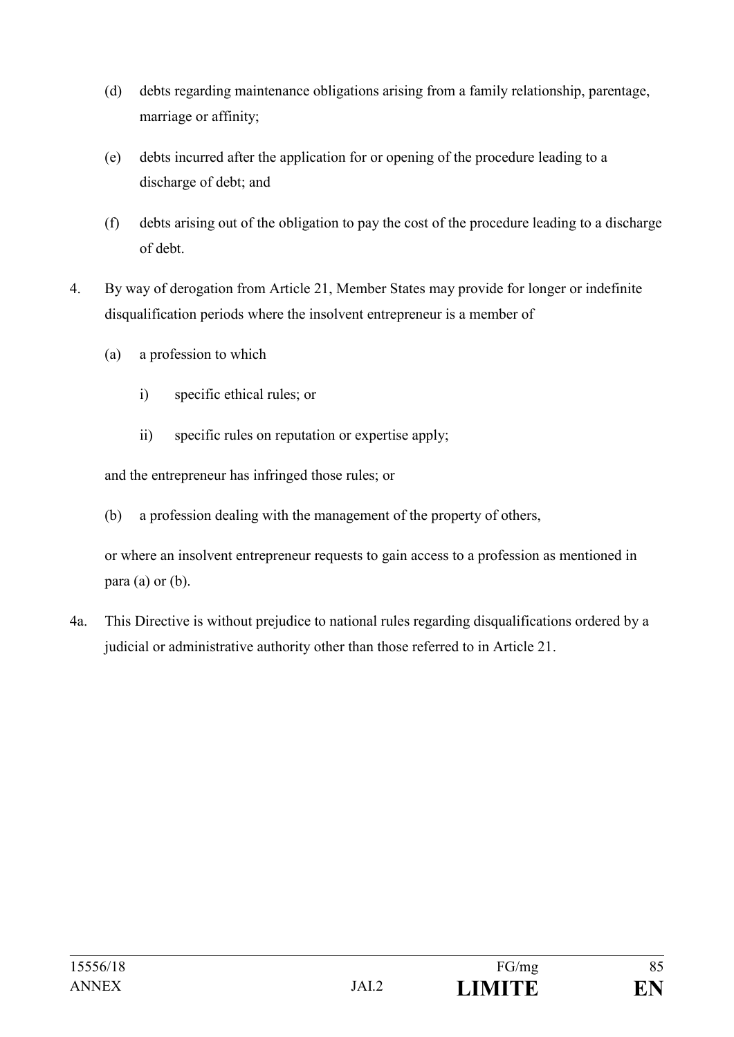(d) debts regarding maintenance obligations arising from a family relationship, parentage, marriage or affinity;

(e) debts incurred after the application for or opening of the procedure leading to a discharge of debt; and

(f) debts arising out of the obligation to pay the cost of the procedure leading to a discharge of debt.

4. By way of derogation from Article 21, Member States may provide for longer or indefinite disqualification periods where the insolvent entrepreneur is a member of

   (a) a profession to which

      i) specific ethical rules; or

      ii) specific rules on reputation or expertise apply;

   and the entrepreneur has infringed those rules; or

   (b) a profession dealing with the management of the property of others,

   or where an insolvent entrepreneur requests to gain access to a profession as mentioned in para (a) or (b).

4a. This Directive is without prejudice to national rules regarding disqualifications ordered by a judicial or administrative authority other than those referred to in Article 21.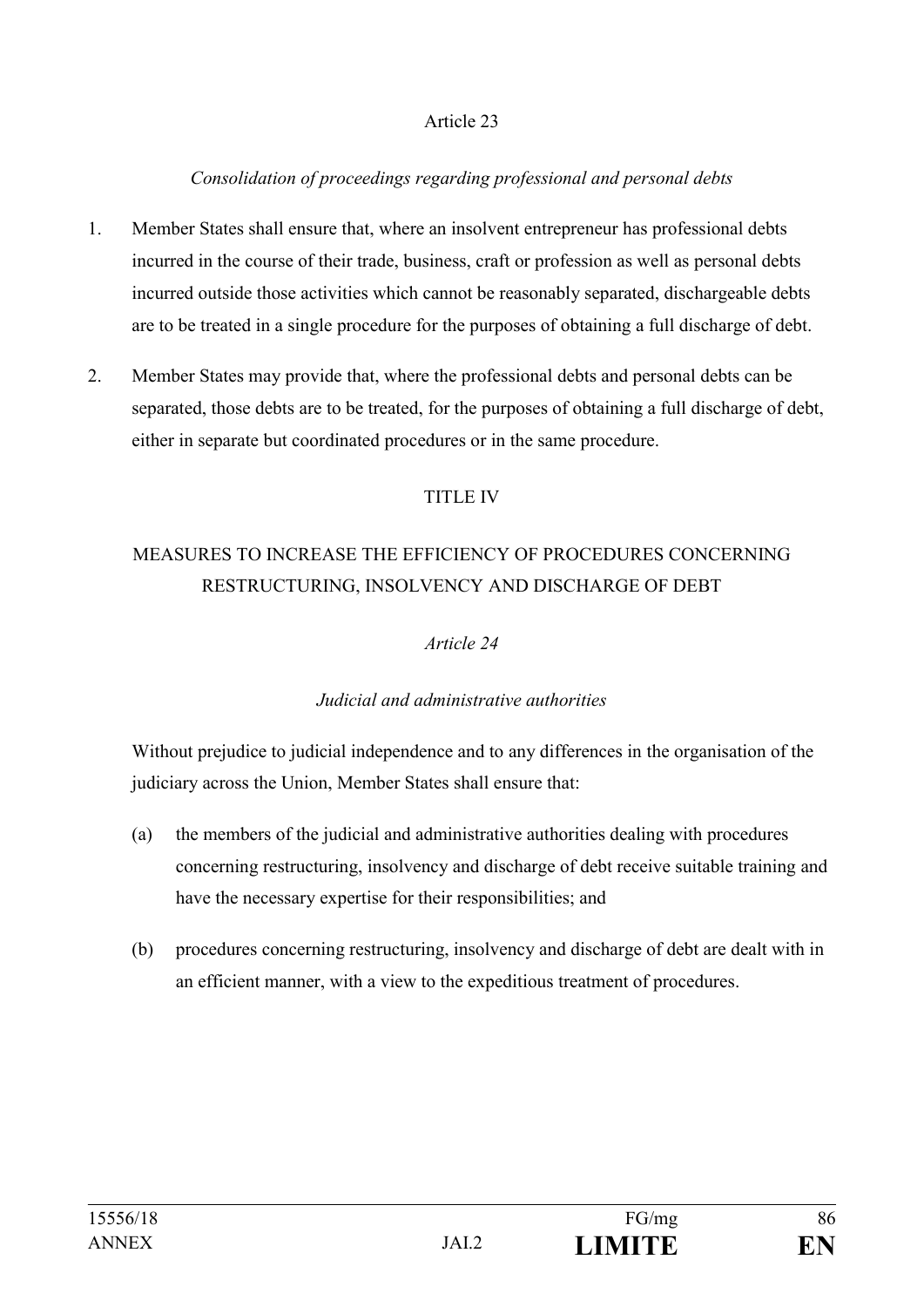## Article 23

*Consolidation of proceedings regarding professional and personal debts*

1. Member States shall ensure that, where an insolvent entrepreneur has professional debts incurred in the course of their trade, business, craft or profession as well as personal debts incurred outside those activities which cannot be reasonably separated, dischargeable debts are to be treated in a single procedure for the purposes of obtaining a full discharge of debt.

2. Member States may provide that, where the professional debts and personal debts can be separated, those debts are to be treated, for the purposes of obtaining a full discharge of debt, either in separate but coordinated procedures or in the same procedure.

# TITLE IV

# MEASURES TO INCREASE THE EFFICIENCY OF PROCEDURES CONCERNING RESTRUCTURING, INSOLVENCY AND DISCHARGE OF DEBT

## *Article 24*

*Judicial and administrative authorities*

Without prejudice to judicial independence and to any differences in the organisation of the judiciary across the Union, Member States shall ensure that:

(a) the members of the judicial and administrative authorities dealing with procedures concerning restructuring, insolvency and discharge of debt receive suitable training and have the necessary expertise for their responsibilities; and

(b) procedures concerning restructuring, insolvency and discharge of debt are dealt with in an efficient manner, with a view to the expeditious treatment of procedures.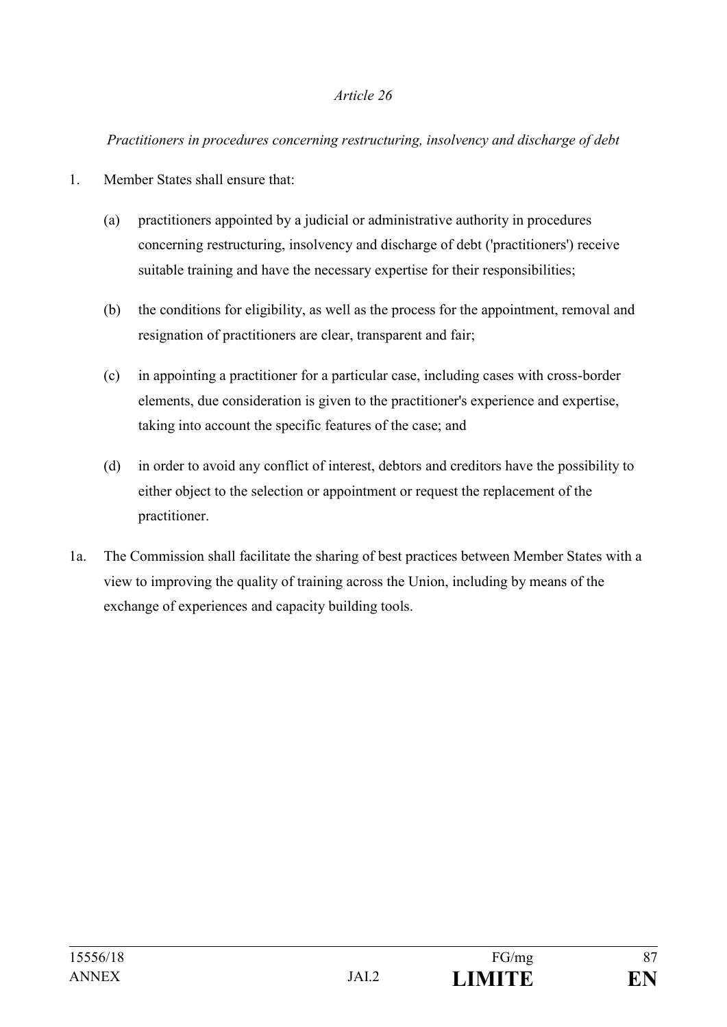*Article 26*

*Practitioners in procedures concerning restructuring, insolvency and discharge of debt*

1. Member States shall ensure that:

   (a) practitioners appointed by a judicial or administrative authority in procedures concerning restructuring, insolvency and discharge of debt ('practitioners') receive suitable training and have the necessary expertise for their responsibilities;

   (b) the conditions for eligibility, as well as the process for the appointment, removal and resignation of practitioners are clear, transparent and fair;

   (c) in appointing a practitioner for a particular case, including cases with cross-border elements, due consideration is given to the practitioner's experience and expertise, taking into account the specific features of the case; and

   (d) in order to avoid any conflict of interest, debtors and creditors have the possibility to either object to the selection or appointment or request the replacement of the practitioner.

1a. The Commission shall facilitate the sharing of best practices between Member States with a view to improving the quality of training across the Union, including by means of the exchange of experiences and capacity building tools.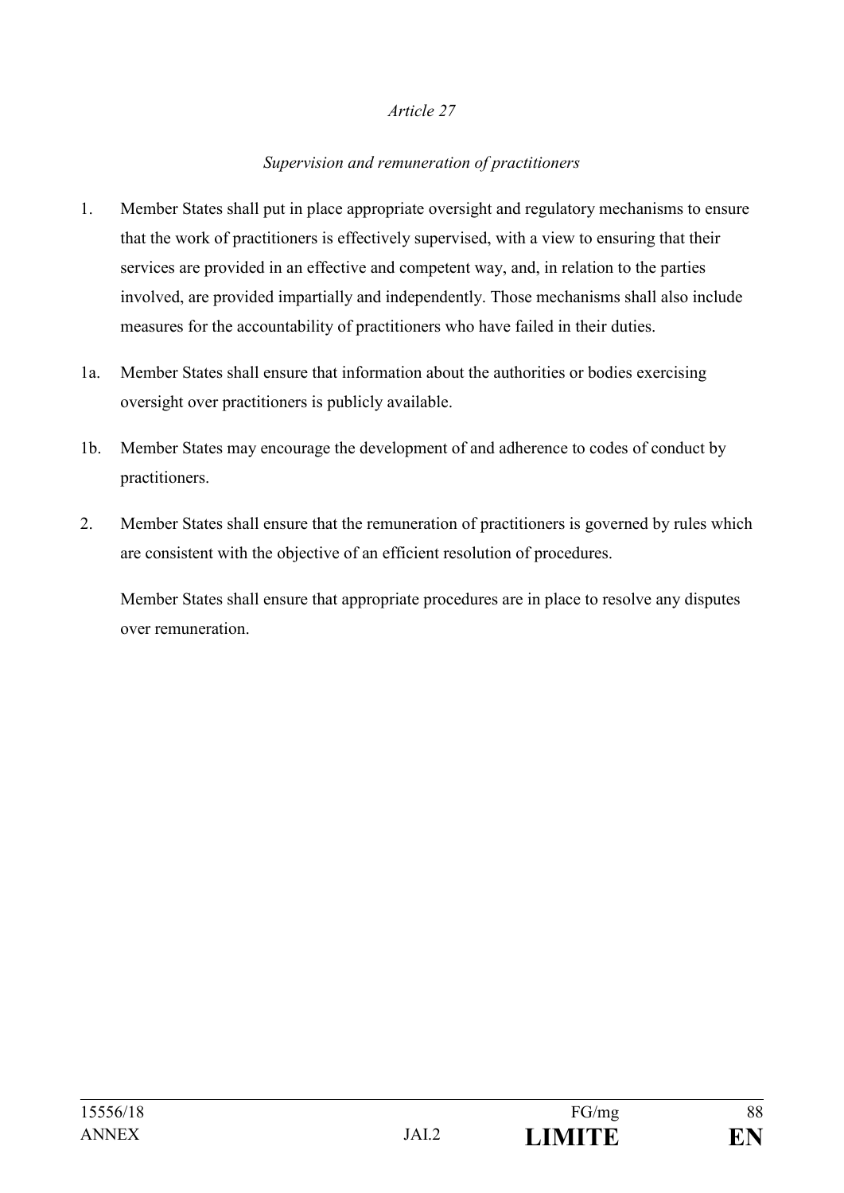*Article 27*

*Supervision and remuneration of practitioners*

1. Member States shall put in place appropriate oversight and regulatory mechanisms to ensure that the work of practitioners is effectively supervised, with a view to ensuring that their services are provided in an effective and competent way, and, in relation to the parties involved, are provided impartially and independently. Those mechanisms shall also include measures for the accountability of practitioners who have failed in their duties.

1a. Member States shall ensure that information about the authorities or bodies exercising oversight over practitioners is publicly available.

1b. Member States may encourage the development of and adherence to codes of conduct by practitioners.

2. Member States shall ensure that the remuneration of practitioners is governed by rules which are consistent with the objective of an efficient resolution of procedures.

   Member States shall ensure that appropriate procedures are in place to resolve any disputes over remuneration.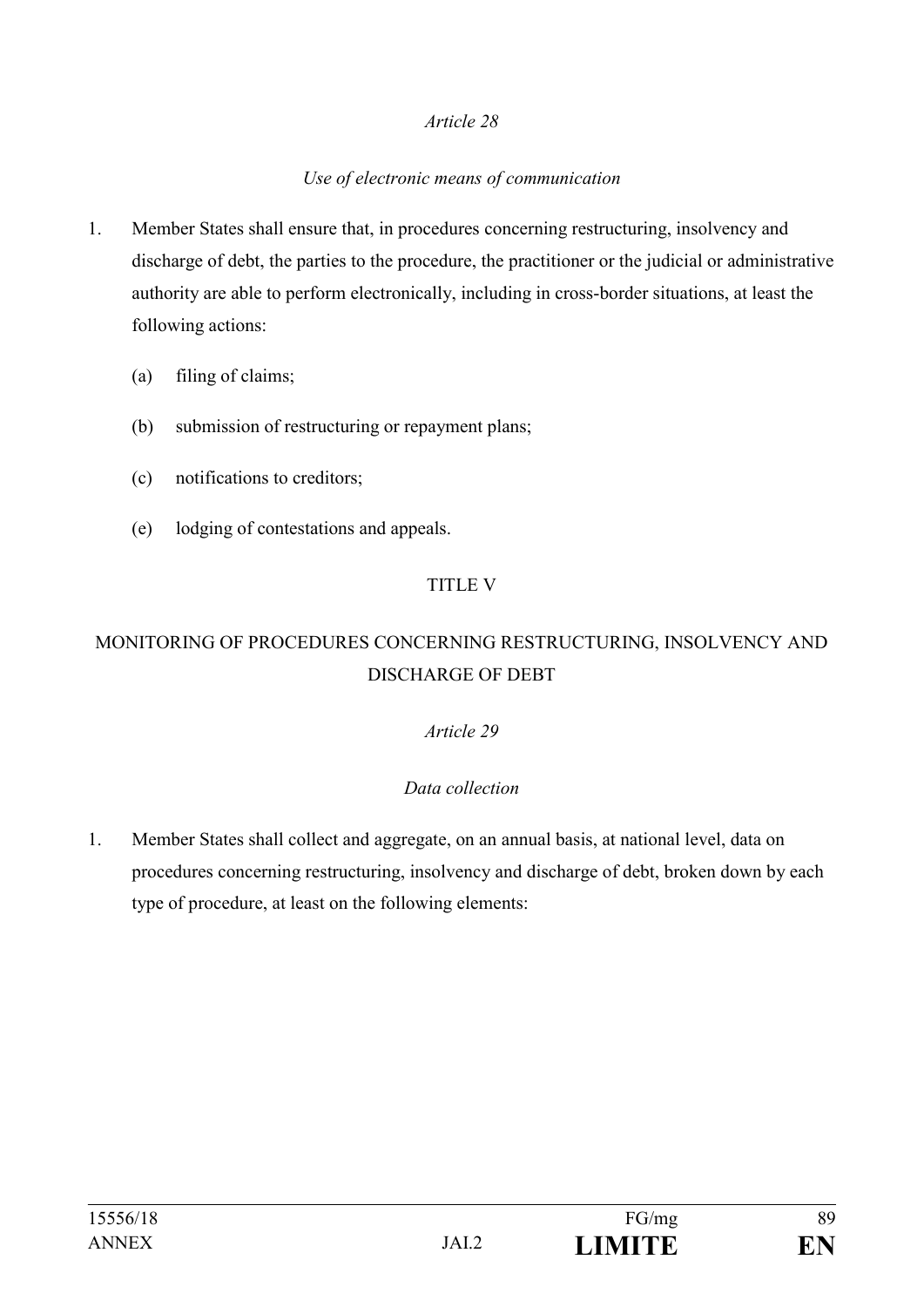*Article 28*

*Use of electronic means of communication*

1. Member States shall ensure that, in procedures concerning restructuring, insolvency and discharge of debt, the parties to the procedure, the practitioner or the judicial or administrative authority are able to perform electronically, including in cross-border situations, at least the following actions:

   (a) filing of claims;

   (b) submission of restructuring or repayment plans;

   (c) notifications to creditors;

   (e) lodging of contestations and appeals.

TITLE V

MONITORING OF PROCEDURES CONCERNING RESTRUCTURING, INSOLVENCY AND DISCHARGE OF DEBT

*Article 29*

*Data collection*

1. Member States shall collect and aggregate, on an annual basis, at national level, data on procedures concerning restructuring, insolvency and discharge of debt, broken down by each type of procedure, at least on the following elements: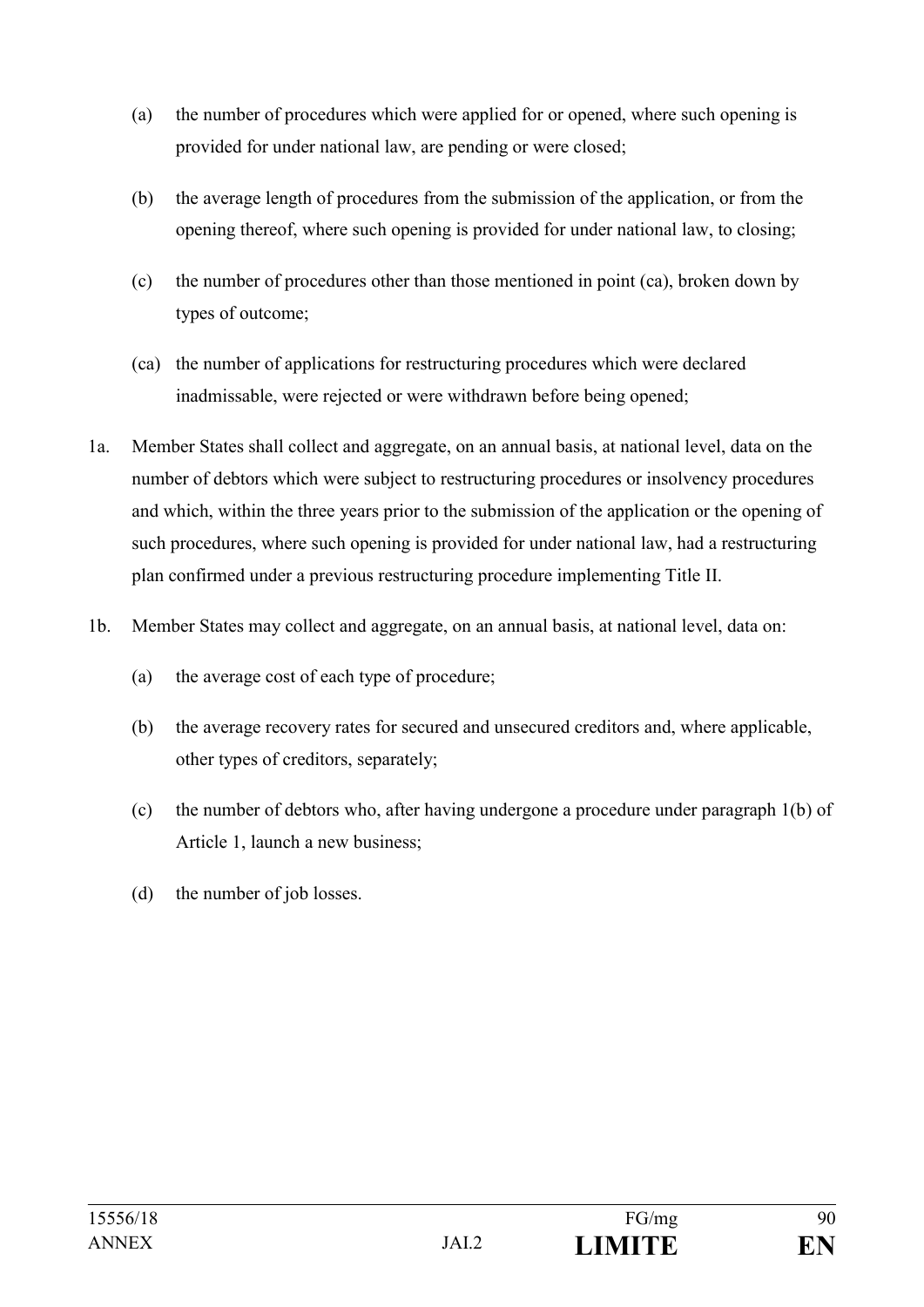(a) the number of procedures which were applied for or opened, where such opening is provided for under national law, are pending or were closed;

(b) the average length of procedures from the submission of the application, or from the opening thereof, where such opening is provided for under national law, to closing;

(c) the number of procedures other than those mentioned in point (ca), broken down by types of outcome;

(ca) the number of applications for restructuring procedures which were declared inadmissable, were rejected or were withdrawn before being opened;

1a. Member States shall collect and aggregate, on an annual basis, at national level, data on the number of debtors which were subject to restructuring procedures or insolvency procedures and which, within the three years prior to the submission of the application or the opening of such procedures, where such opening is provided for under national law, had a restructuring plan confirmed under a previous restructuring procedure implementing Title II.

1b. Member States may collect and aggregate, on an annual basis, at national level, data on:

(a) the average cost of each type of procedure;

(b) the average recovery rates for secured and unsecured creditors and, where applicable, other types of creditors, separately;

(c) the number of debtors who, after having undergone a procedure under paragraph 1(b) of Article 1, launch a new business;

(d) the number of job losses.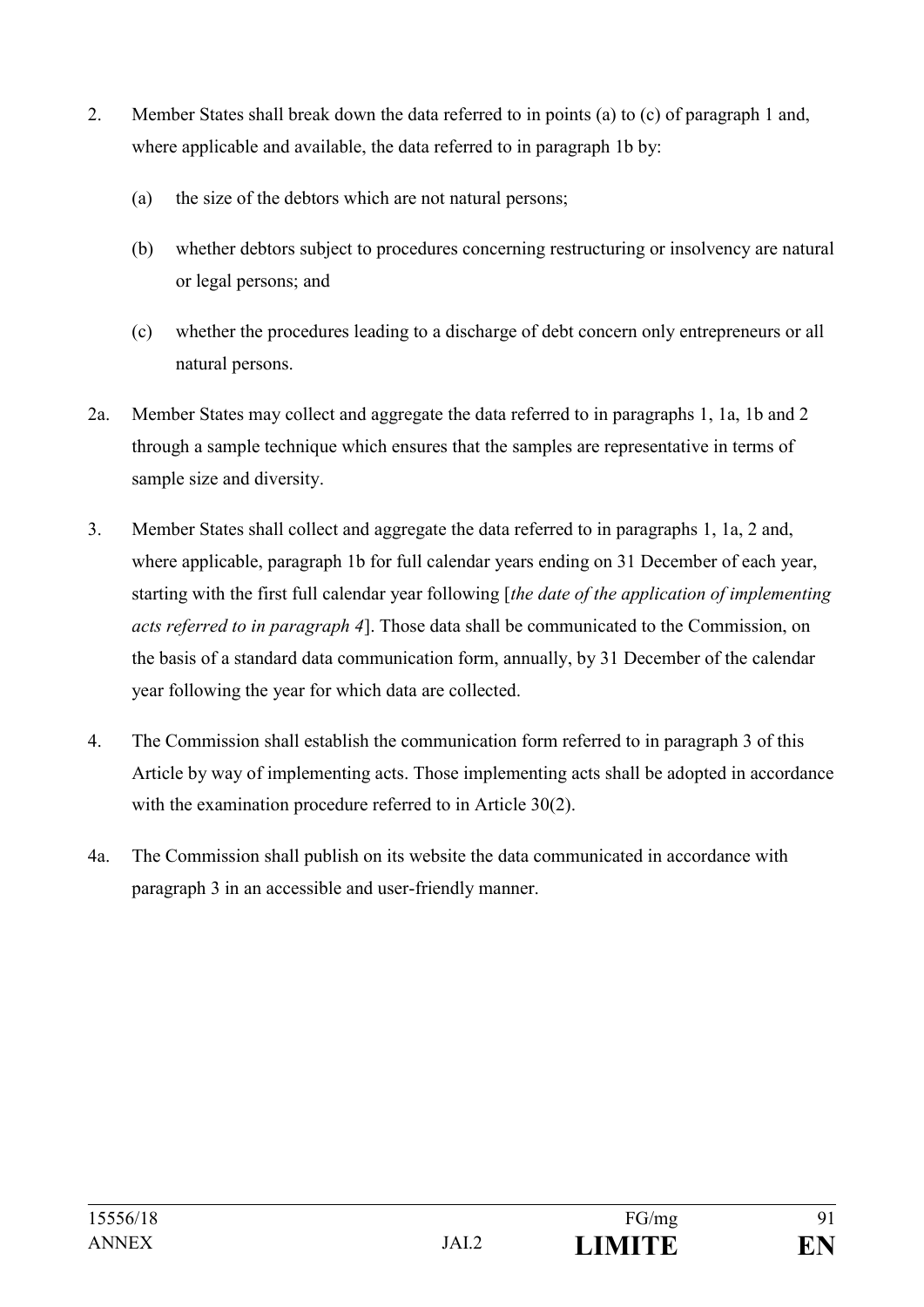2. Member States shall break down the data referred to in points (a) to (c) of paragraph 1 and, where applicable and available, the data referred to in paragraph 1b by:

   (a) the size of the debtors which are not natural persons;

   (b) whether debtors subject to procedures concerning restructuring or insolvency are natural or legal persons; and

   (c) whether the procedures leading to a discharge of debt concern only entrepreneurs or all natural persons.

2a. Member States may collect and aggregate the data referred to in paragraphs 1, 1a, 1b and 2 through a sample technique which ensures that the samples are representative in terms of sample size and diversity.

3. Member States shall collect and aggregate the data referred to in paragraphs 1, 1a, 2 and, where applicable, paragraph 1b for full calendar years ending on 31 December of each year, starting with the first full calendar year following [*the date of the application of implementing acts referred to in paragraph 4*]. Those data shall be communicated to the Commission, on the basis of a standard data communication form, annually, by 31 December of the calendar year following the year for which data are collected.

4. The Commission shall establish the communication form referred to in paragraph 3 of this Article by way of implementing acts. Those implementing acts shall be adopted in accordance with the examination procedure referred to in Article 30(2).

4a. The Commission shall publish on its website the data communicated in accordance with paragraph 3 in an accessible and user-friendly manner.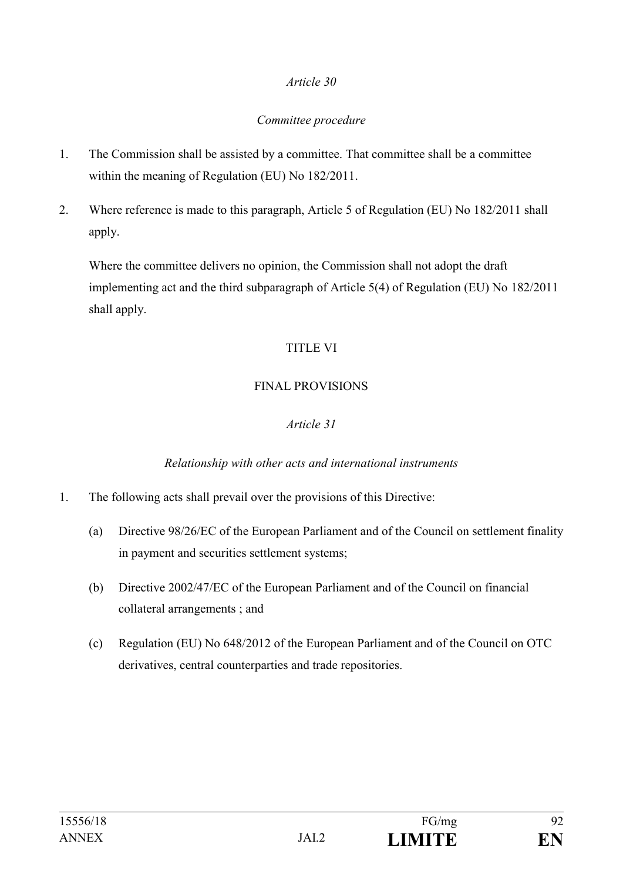*Article 30*

*Committee procedure*

1. The Commission shall be assisted by a committee. That committee shall be a committee within the meaning of Regulation (EU) No 182/2011.

2. Where reference is made to this paragraph, Article 5 of Regulation (EU) No 182/2011 shall apply.

   Where the committee delivers no opinion, the Commission shall not adopt the draft implementing act and the third subparagraph of Article 5(4) of Regulation (EU) No 182/2011 shall apply.

TITLE VI

FINAL PROVISIONS

*Article 31*

*Relationship with other acts and international instruments*

1. The following acts shall prevail over the provisions of this Directive:

   (a) Directive 98/26/EC of the European Parliament and of the Council on settlement finality in payment and securities settlement systems;

   (b) Directive 2002/47/EC of the European Parliament and of the Council on financial collateral arrangements ; and

   (c) Regulation (EU) No 648/2012 of the European Parliament and of the Council on OTC derivatives, central counterparties and trade repositories.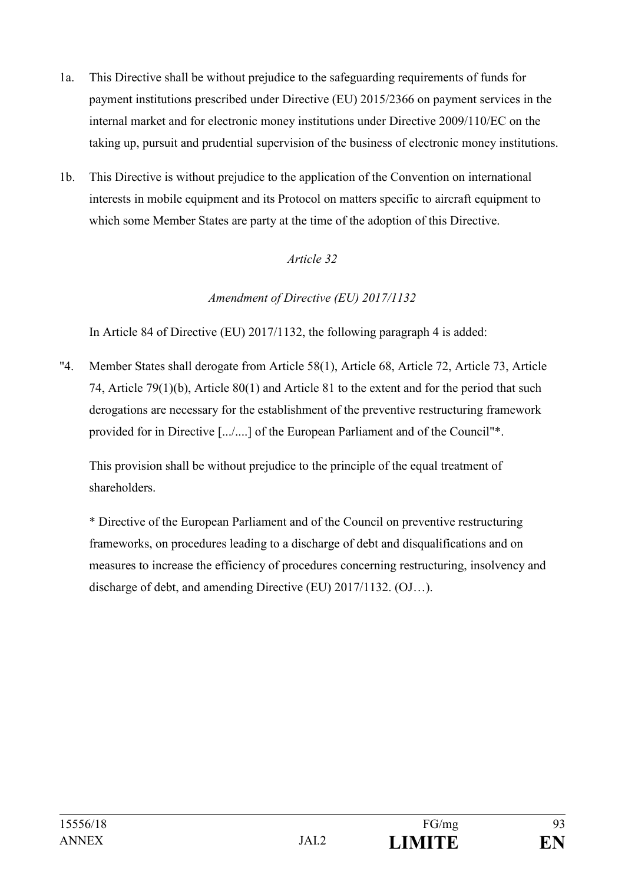1a. This Directive shall be without prejudice to the safeguarding requirements of funds for payment institutions prescribed under Directive (EU) 2015/2366 on payment services in the internal market and for electronic money institutions under Directive 2009/110/EC on the taking up, pursuit and prudential supervision of the business of electronic money institutions.

1b. This Directive is without prejudice to the application of the Convention on international interests in mobile equipment and its Protocol on matters specific to aircraft equipment to which some Member States are party at the time of the adoption of this Directive.

*Article 32*

*Amendment of Directive (EU) 2017/1132*

In Article 84 of Directive (EU) 2017/1132, the following paragraph 4 is added:

"4. Member States shall derogate from Article 58(1), Article 68, Article 72, Article 73, Article 74, Article 79(1)(b), Article 80(1) and Article 81 to the extent and for the period that such derogations are necessary for the establishment of the preventive restructuring framework provided for in Directive [.../....] of the European Parliament and of the Council"*.

This provision shall be without prejudice to the principle of the equal treatment of shareholders.

* Directive of the European Parliament and of the Council on preventive restructuring frameworks, on procedures leading to a discharge of debt and disqualifications and on measures to increase the efficiency of procedures concerning restructuring, insolvency and discharge of debt, and amending Directive (EU) 2017/1132. (OJ…).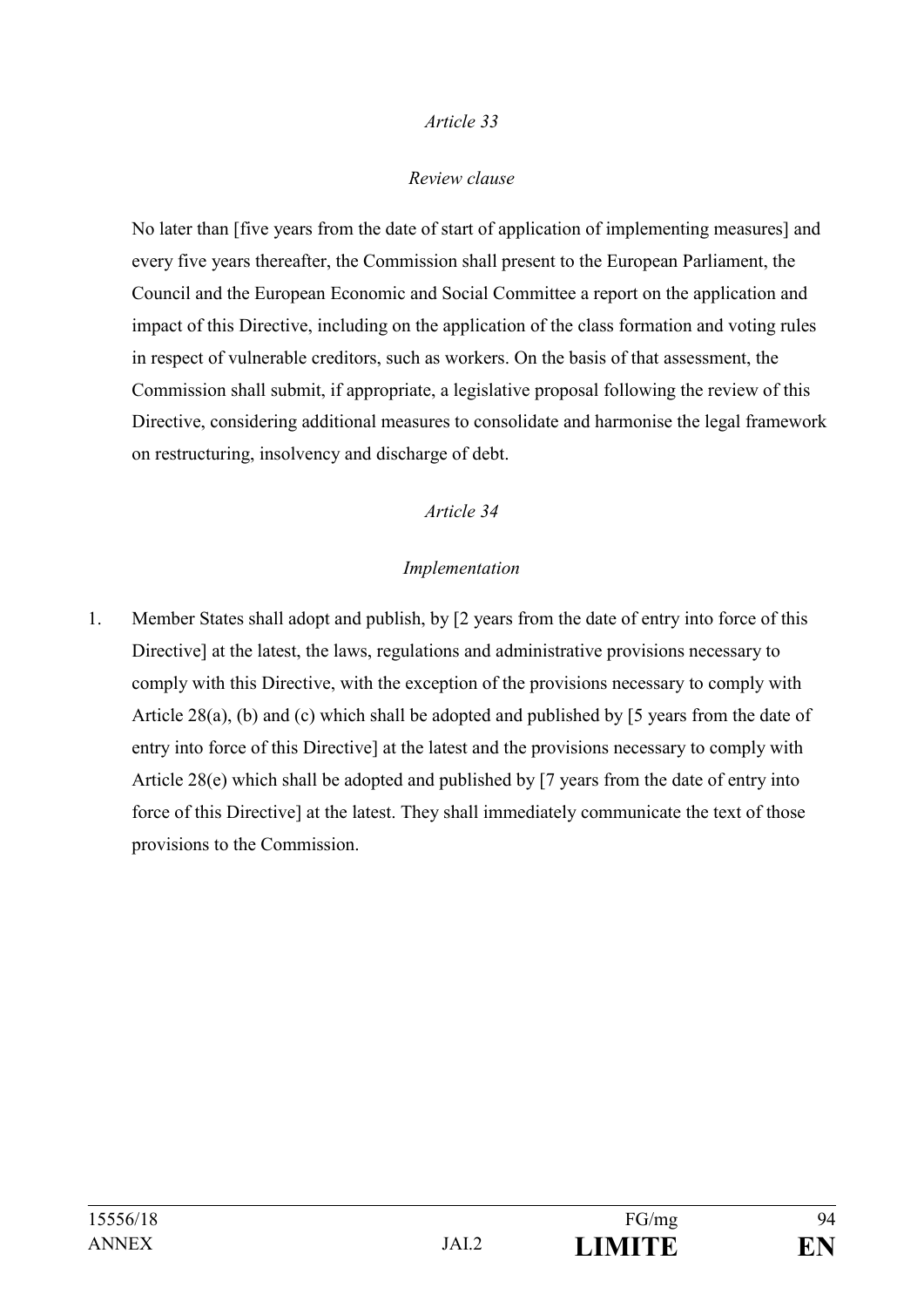*Article 33*

*Review clause*

No later than [five years from the date of start of application of implementing measures] and every five years thereafter, the Commission shall present to the European Parliament, the Council and the European Economic and Social Committee a report on the application and impact of this Directive, including on the application of the class formation and voting rules in respect of vulnerable creditors, such as workers. On the basis of that assessment, the Commission shall submit, if appropriate, a legislative proposal following the review of this Directive, considering additional measures to consolidate and harmonise the legal framework on restructuring, insolvency and discharge of debt.

*Article 34*

*Implementation*

1. Member States shall adopt and publish, by [2 years from the date of entry into force of this Directive] at the latest, the laws, regulations and administrative provisions necessary to comply with this Directive, with the exception of the provisions necessary to comply with Article 28(a), (b) and (c) which shall be adopted and published by [5 years from the date of entry into force of this Directive] at the latest and the provisions necessary to comply with Article 28(e) which shall be adopted and published by [7 years from the date of entry into force of this Directive] at the latest. They shall immediately communicate the text of those provisions to the Commission.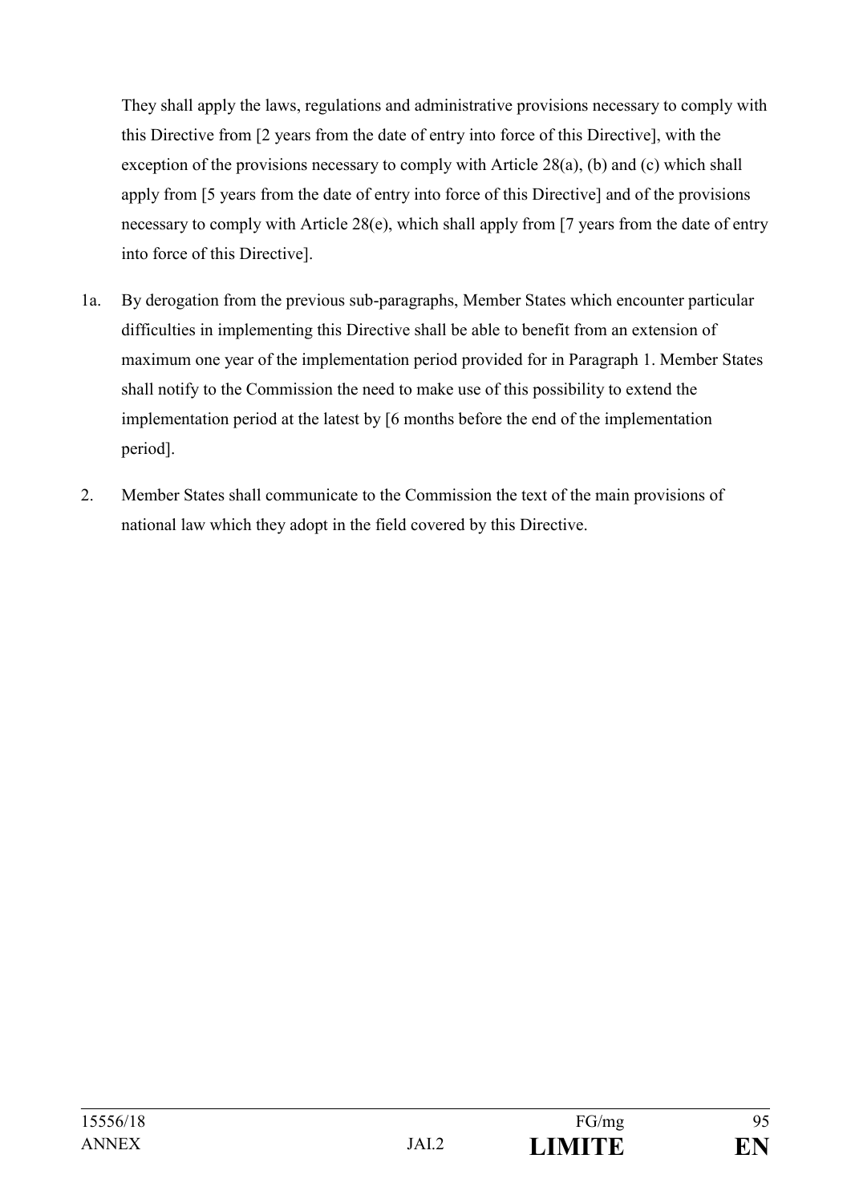They shall apply the laws, regulations and administrative provisions necessary to comply with this Directive from [2 years from the date of entry into force of this Directive], with the exception of the provisions necessary to comply with Article 28(a), (b) and (c) which shall apply from [5 years from the date of entry into force of this Directive] and of the provisions necessary to comply with Article 28(e), which shall apply from [7 years from the date of entry into force of this Directive].

1a. By derogation from the previous sub-paragraphs, Member States which encounter particular difficulties in implementing this Directive shall be able to benefit from an extension of maximum one year of the implementation period provided for in Paragraph 1. Member States shall notify to the Commission the need to make use of this possibility to extend the implementation period at the latest by [6 months before the end of the implementation period].

2. Member States shall communicate to the Commission the text of the main provisions of national law which they adopt in the field covered by this Directive.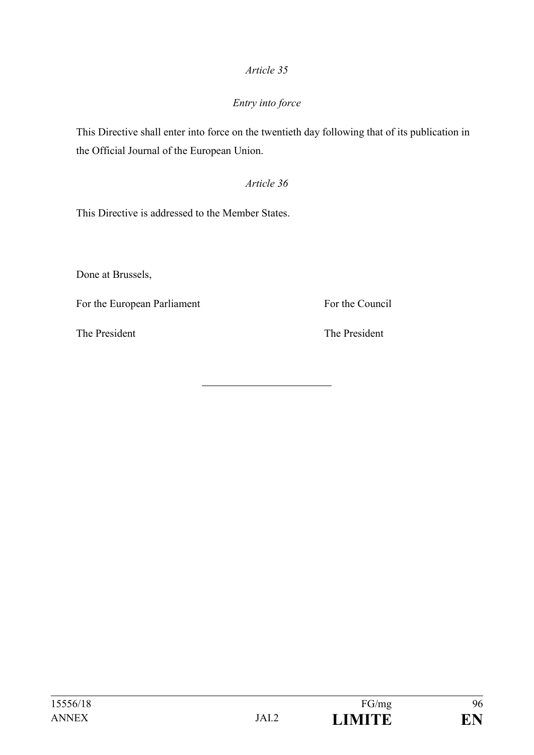*Article 35*

*Entry into force*

This Directive shall enter into force on the twentieth day following that of its publication in the Official Journal of the European Union.

*Article 36*

This Directive is addressed to the Member States.

Done at Brussels,

For the European Parliament
The President

For the Council
The President